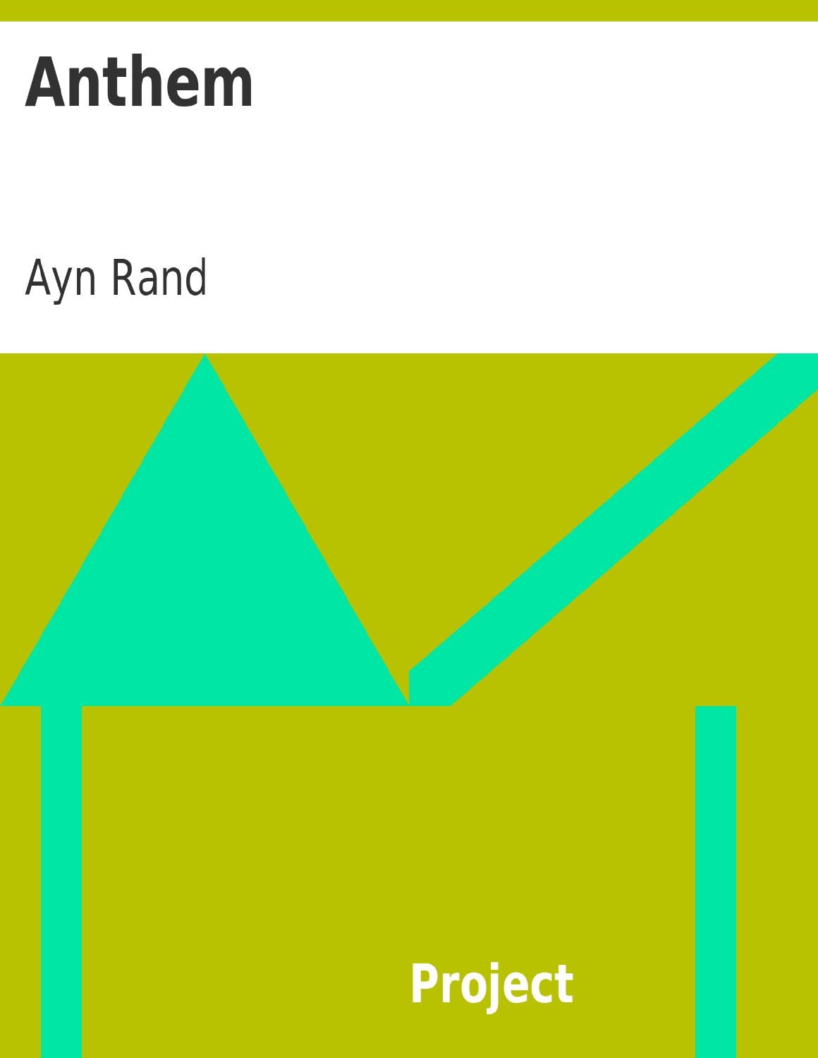# Anthem

Ayn Rand

Project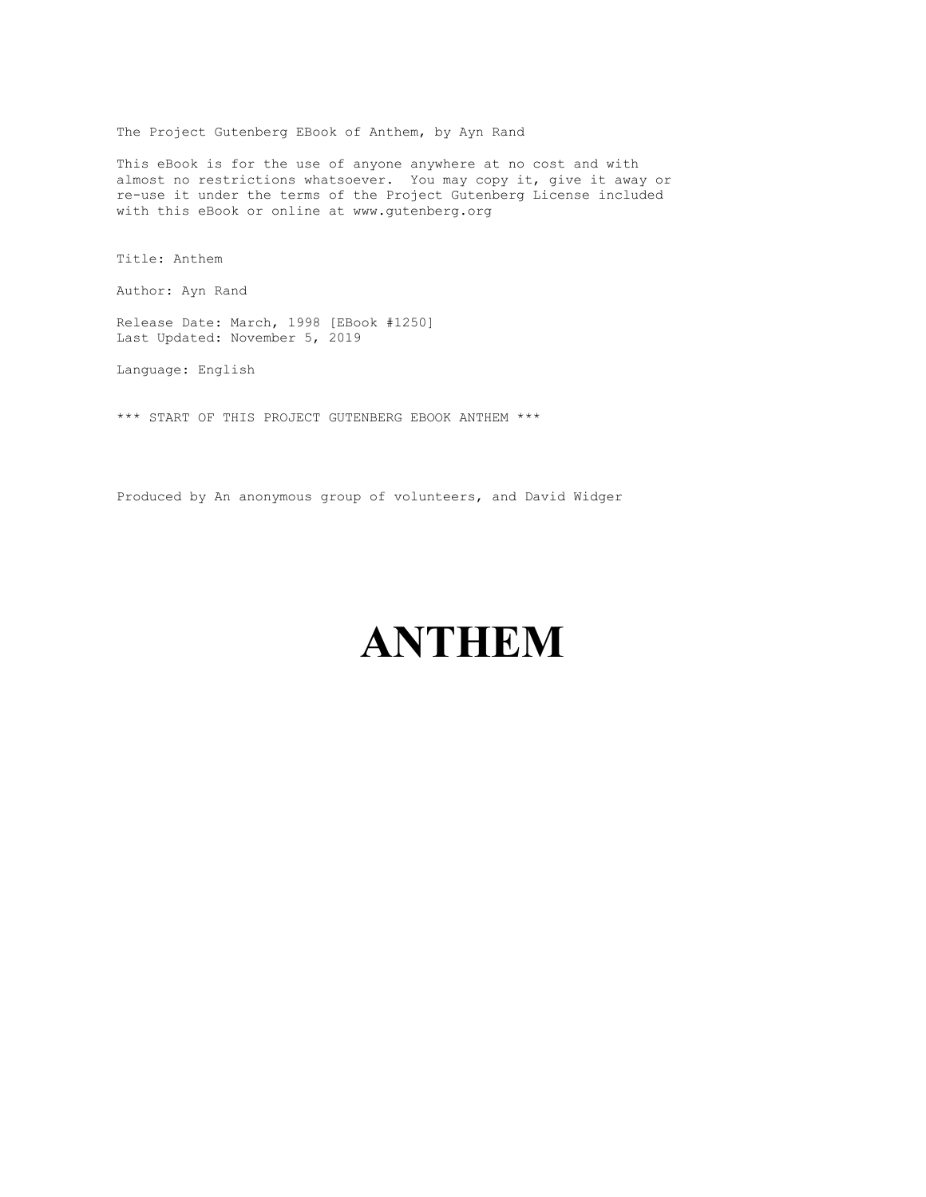The Project Gutenberg EBook of Anthem, by Ayn Rand

This eBook is for the use of anyone anywhere at no cost and with almost no restrictions whatsoever. You may copy it, give it away or re-use it under the terms of the Project Gutenberg License included with this eBook or online at www.gutenberg.org

Title: Anthem

Author: Ayn Rand

Release Date: March, 1998 [EBook #1250]
Last Updated: November 5, 2019

Language: English

*** START OF THIS PROJECT GUTENBERG EBOOK ANTHEM ***

Produced by An anonymous group of volunteers, and David Widger

# ANTHEM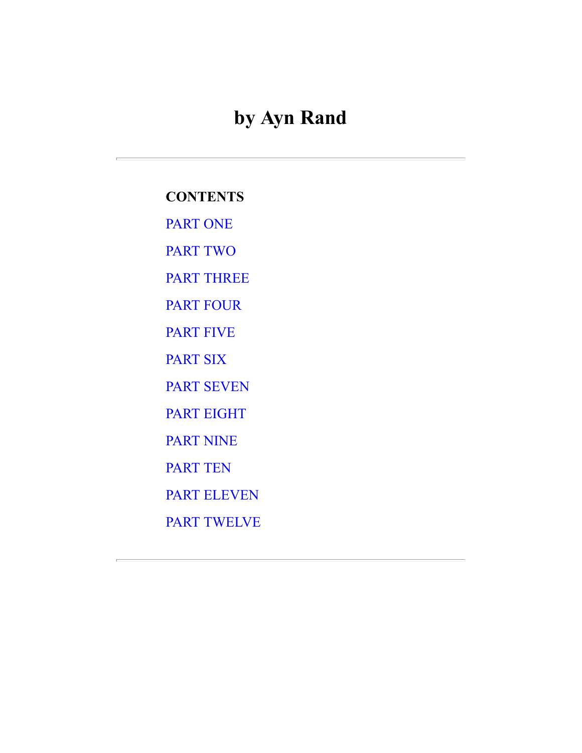# by Ayn Rand

---

**CONTENTS**

PART ONE

PART TWO

PART THREE

PART FOUR

PART FIVE

PART SIX

PART SEVEN

PART EIGHT

PART NINE

PART TEN

PART ELEVEN

PART TWELVE

---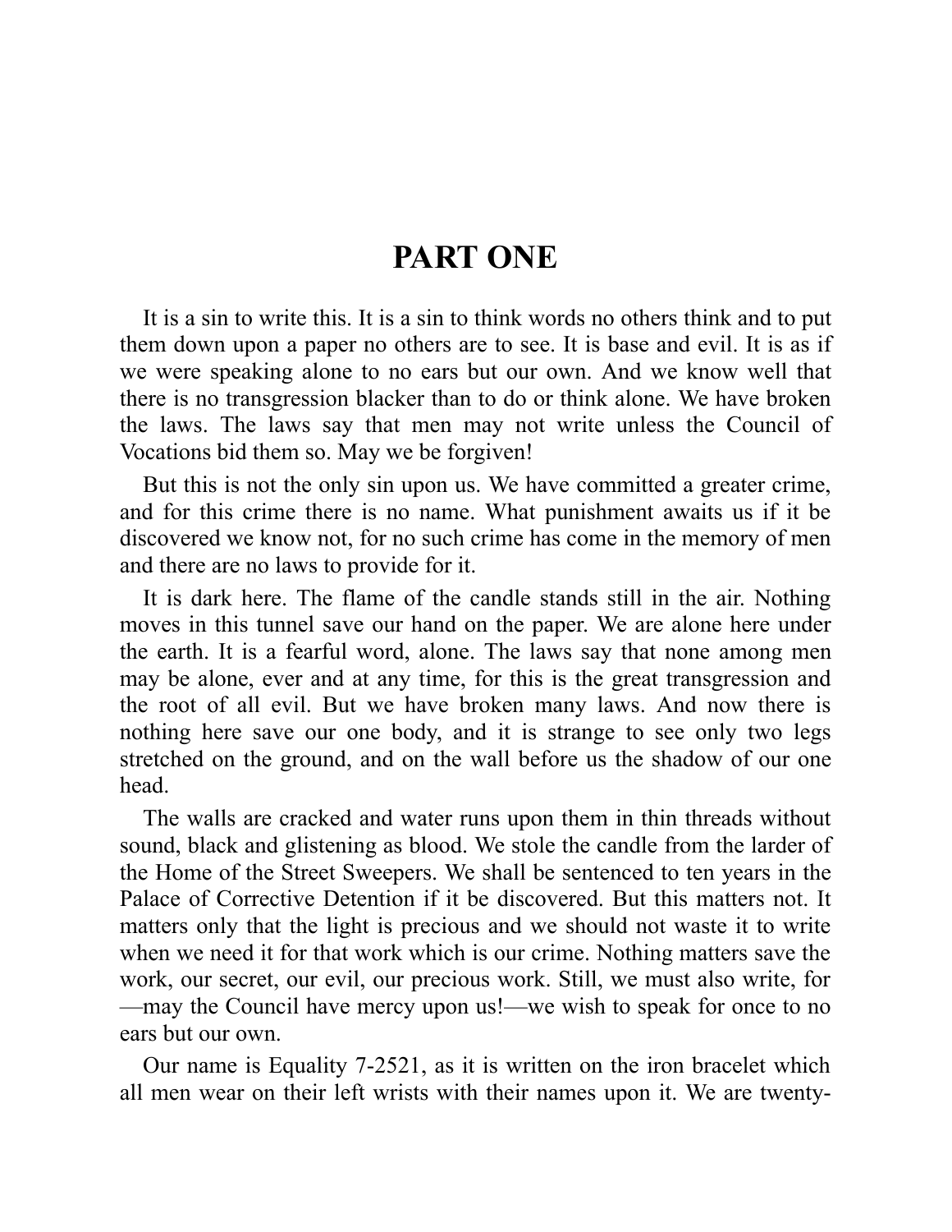# PART ONE

It is a sin to write this. It is a sin to think words no others think and to put them down upon a paper no others are to see. It is base and evil. It is as if we were speaking alone to no ears but our own. And we know well that there is no transgression blacker than to do or think alone. We have broken the laws. The laws say that men may not write unless the Council of Vocations bid them so. May we be forgiven!

But this is not the only sin upon us. We have committed a greater crime, and for this crime there is no name. What punishment awaits us if it be discovered we know not, for no such crime has come in the memory of men and there are no laws to provide for it.

It is dark here. The flame of the candle stands still in the air. Nothing moves in this tunnel save our hand on the paper. We are alone here under the earth. It is a fearful word, alone. The laws say that none among men may be alone, ever and at any time, for this is the great transgression and the root of all evil. But we have broken many laws. And now there is nothing here save our one body, and it is strange to see only two legs stretched on the ground, and on the wall before us the shadow of our one head.

The walls are cracked and water runs upon them in thin threads without sound, black and glistening as blood. We stole the candle from the larder of the Home of the Street Sweepers. We shall be sentenced to ten years in the Palace of Corrective Detention if it be discovered. But this matters not. It matters only that the light is precious and we should not waste it to write when we need it for that work which is our crime. Nothing matters save the work, our secret, our evil, our precious work. Still, we must also write, for—may the Council have mercy upon us!—we wish to speak for once to no ears but our own.

Our name is Equality 7-2521, as it is written on the iron bracelet which all men wear on their left wrists with their names upon it. We are twenty-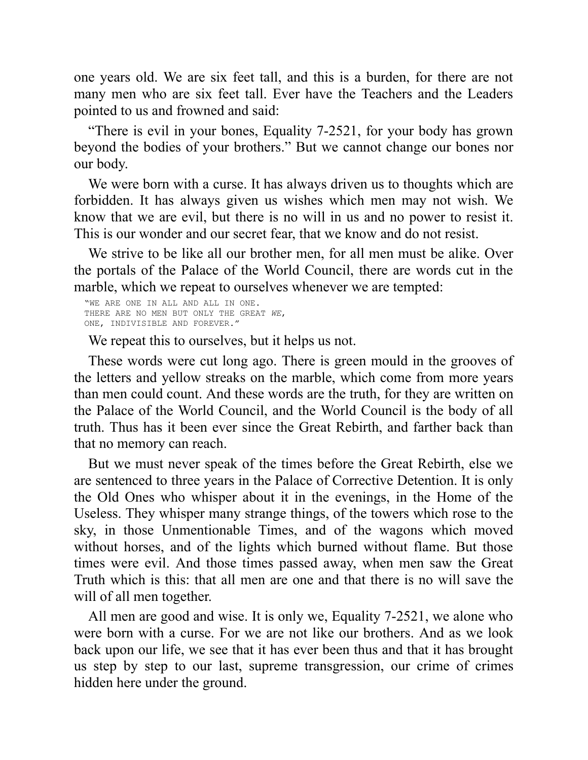one years old. We are six feet tall, and this is a burden, for there are not many men who are six feet tall. Ever have the Teachers and the Leaders pointed to us and frowned and said:

"There is evil in your bones, Equality 7-2521, for your body has grown beyond the bodies of your brothers." But we cannot change our bones nor our body.

We were born with a curse. It has always driven us to thoughts which are forbidden. It has always given us wishes which men may not wish. We know that we are evil, but there is no will in us and no power to resist it. This is our wonder and our secret fear, that we know and do not resist.

We strive to be like all our brother men, for all men must be alike. Over the portals of the Palace of the World Council, there are words cut in the marble, which we repeat to ourselves whenever we are tempted:

```
"WE ARE ONE IN ALL AND ALL IN ONE.
THERE ARE NO MEN BUT ONLY THE GREAT WE,
ONE, INDIVISIBLE AND FOREVER."
```

We repeat this to ourselves, but it helps us not.

These words were cut long ago. There is green mould in the grooves of the letters and yellow streaks on the marble, which come from more years than men could count. And these words are the truth, for they are written on the Palace of the World Council, and the World Council is the body of all truth. Thus has it been ever since the Great Rebirth, and farther back than that no memory can reach.

But we must never speak of the times before the Great Rebirth, else we are sentenced to three years in the Palace of Corrective Detention. It is only the Old Ones who whisper about it in the evenings, in the Home of the Useless. They whisper many strange things, of the towers which rose to the sky, in those Unmentionable Times, and of the wagons which moved without horses, and of the lights which burned without flame. But those times were evil. And those times passed away, when men saw the Great Truth which is this: that all men are one and that there is no will save the will of all men together.

All men are good and wise. It is only we, Equality 7-2521, we alone who were born with a curse. For we are not like our brothers. And as we look back upon our life, we see that it has ever been thus and that it has brought us step by step to our last, supreme transgression, our crime of crimes hidden here under the ground.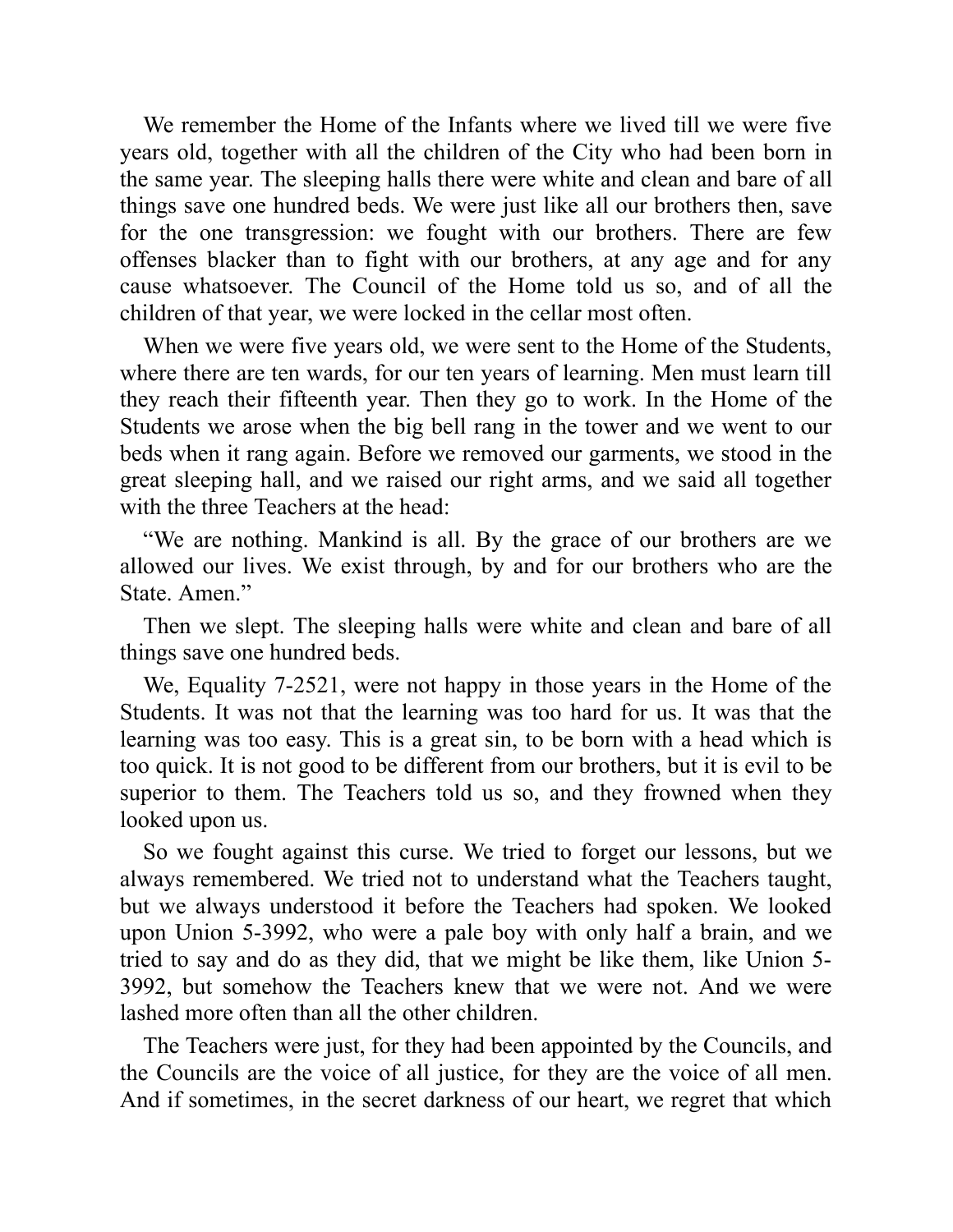We remember the Home of the Infants where we lived till we were five years old, together with all the children of the City who had been born in the same year. The sleeping halls there were white and clean and bare of all things save one hundred beds. We were just like all our brothers then, save for the one transgression: we fought with our brothers. There are few offenses blacker than to fight with our brothers, at any age and for any cause whatsoever. The Council of the Home told us so, and of all the children of that year, we were locked in the cellar most often.

When we were five years old, we were sent to the Home of the Students, where there are ten wards, for our ten years of learning. Men must learn till they reach their fifteenth year. Then they go to work. In the Home of the Students we arose when the big bell rang in the tower and we went to our beds when it rang again. Before we removed our garments, we stood in the great sleeping hall, and we raised our right arms, and we said all together with the three Teachers at the head:

"We are nothing. Mankind is all. By the grace of our brothers are we allowed our lives. We exist through, by and for our brothers who are the State. Amen."

Then we slept. The sleeping halls were white and clean and bare of all things save one hundred beds.

We, Equality 7-2521, were not happy in those years in the Home of the Students. It was not that the learning was too hard for us. It was that the learning was too easy. This is a great sin, to be born with a head which is too quick. It is not good to be different from our brothers, but it is evil to be superior to them. The Teachers told us so, and they frowned when they looked upon us.

So we fought against this curse. We tried to forget our lessons, but we always remembered. We tried not to understand what the Teachers taught, but we always understood it before the Teachers had spoken. We looked upon Union 5-3992, who were a pale boy with only half a brain, and we tried to say and do as they did, that we might be like them, like Union 5-3992, but somehow the Teachers knew that we were not. And we were lashed more often than all the other children.

The Teachers were just, for they had been appointed by the Councils, and the Councils are the voice of all justice, for they are the voice of all men. And if sometimes, in the secret darkness of our heart, we regret that which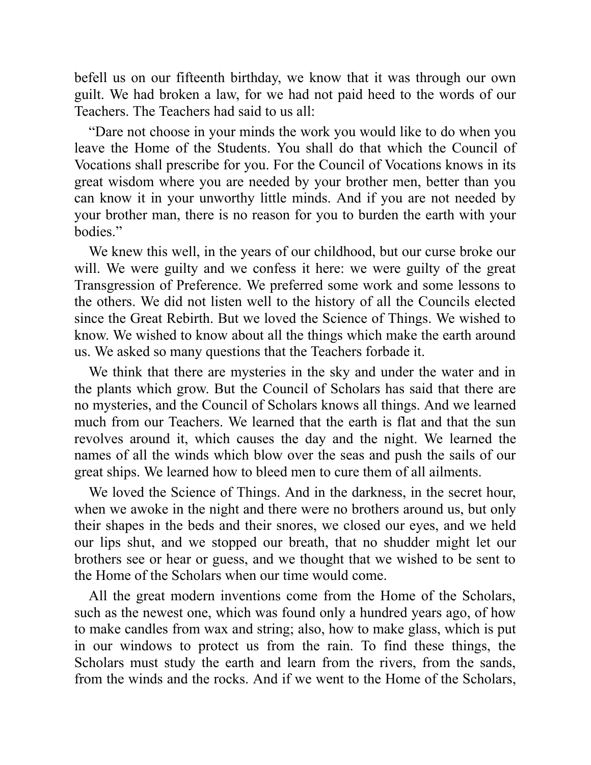befell us on our fifteenth birthday, we know that it was through our own guilt. We had broken a law, for we had not paid heed to the words of our Teachers. The Teachers had said to us all:

"Dare not choose in your minds the work you would like to do when you leave the Home of the Students. You shall do that which the Council of Vocations shall prescribe for you. For the Council of Vocations knows in its great wisdom where you are needed by your brother men, better than you can know it in your unworthy little minds. And if you are not needed by your brother man, there is no reason for you to burden the earth with your bodies."

We knew this well, in the years of our childhood, but our curse broke our will. We were guilty and we confess it here: we were guilty of the great Transgression of Preference. We preferred some work and some lessons to the others. We did not listen well to the history of all the Councils elected since the Great Rebirth. But we loved the Science of Things. We wished to know. We wished to know about all the things which make the earth around us. We asked so many questions that the Teachers forbade it.

We think that there are mysteries in the sky and under the water and in the plants which grow. But the Council of Scholars has said that there are no mysteries, and the Council of Scholars knows all things. And we learned much from our Teachers. We learned that the earth is flat and that the sun revolves around it, which causes the day and the night. We learned the names of all the winds which blow over the seas and push the sails of our great ships. We learned how to bleed men to cure them of all ailments.

We loved the Science of Things. And in the darkness, in the secret hour, when we awoke in the night and there were no brothers around us, but only their shapes in the beds and their snores, we closed our eyes, and we held our lips shut, and we stopped our breath, that no shudder might let our brothers see or hear or guess, and we thought that we wished to be sent to the Home of the Scholars when our time would come.

All the great modern inventions come from the Home of the Scholars, such as the newest one, which was found only a hundred years ago, of how to make candles from wax and string; also, how to make glass, which is put in our windows to protect us from the rain. To find these things, the Scholars must study the earth and learn from the rivers, from the sands, from the winds and the rocks. And if we went to the Home of the Scholars,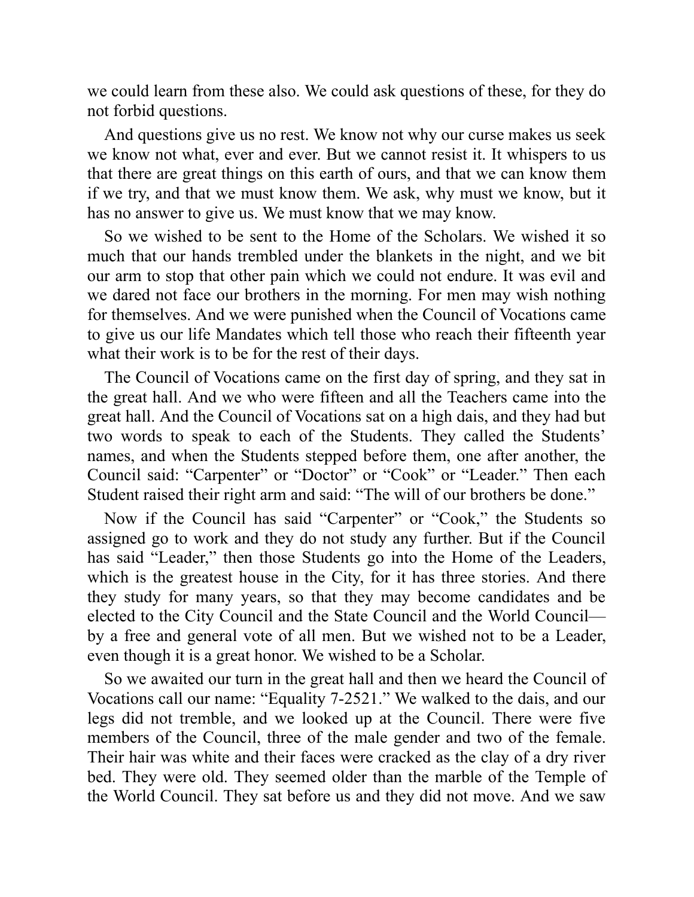we could learn from these also. We could ask questions of these, for they do not forbid questions.

And questions give us no rest. We know not why our curse makes us seek we know not what, ever and ever. But we cannot resist it. It whispers to us that there are great things on this earth of ours, and that we can know them if we try, and that we must know them. We ask, why must we know, but it has no answer to give us. We must know that we may know.

So we wished to be sent to the Home of the Scholars. We wished it so much that our hands trembled under the blankets in the night, and we bit our arm to stop that other pain which we could not endure. It was evil and we dared not face our brothers in the morning. For men may wish nothing for themselves. And we were punished when the Council of Vocations came to give us our life Mandates which tell those who reach their fifteenth year what their work is to be for the rest of their days.

The Council of Vocations came on the first day of spring, and they sat in the great hall. And we who were fifteen and all the Teachers came into the great hall. And the Council of Vocations sat on a high dais, and they had but two words to speak to each of the Students. They called the Students' names, and when the Students stepped before them, one after another, the Council said: "Carpenter" or "Doctor" or "Cook" or "Leader." Then each Student raised their right arm and said: "The will of our brothers be done."

Now if the Council has said "Carpenter" or "Cook," the Students so assigned go to work and they do not study any further. But if the Council has said "Leader," then those Students go into the Home of the Leaders, which is the greatest house in the City, for it has three stories. And there they study for many years, so that they may become candidates and be elected to the City Council and the State Council and the World Council—by a free and general vote of all men. But we wished not to be a Leader, even though it is a great honor. We wished to be a Scholar.

So we awaited our turn in the great hall and then we heard the Council of Vocations call our name: "Equality 7-2521." We walked to the dais, and our legs did not tremble, and we looked up at the Council. There were five members of the Council, three of the male gender and two of the female. Their hair was white and their faces were cracked as the clay of a dry river bed. They were old. They seemed older than the marble of the Temple of the World Council. They sat before us and they did not move. And we saw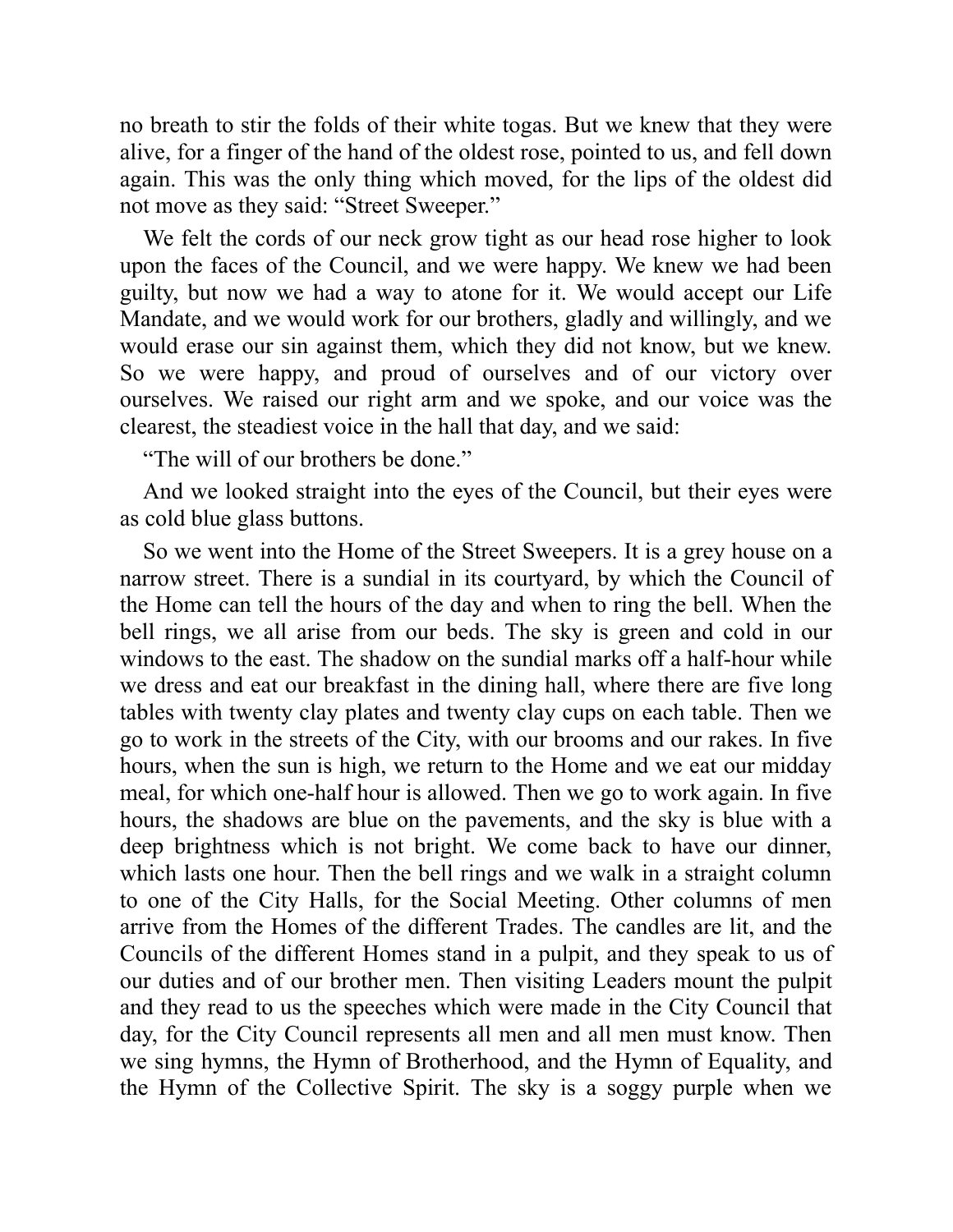no breath to stir the folds of their white togas. But we knew that they were alive, for a finger of the hand of the oldest rose, pointed to us, and fell down again. This was the only thing which moved, for the lips of the oldest did not move as they said: "Street Sweeper."

We felt the cords of our neck grow tight as our head rose higher to look upon the faces of the Council, and we were happy. We knew we had been guilty, but now we had a way to atone for it. We would accept our Life Mandate, and we would work for our brothers, gladly and willingly, and we would erase our sin against them, which they did not know, but we knew. So we were happy, and proud of ourselves and of our victory over ourselves. We raised our right arm and we spoke, and our voice was the clearest, the steadiest voice in the hall that day, and we said:

"The will of our brothers be done."

And we looked straight into the eyes of the Council, but their eyes were as cold blue glass buttons.

So we went into the Home of the Street Sweepers. It is a grey house on a narrow street. There is a sundial in its courtyard, by which the Council of the Home can tell the hours of the day and when to ring the bell. When the bell rings, we all arise from our beds. The sky is green and cold in our windows to the east. The shadow on the sundial marks off a half-hour while we dress and eat our breakfast in the dining hall, where there are five long tables with twenty clay plates and twenty clay cups on each table. Then we go to work in the streets of the City, with our brooms and our rakes. In five hours, when the sun is high, we return to the Home and we eat our midday meal, for which one-half hour is allowed. Then we go to work again. In five hours, the shadows are blue on the pavements, and the sky is blue with a deep brightness which is not bright. We come back to have our dinner, which lasts one hour. Then the bell rings and we walk in a straight column to one of the City Halls, for the Social Meeting. Other columns of men arrive from the Homes of the different Trades. The candles are lit, and the Councils of the different Homes stand in a pulpit, and they speak to us of our duties and of our brother men. Then visiting Leaders mount the pulpit and they read to us the speeches which were made in the City Council that day, for the City Council represents all men and all men must know. Then we sing hymns, the Hymn of Brotherhood, and the Hymn of Equality, and the Hymn of the Collective Spirit. The sky is a soggy purple when we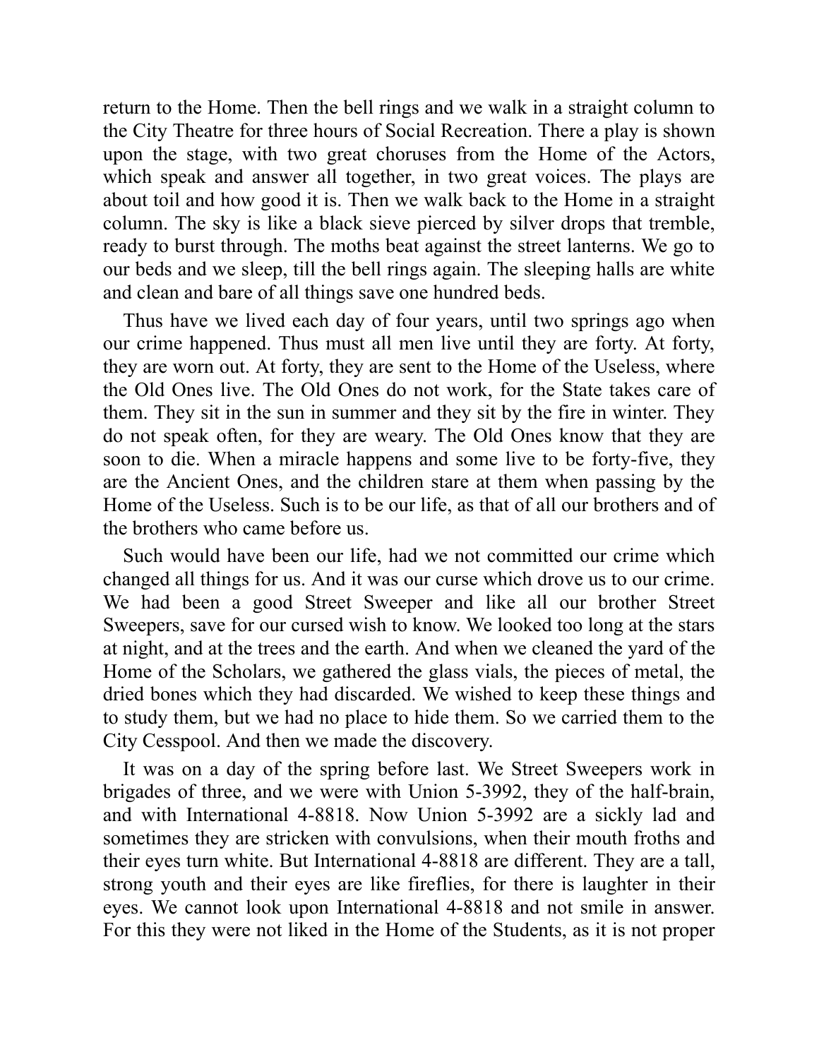return to the Home. Then the bell rings and we walk in a straight column to the City Theatre for three hours of Social Recreation. There a play is shown upon the stage, with two great choruses from the Home of the Actors, which speak and answer all together, in two great voices. The plays are about toil and how good it is. Then we walk back to the Home in a straight column. The sky is like a black sieve pierced by silver drops that tremble, ready to burst through. The moths beat against the street lanterns. We go to our beds and we sleep, till the bell rings again. The sleeping halls are white and clean and bare of all things save one hundred beds.

Thus have we lived each day of four years, until two springs ago when our crime happened. Thus must all men live until they are forty. At forty, they are worn out. At forty, they are sent to the Home of the Useless, where the Old Ones live. The Old Ones do not work, for the State takes care of them. They sit in the sun in summer and they sit by the fire in winter. They do not speak often, for they are weary. The Old Ones know that they are soon to die. When a miracle happens and some live to be forty-five, they are the Ancient Ones, and the children stare at them when passing by the Home of the Useless. Such is to be our life, as that of all our brothers and of the brothers who came before us.

Such would have been our life, had we not committed our crime which changed all things for us. And it was our curse which drove us to our crime. We had been a good Street Sweeper and like all our brother Street Sweepers, save for our cursed wish to know. We looked too long at the stars at night, and at the trees and the earth. And when we cleaned the yard of the Home of the Scholars, we gathered the glass vials, the pieces of metal, the dried bones which they had discarded. We wished to keep these things and to study them, but we had no place to hide them. So we carried them to the City Cesspool. And then we made the discovery.

It was on a day of the spring before last. We Street Sweepers work in brigades of three, and we were with Union 5-3992, they of the half-brain, and with International 4-8818. Now Union 5-3992 are a sickly lad and sometimes they are stricken with convulsions, when their mouth froths and their eyes turn white. But International 4-8818 are different. They are a tall, strong youth and their eyes are like fireflies, for there is laughter in their eyes. We cannot look upon International 4-8818 and not smile in answer. For this they were not liked in the Home of the Students, as it is not proper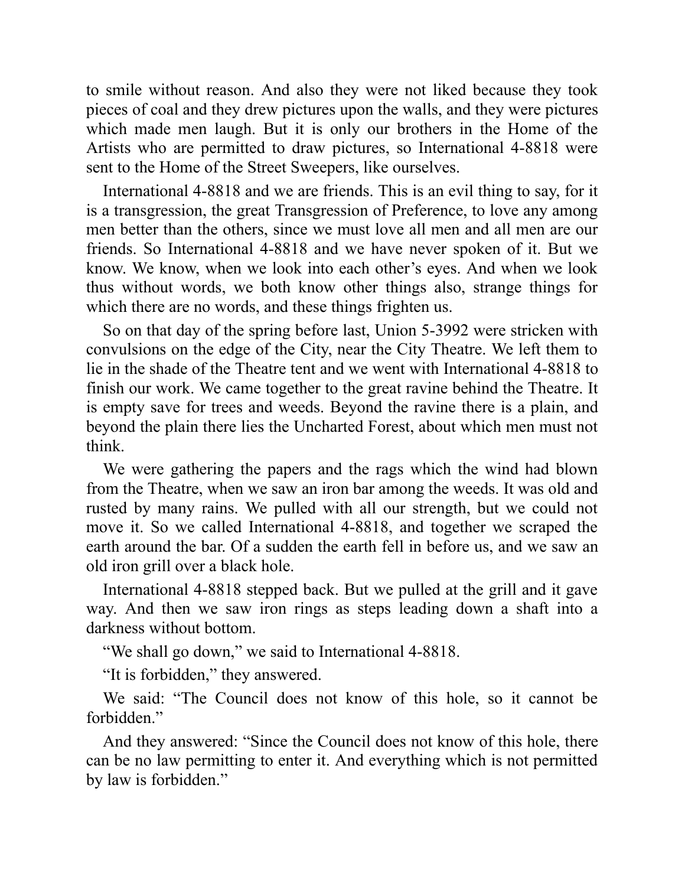to smile without reason. And also they were not liked because they took pieces of coal and they drew pictures upon the walls, and they were pictures which made men laugh. But it is only our brothers in the Home of the Artists who are permitted to draw pictures, so International 4-8818 were sent to the Home of the Street Sweepers, like ourselves.

International 4-8818 and we are friends. This is an evil thing to say, for it is a transgression, the great Transgression of Preference, to love any among men better than the others, since we must love all men and all men are our friends. So International 4-8818 and we have never spoken of it. But we know. We know, when we look into each other's eyes. And when we look thus without words, we both know other things also, strange things for which there are no words, and these things frighten us.

So on that day of the spring before last, Union 5-3992 were stricken with convulsions on the edge of the City, near the City Theatre. We left them to lie in the shade of the Theatre tent and we went with International 4-8818 to finish our work. We came together to the great ravine behind the Theatre. It is empty save for trees and weeds. Beyond the ravine there is a plain, and beyond the plain there lies the Uncharted Forest, about which men must not think.

We were gathering the papers and the rags which the wind had blown from the Theatre, when we saw an iron bar among the weeds. It was old and rusted by many rains. We pulled with all our strength, but we could not move it. So we called International 4-8818, and together we scraped the earth around the bar. Of a sudden the earth fell in before us, and we saw an old iron grill over a black hole.

International 4-8818 stepped back. But we pulled at the grill and it gave way. And then we saw iron rings as steps leading down a shaft into a darkness without bottom.

"We shall go down," we said to International 4-8818.

"It is forbidden," they answered.

We said: "The Council does not know of this hole, so it cannot be forbidden."

And they answered: "Since the Council does not know of this hole, there can be no law permitting to enter it. And everything which is not permitted by law is forbidden."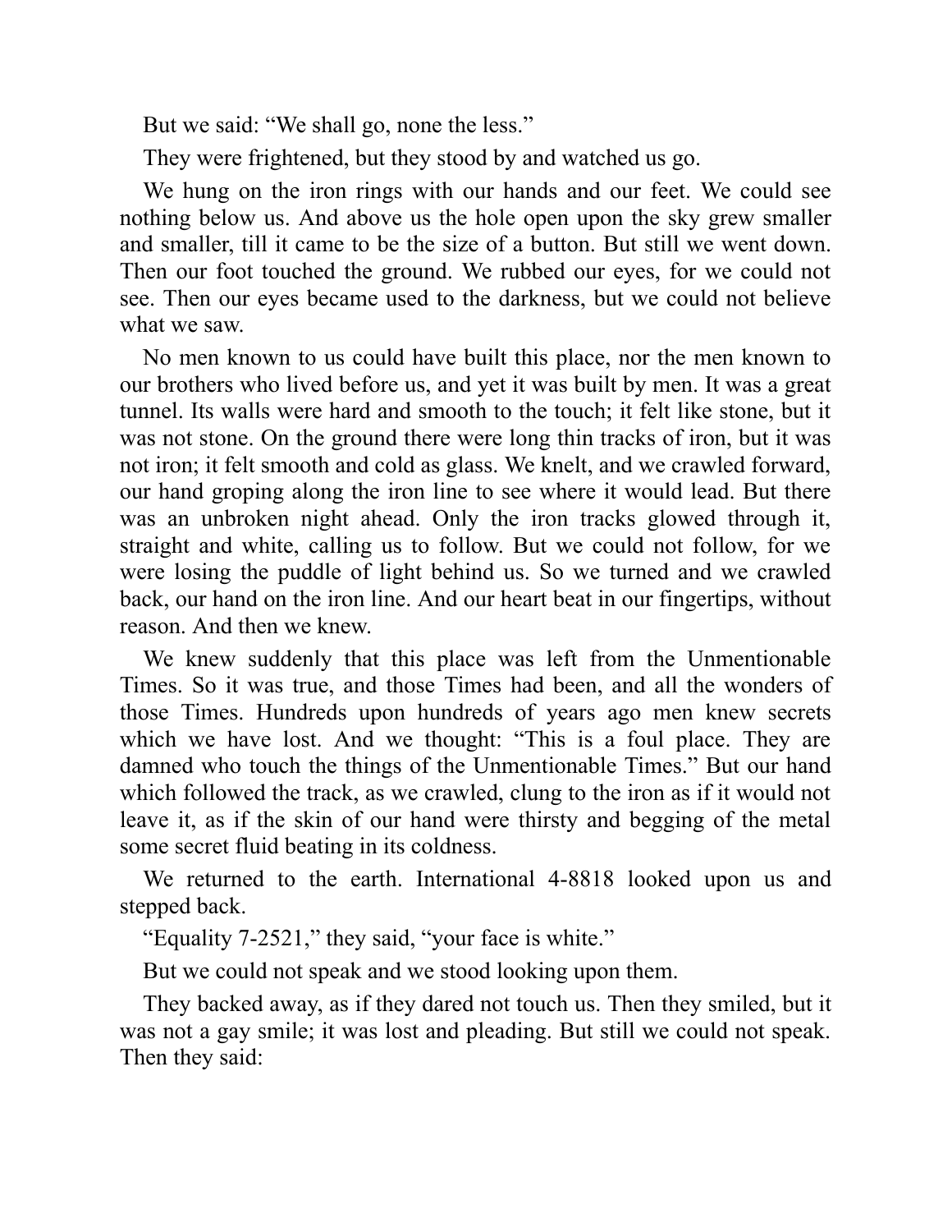But we said: “We shall go, none the less.”

They were frightened, but they stood by and watched us go.

We hung on the iron rings with our hands and our feet. We could see nothing below us. And above us the hole open upon the sky grew smaller and smaller, till it came to be the size of a button. But still we went down. Then our foot touched the ground. We rubbed our eyes, for we could not see. Then our eyes became used to the darkness, but we could not believe what we saw.

No men known to us could have built this place, nor the men known to our brothers who lived before us, and yet it was built by men. It was a great tunnel. Its walls were hard and smooth to the touch; it felt like stone, but it was not stone. On the ground there were long thin tracks of iron, but it was not iron; it felt smooth and cold as glass. We knelt, and we crawled forward, our hand groping along the iron line to see where it would lead. But there was an unbroken night ahead. Only the iron tracks glowed through it, straight and white, calling us to follow. But we could not follow, for we were losing the puddle of light behind us. So we turned and we crawled back, our hand on the iron line. And our heart beat in our fingertips, without reason. And then we knew.

We knew suddenly that this place was left from the Unmentionable Times. So it was true, and those Times had been, and all the wonders of those Times. Hundreds upon hundreds of years ago men knew secrets which we have lost. And we thought: “This is a foul place. They are damned who touch the things of the Unmentionable Times.” But our hand which followed the track, as we crawled, clung to the iron as if it would not leave it, as if the skin of our hand were thirsty and begging of the metal some secret fluid beating in its coldness.

We returned to the earth. International 4-8818 looked upon us and stepped back.

“Equality 7-2521,” they said, “your face is white.”

But we could not speak and we stood looking upon them.

They backed away, as if they dared not touch us. Then they smiled, but it was not a gay smile; it was lost and pleading. But still we could not speak. Then they said: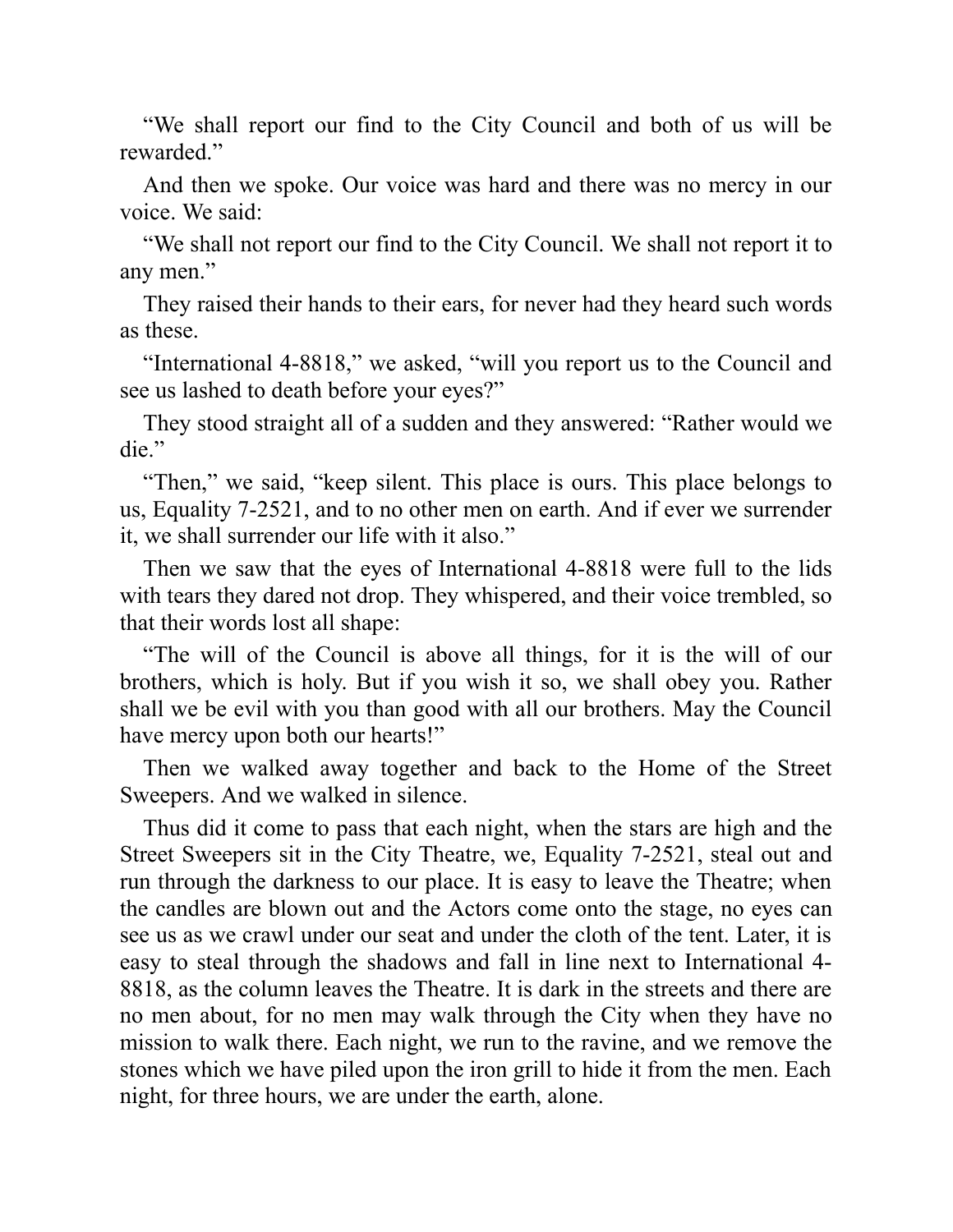"We shall report our find to the City Council and both of us will be rewarded."

And then we spoke. Our voice was hard and there was no mercy in our voice. We said:

"We shall not report our find to the City Council. We shall not report it to any men."

They raised their hands to their ears, for never had they heard such words as these.

"International 4-8818," we asked, "will you report us to the Council and see us lashed to death before your eyes?"

They stood straight all of a sudden and they answered: "Rather would we die."

"Then," we said, "keep silent. This place is ours. This place belongs to us, Equality 7-2521, and to no other men on earth. And if ever we surrender it, we shall surrender our life with it also."

Then we saw that the eyes of International 4-8818 were full to the lids with tears they dared not drop. They whispered, and their voice trembled, so that their words lost all shape:

"The will of the Council is above all things, for it is the will of our brothers, which is holy. But if you wish it so, we shall obey you. Rather shall we be evil with you than good with all our brothers. May the Council have mercy upon both our hearts!"

Then we walked away together and back to the Home of the Street Sweepers. And we walked in silence.

Thus did it come to pass that each night, when the stars are high and the Street Sweepers sit in the City Theatre, we, Equality 7-2521, steal out and run through the darkness to our place. It is easy to leave the Theatre; when the candles are blown out and the Actors come onto the stage, no eyes can see us as we crawl under our seat and under the cloth of the tent. Later, it is easy to steal through the shadows and fall in line next to International 4-8818, as the column leaves the Theatre. It is dark in the streets and there are no men about, for no men may walk through the City when they have no mission to walk there. Each night, we run to the ravine, and we remove the stones which we have piled upon the iron grill to hide it from the men. Each night, for three hours, we are under the earth, alone.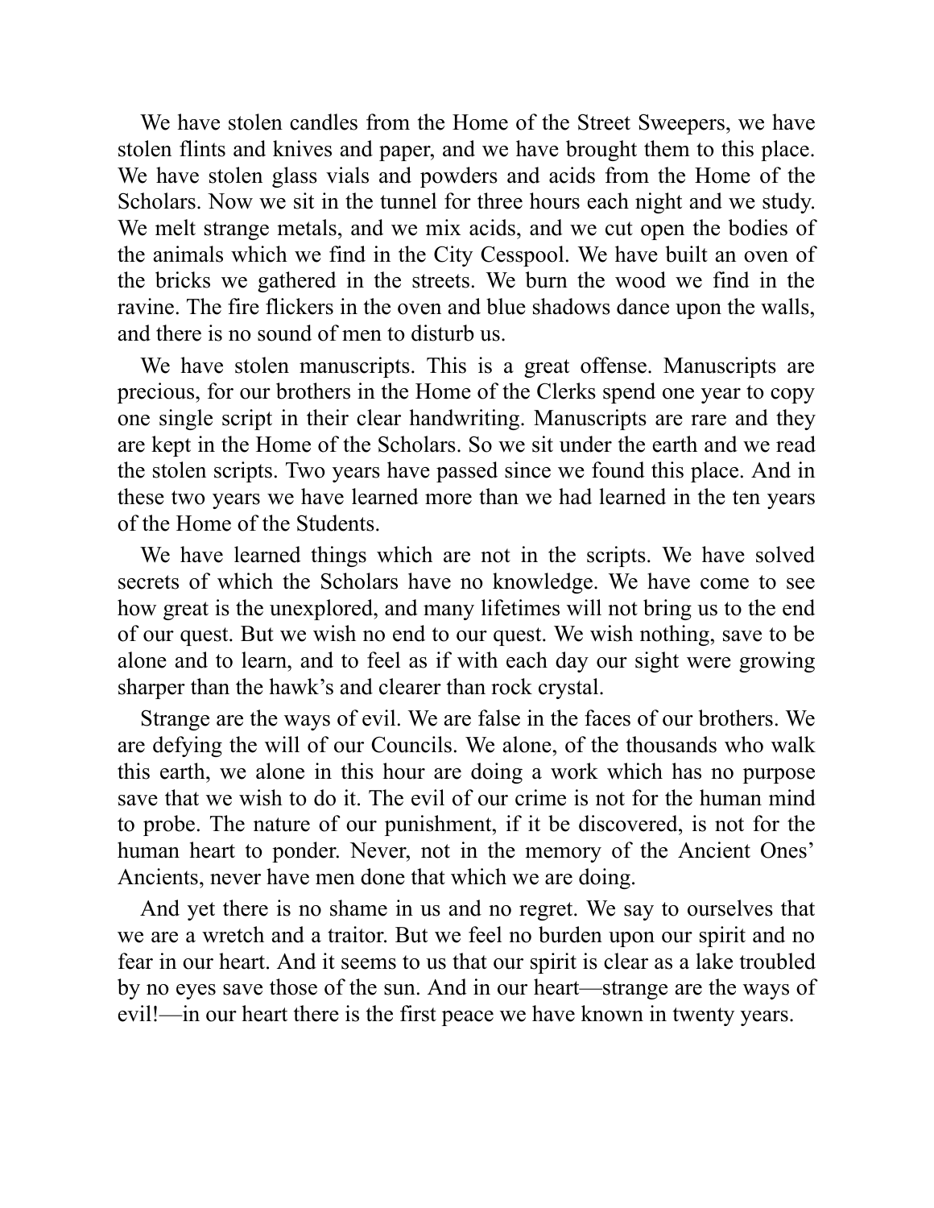We have stolen candles from the Home of the Street Sweepers, we have stolen flints and knives and paper, and we have brought them to this place. We have stolen glass vials and powders and acids from the Home of the Scholars. Now we sit in the tunnel for three hours each night and we study. We melt strange metals, and we mix acids, and we cut open the bodies of the animals which we find in the City Cesspool. We have built an oven of the bricks we gathered in the streets. We burn the wood we find in the ravine. The fire flickers in the oven and blue shadows dance upon the walls, and there is no sound of men to disturb us.

We have stolen manuscripts. This is a great offense. Manuscripts are precious, for our brothers in the Home of the Clerks spend one year to copy one single script in their clear handwriting. Manuscripts are rare and they are kept in the Home of the Scholars. So we sit under the earth and we read the stolen scripts. Two years have passed since we found this place. And in these two years we have learned more than we had learned in the ten years of the Home of the Students.

We have learned things which are not in the scripts. We have solved secrets of which the Scholars have no knowledge. We have come to see how great is the unexplored, and many lifetimes will not bring us to the end of our quest. But we wish no end to our quest. We wish nothing, save to be alone and to learn, and to feel as if with each day our sight were growing sharper than the hawk's and clearer than rock crystal.

Strange are the ways of evil. We are false in the faces of our brothers. We are defying the will of our Councils. We alone, of the thousands who walk this earth, we alone in this hour are doing a work which has no purpose save that we wish to do it. The evil of our crime is not for the human mind to probe. The nature of our punishment, if it be discovered, is not for the human heart to ponder. Never, not in the memory of the Ancient Ones' Ancients, never have men done that which we are doing.

And yet there is no shame in us and no regret. We say to ourselves that we are a wretch and a traitor. But we feel no burden upon our spirit and no fear in our heart. And it seems to us that our spirit is clear as a lake troubled by no eyes save those of the sun. And in our heart—strange are the ways of evil!—in our heart there is the first peace we have known in twenty years.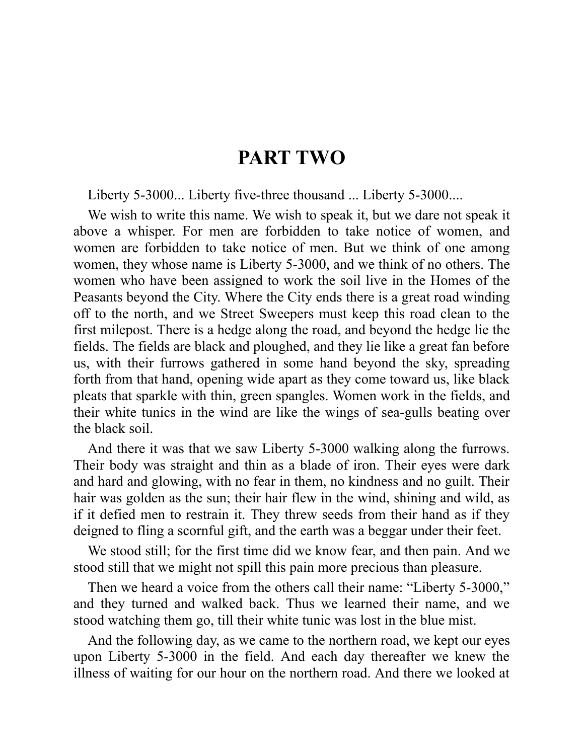# PART TWO

Liberty 5-3000... Liberty five-three thousand ... Liberty 5-3000....

We wish to write this name. We wish to speak it, but we dare not speak it above a whisper. For men are forbidden to take notice of women, and women are forbidden to take notice of men. But we think of one among women, they whose name is Liberty 5-3000, and we think of no others. The women who have been assigned to work the soil live in the Homes of the Peasants beyond the City. Where the City ends there is a great road winding off to the north, and we Street Sweepers must keep this road clean to the first milepost. There is a hedge along the road, and beyond the hedge lie the fields. The fields are black and ploughed, and they lie like a great fan before us, with their furrows gathered in some hand beyond the sky, spreading forth from that hand, opening wide apart as they come toward us, like black pleats that sparkle with thin, green spangles. Women work in the fields, and their white tunics in the wind are like the wings of sea-gulls beating over the black soil.

And there it was that we saw Liberty 5-3000 walking along the furrows. Their body was straight and thin as a blade of iron. Their eyes were dark and hard and glowing, with no fear in them, no kindness and no guilt. Their hair was golden as the sun; their hair flew in the wind, shining and wild, as if it defied men to restrain it. They threw seeds from their hand as if they deigned to fling a scornful gift, and the earth was a beggar under their feet.

We stood still; for the first time did we know fear, and then pain. And we stood still that we might not spill this pain more precious than pleasure.

Then we heard a voice from the others call their name: "Liberty 5-3000," and they turned and walked back. Thus we learned their name, and we stood watching them go, till their white tunic was lost in the blue mist.

And the following day, as we came to the northern road, we kept our eyes upon Liberty 5-3000 in the field. And each day thereafter we knew the illness of waiting for our hour on the northern road. And there we looked at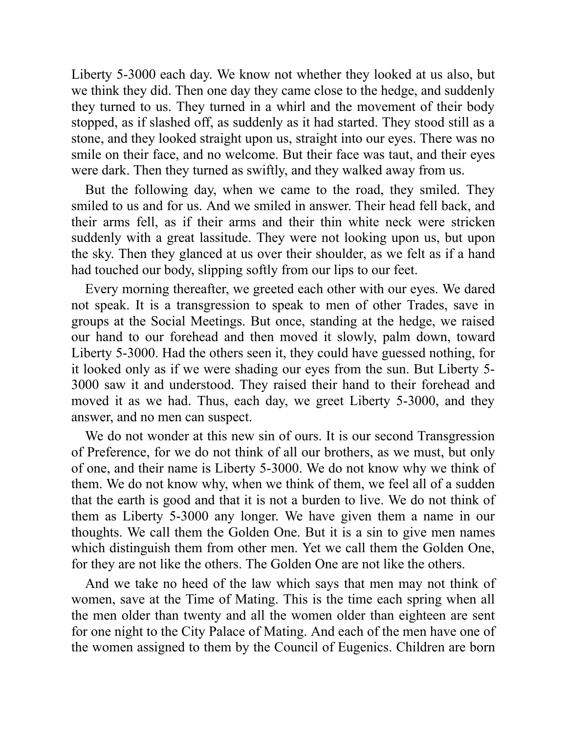Liberty 5-3000 each day. We know not whether they looked at us also, but we think they did. Then one day they came close to the hedge, and suddenly they turned to us. They turned in a whirl and the movement of their body stopped, as if slashed off, as suddenly as it had started. They stood still as a stone, and they looked straight upon us, straight into our eyes. There was no smile on their face, and no welcome. But their face was taut, and their eyes were dark. Then they turned as swiftly, and they walked away from us.

But the following day, when we came to the road, they smiled. They smiled to us and for us. And we smiled in answer. Their head fell back, and their arms fell, as if their arms and their thin white neck were stricken suddenly with a great lassitude. They were not looking upon us, but upon the sky. Then they glanced at us over their shoulder, as we felt as if a hand had touched our body, slipping softly from our lips to our feet.

Every morning thereafter, we greeted each other with our eyes. We dared not speak. It is a transgression to speak to men of other Trades, save in groups at the Social Meetings. But once, standing at the hedge, we raised our hand to our forehead and then moved it slowly, palm down, toward Liberty 5-3000. Had the others seen it, they could have guessed nothing, for it looked only as if we were shading our eyes from the sun. But Liberty 5-3000 saw it and understood. They raised their hand to their forehead and moved it as we had. Thus, each day, we greet Liberty 5-3000, and they answer, and no men can suspect.

We do not wonder at this new sin of ours. It is our second Transgression of Preference, for we do not think of all our brothers, as we must, but only of one, and their name is Liberty 5-3000. We do not know why we think of them. We do not know why, when we think of them, we feel all of a sudden that the earth is good and that it is not a burden to live. We do not think of them as Liberty 5-3000 any longer. We have given them a name in our thoughts. We call them the Golden One. But it is a sin to give men names which distinguish them from other men. Yet we call them the Golden One, for they are not like the others. The Golden One are not like the others.

And we take no heed of the law which says that men may not think of women, save at the Time of Mating. This is the time each spring when all the men older than twenty and all the women older than eighteen are sent for one night to the City Palace of Mating. And each of the men have one of the women assigned to them by the Council of Eugenics. Children are born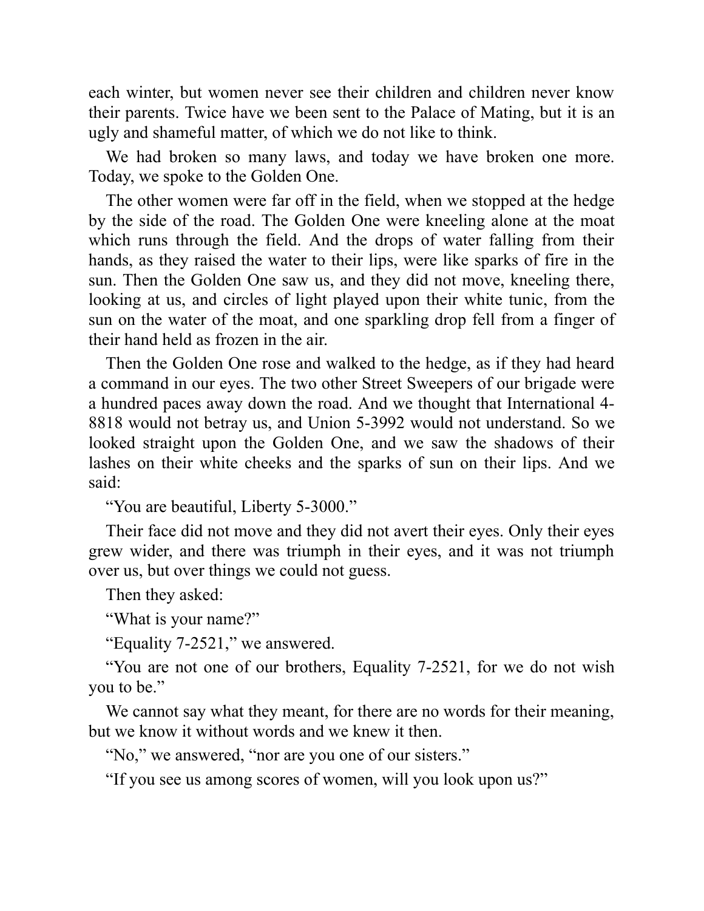each winter, but women never see their children and children never know their parents. Twice have we been sent to the Palace of Mating, but it is an ugly and shameful matter, of which we do not like to think.

We had broken so many laws, and today we have broken one more. Today, we spoke to the Golden One.

The other women were far off in the field, when we stopped at the hedge by the side of the road. The Golden One were kneeling alone at the moat which runs through the field. And the drops of water falling from their hands, as they raised the water to their lips, were like sparks of fire in the sun. Then the Golden One saw us, and they did not move, kneeling there, looking at us, and circles of light played upon their white tunic, from the sun on the water of the moat, and one sparkling drop fell from a finger of their hand held as frozen in the air.

Then the Golden One rose and walked to the hedge, as if they had heard a command in our eyes. The two other Street Sweepers of our brigade were a hundred paces away down the road. And we thought that International 4-8818 would not betray us, and Union 5-3992 would not understand. So we looked straight upon the Golden One, and we saw the shadows of their lashes on their white cheeks and the sparks of sun on their lips. And we said:

"You are beautiful, Liberty 5-3000."

Their face did not move and they did not avert their eyes. Only their eyes grew wider, and there was triumph in their eyes, and it was not triumph over us, but over things we could not guess.

Then they asked:

"What is your name?"

"Equality 7-2521," we answered.

"You are not one of our brothers, Equality 7-2521, for we do not wish you to be."

We cannot say what they meant, for there are no words for their meaning, but we know it without words and we knew it then.

"No," we answered, "nor are you one of our sisters."

"If you see us among scores of women, will you look upon us?"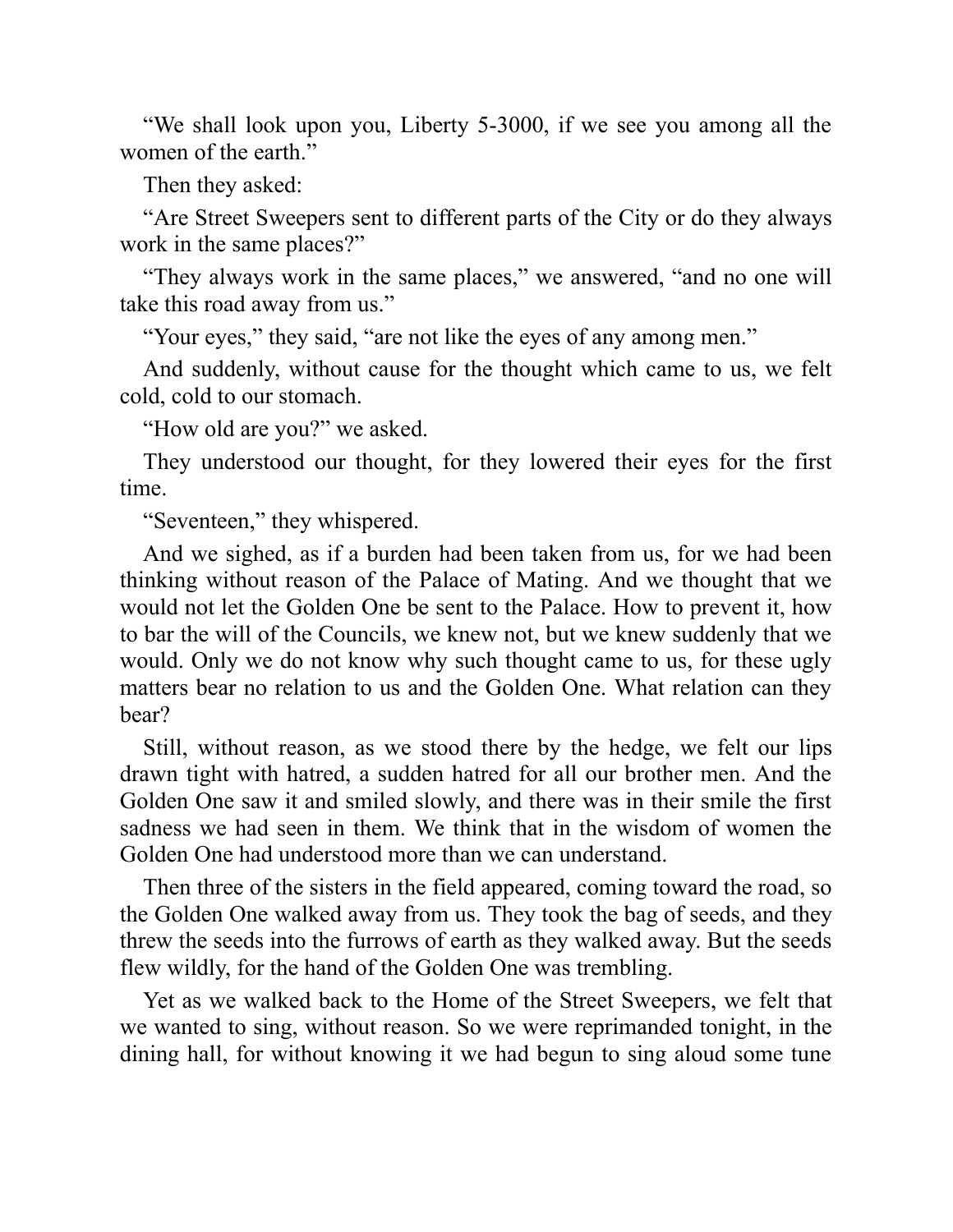"We shall look upon you, Liberty 5-3000, if we see you among all the women of the earth."

Then they asked:

"Are Street Sweepers sent to different parts of the City or do they always work in the same places?"

"They always work in the same places," we answered, "and no one will take this road away from us."

"Your eyes," they said, "are not like the eyes of any among men."

And suddenly, without cause for the thought which came to us, we felt cold, cold to our stomach.

"How old are you?" we asked.

They understood our thought, for they lowered their eyes for the first time.

"Seventeen," they whispered.

And we sighed, as if a burden had been taken from us, for we had been thinking without reason of the Palace of Mating. And we thought that we would not let the Golden One be sent to the Palace. How to prevent it, how to bar the will of the Councils, we knew not, but we knew suddenly that we would. Only we do not know why such thought came to us, for these ugly matters bear no relation to us and the Golden One. What relation can they bear?

Still, without reason, as we stood there by the hedge, we felt our lips drawn tight with hatred, a sudden hatred for all our brother men. And the Golden One saw it and smiled slowly, and there was in their smile the first sadness we had seen in them. We think that in the wisdom of women the Golden One had understood more than we can understand.

Then three of the sisters in the field appeared, coming toward the road, so the Golden One walked away from us. They took the bag of seeds, and they threw the seeds into the furrows of earth as they walked away. But the seeds flew wildly, for the hand of the Golden One was trembling.

Yet as we walked back to the Home of the Street Sweepers, we felt that we wanted to sing, without reason. So we were reprimanded tonight, in the dining hall, for without knowing it we had begun to sing aloud some tune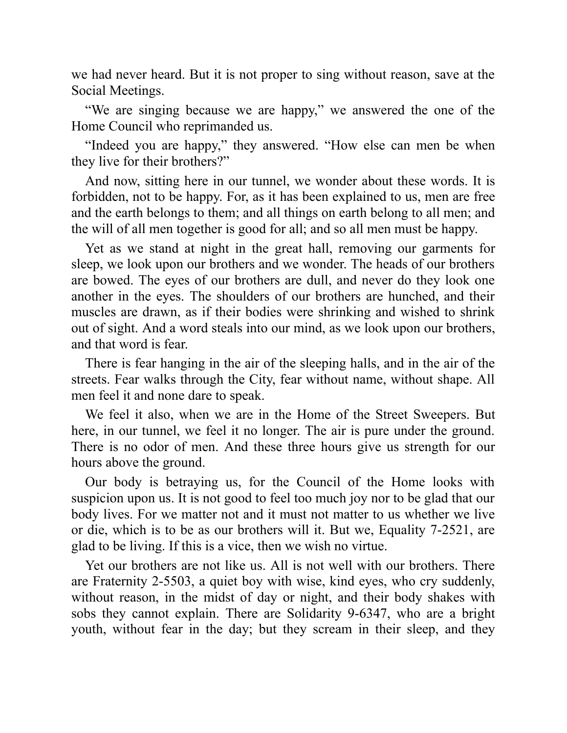we had never heard. But it is not proper to sing without reason, save at the Social Meetings.

“We are singing because we are happy,” we answered the one of the Home Council who reprimanded us.

“Indeed you are happy,” they answered. “How else can men be when they live for their brothers?”

And now, sitting here in our tunnel, we wonder about these words. It is forbidden, not to be happy. For, as it has been explained to us, men are free and the earth belongs to them; and all things on earth belong to all men; and the will of all men together is good for all; and so all men must be happy.

Yet as we stand at night in the great hall, removing our garments for sleep, we look upon our brothers and we wonder. The heads of our brothers are bowed. The eyes of our brothers are dull, and never do they look one another in the eyes. The shoulders of our brothers are hunched, and their muscles are drawn, as if their bodies were shrinking and wished to shrink out of sight. And a word steals into our mind, as we look upon our brothers, and that word is fear.

There is fear hanging in the air of the sleeping halls, and in the air of the streets. Fear walks through the City, fear without name, without shape. All men feel it and none dare to speak.

We feel it also, when we are in the Home of the Street Sweepers. But here, in our tunnel, we feel it no longer. The air is pure under the ground. There is no odor of men. And these three hours give us strength for our hours above the ground.

Our body is betraying us, for the Council of the Home looks with suspicion upon us. It is not good to feel too much joy nor to be glad that our body lives. For we matter not and it must not matter to us whether we live or die, which is to be as our brothers will it. But we, Equality 7-2521, are glad to be living. If this is a vice, then we wish no virtue.

Yet our brothers are not like us. All is not well with our brothers. There are Fraternity 2-5503, a quiet boy with wise, kind eyes, who cry suddenly, without reason, in the midst of day or night, and their body shakes with sobs they cannot explain. There are Solidarity 9-6347, who are a bright youth, without fear in the day; but they scream in their sleep, and they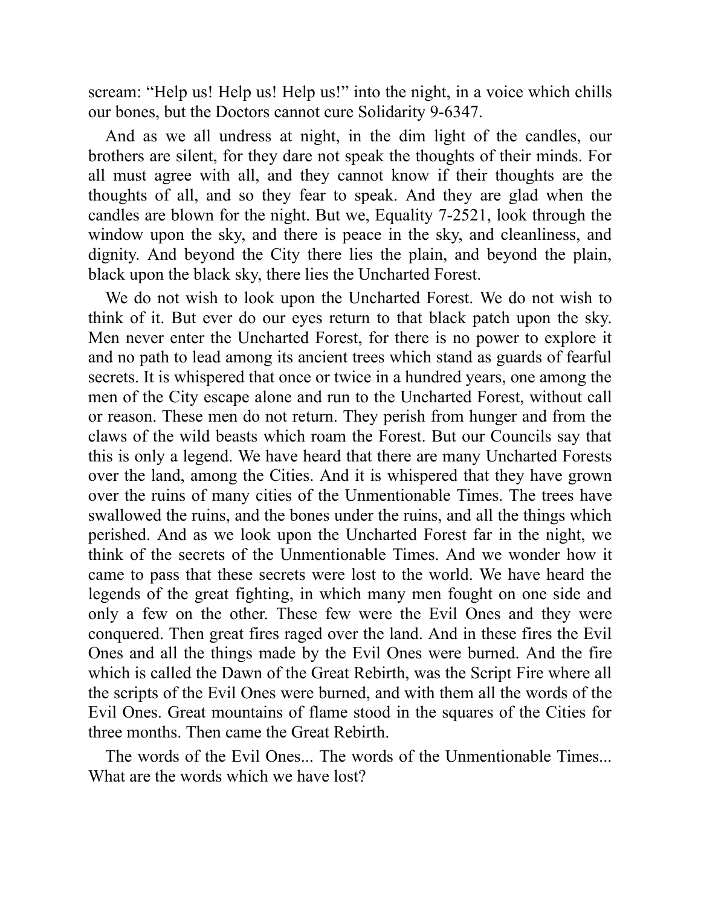scream: "Help us! Help us! Help us!" into the night, in a voice which chills our bones, but the Doctors cannot cure Solidarity 9-6347.

And as we all undress at night, in the dim light of the candles, our brothers are silent, for they dare not speak the thoughts of their minds. For all must agree with all, and they cannot know if their thoughts are the thoughts of all, and so they fear to speak. And they are glad when the candles are blown for the night. But we, Equality 7-2521, look through the window upon the sky, and there is peace in the sky, and cleanliness, and dignity. And beyond the City there lies the plain, and beyond the plain, black upon the black sky, there lies the Uncharted Forest.

We do not wish to look upon the Uncharted Forest. We do not wish to think of it. But ever do our eyes return to that black patch upon the sky. Men never enter the Uncharted Forest, for there is no power to explore it and no path to lead among its ancient trees which stand as guards of fearful secrets. It is whispered that once or twice in a hundred years, one among the men of the City escape alone and run to the Uncharted Forest, without call or reason. These men do not return. They perish from hunger and from the claws of the wild beasts which roam the Forest. But our Councils say that this is only a legend. We have heard that there are many Uncharted Forests over the land, among the Cities. And it is whispered that they have grown over the ruins of many cities of the Unmentionable Times. The trees have swallowed the ruins, and the bones under the ruins, and all the things which perished. And as we look upon the Uncharted Forest far in the night, we think of the secrets of the Unmentionable Times. And we wonder how it came to pass that these secrets were lost to the world. We have heard the legends of the great fighting, in which many men fought on one side and only a few on the other. These few were the Evil Ones and they were conquered. Then great fires raged over the land. And in these fires the Evil Ones and all the things made by the Evil Ones were burned. And the fire which is called the Dawn of the Great Rebirth, was the Script Fire where all the scripts of the Evil Ones were burned, and with them all the words of the Evil Ones. Great mountains of flame stood in the squares of the Cities for three months. Then came the Great Rebirth.

The words of the Evil Ones... The words of the Unmentionable Times... What are the words which we have lost?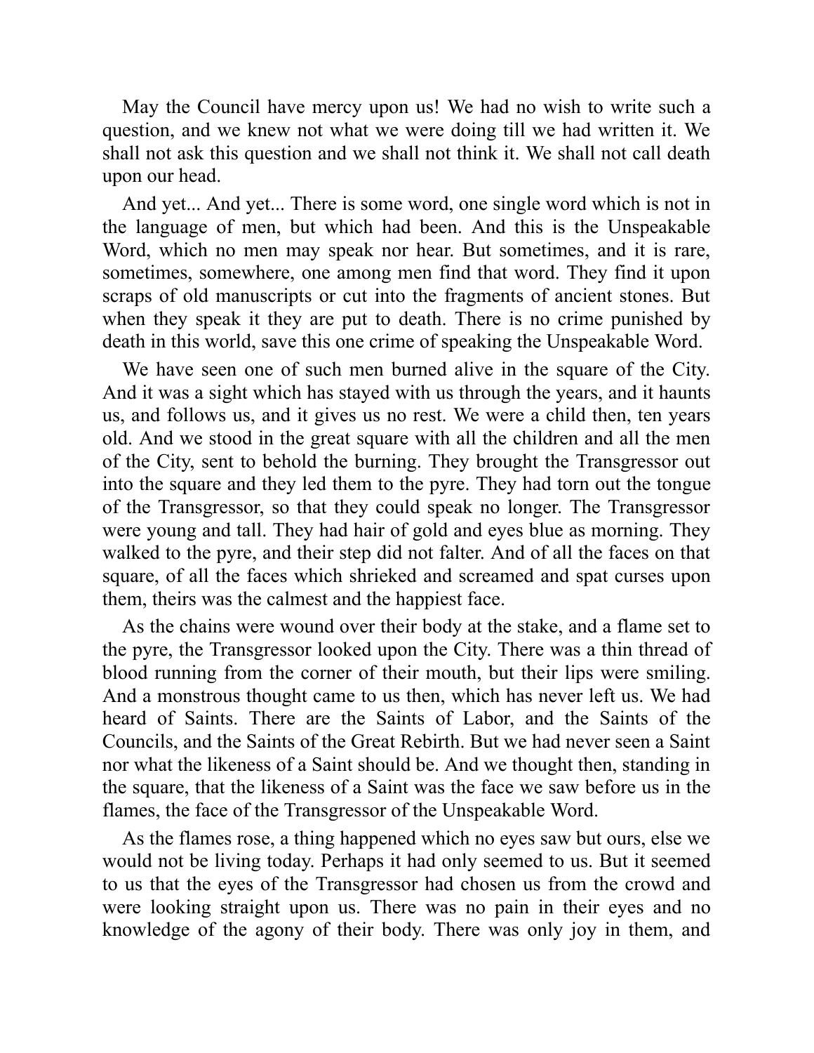May the Council have mercy upon us! We had no wish to write such a question, and we knew not what we were doing till we had written it. We shall not ask this question and we shall not think it. We shall not call death upon our head.

And yet... And yet... There is some word, one single word which is not in the language of men, but which had been. And this is the Unspeakable Word, which no men may speak nor hear. But sometimes, and it is rare, sometimes, somewhere, one among men find that word. They find it upon scraps of old manuscripts or cut into the fragments of ancient stones. But when they speak it they are put to death. There is no crime punished by death in this world, save this one crime of speaking the Unspeakable Word.

We have seen one of such men burned alive in the square of the City. And it was a sight which has stayed with us through the years, and it haunts us, and follows us, and it gives us no rest. We were a child then, ten years old. And we stood in the great square with all the children and all the men of the City, sent to behold the burning. They brought the Transgressor out into the square and they led them to the pyre. They had torn out the tongue of the Transgressor, so that they could speak no longer. The Transgressor were young and tall. They had hair of gold and eyes blue as morning. They walked to the pyre, and their step did not falter. And of all the faces on that square, of all the faces which shrieked and screamed and spat curses upon them, theirs was the calmest and the happiest face.

As the chains were wound over their body at the stake, and a flame set to the pyre, the Transgressor looked upon the City. There was a thin thread of blood running from the corner of their mouth, but their lips were smiling. And a monstrous thought came to us then, which has never left us. We had heard of Saints. There are the Saints of Labor, and the Saints of the Councils, and the Saints of the Great Rebirth. But we had never seen a Saint nor what the likeness of a Saint should be. And we thought then, standing in the square, that the likeness of a Saint was the face we saw before us in the flames, the face of the Transgressor of the Unspeakable Word.

As the flames rose, a thing happened which no eyes saw but ours, else we would not be living today. Perhaps it had only seemed to us. But it seemed to us that the eyes of the Transgressor had chosen us from the crowd and were looking straight upon us. There was no pain in their eyes and no knowledge of the agony of their body. There was only joy in them, and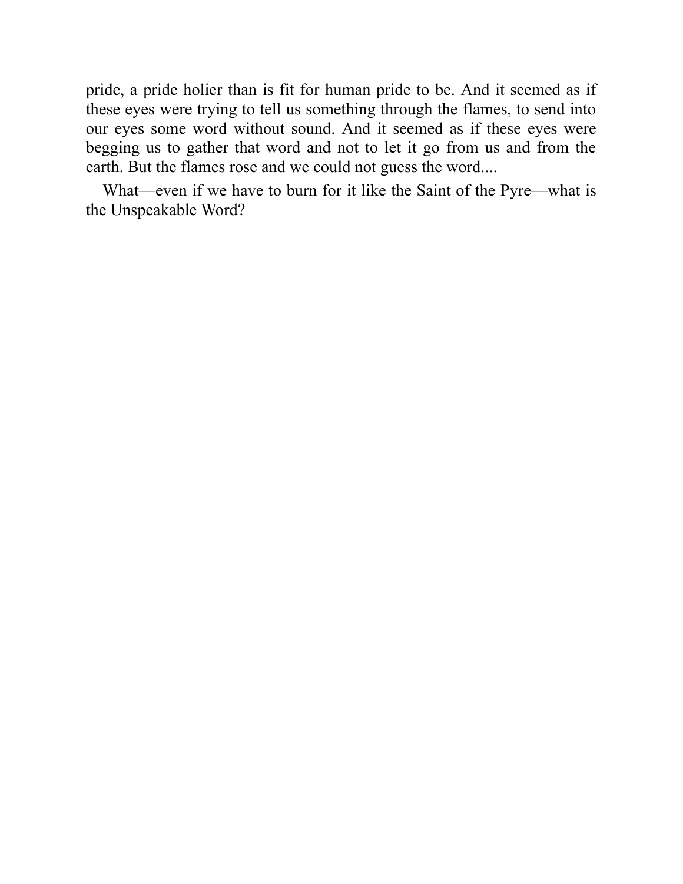pride, a pride holier than is fit for human pride to be. And it seemed as if these eyes were trying to tell us something through the flames, to send into our eyes some word without sound. And it seemed as if these eyes were begging us to gather that word and not to let it go from us and from the earth. But the flames rose and we could not guess the word....

What—even if we have to burn for it like the Saint of the Pyre—what is the Unspeakable Word?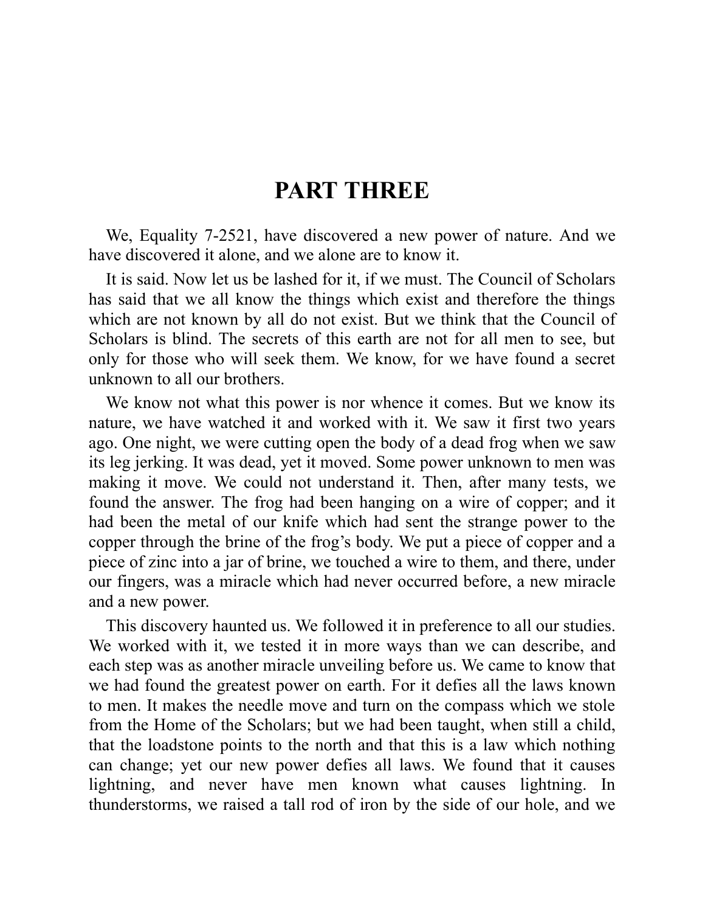# PART THREE

We, Equality 7-2521, have discovered a new power of nature. And we have discovered it alone, and we alone are to know it.

It is said. Now let us be lashed for it, if we must. The Council of Scholars has said that we all know the things which exist and therefore the things which are not known by all do not exist. But we think that the Council of Scholars is blind. The secrets of this earth are not for all men to see, but only for those who will seek them. We know, for we have found a secret unknown to all our brothers.

We know not what this power is nor whence it comes. But we know its nature, we have watched it and worked with it. We saw it first two years ago. One night, we were cutting open the body of a dead frog when we saw its leg jerking. It was dead, yet it moved. Some power unknown to men was making it move. We could not understand it. Then, after many tests, we found the answer. The frog had been hanging on a wire of copper; and it had been the metal of our knife which had sent the strange power to the copper through the brine of the frog's body. We put a piece of copper and a piece of zinc into a jar of brine, we touched a wire to them, and there, under our fingers, was a miracle which had never occurred before, a new miracle and a new power.

This discovery haunted us. We followed it in preference to all our studies. We worked with it, we tested it in more ways than we can describe, and each step was as another miracle unveiling before us. We came to know that we had found the greatest power on earth. For it defies all the laws known to men. It makes the needle move and turn on the compass which we stole from the Home of the Scholars; but we had been taught, when still a child, that the loadstone points to the north and that this is a law which nothing can change; yet our new power defies all laws. We found that it causes lightning, and never have men known what causes lightning. In thunderstorms, we raised a tall rod of iron by the side of our hole, and we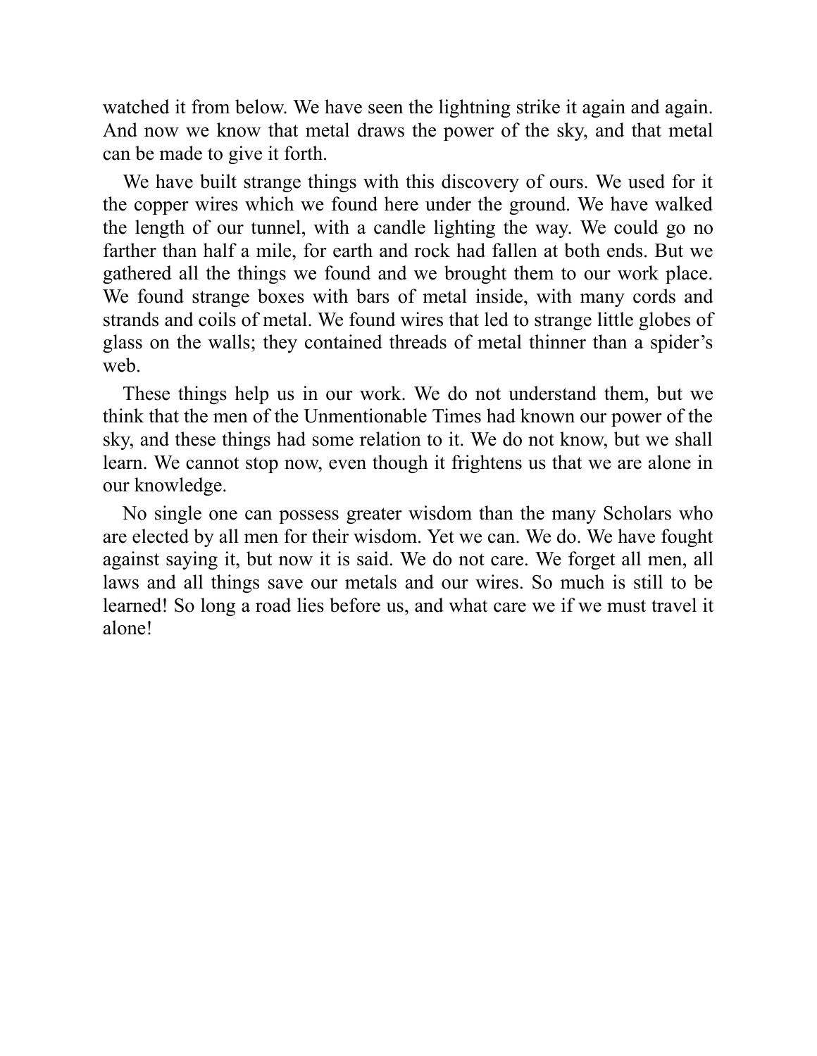watched it from below. We have seen the lightning strike it again and again. And now we know that metal draws the power of the sky, and that metal can be made to give it forth.

We have built strange things with this discovery of ours. We used for it the copper wires which we found here under the ground. We have walked the length of our tunnel, with a candle lighting the way. We could go no farther than half a mile, for earth and rock had fallen at both ends. But we gathered all the things we found and we brought them to our work place. We found strange boxes with bars of metal inside, with many cords and strands and coils of metal. We found wires that led to strange little globes of glass on the walls; they contained threads of metal thinner than a spider's web.

These things help us in our work. We do not understand them, but we think that the men of the Unmentionable Times had known our power of the sky, and these things had some relation to it. We do not know, but we shall learn. We cannot stop now, even though it frightens us that we are alone in our knowledge.

No single one can possess greater wisdom than the many Scholars who are elected by all men for their wisdom. Yet we can. We do. We have fought against saying it, but now it is said. We do not care. We forget all men, all laws and all things save our metals and our wires. So much is still to be learned! So long a road lies before us, and what care we if we must travel it alone!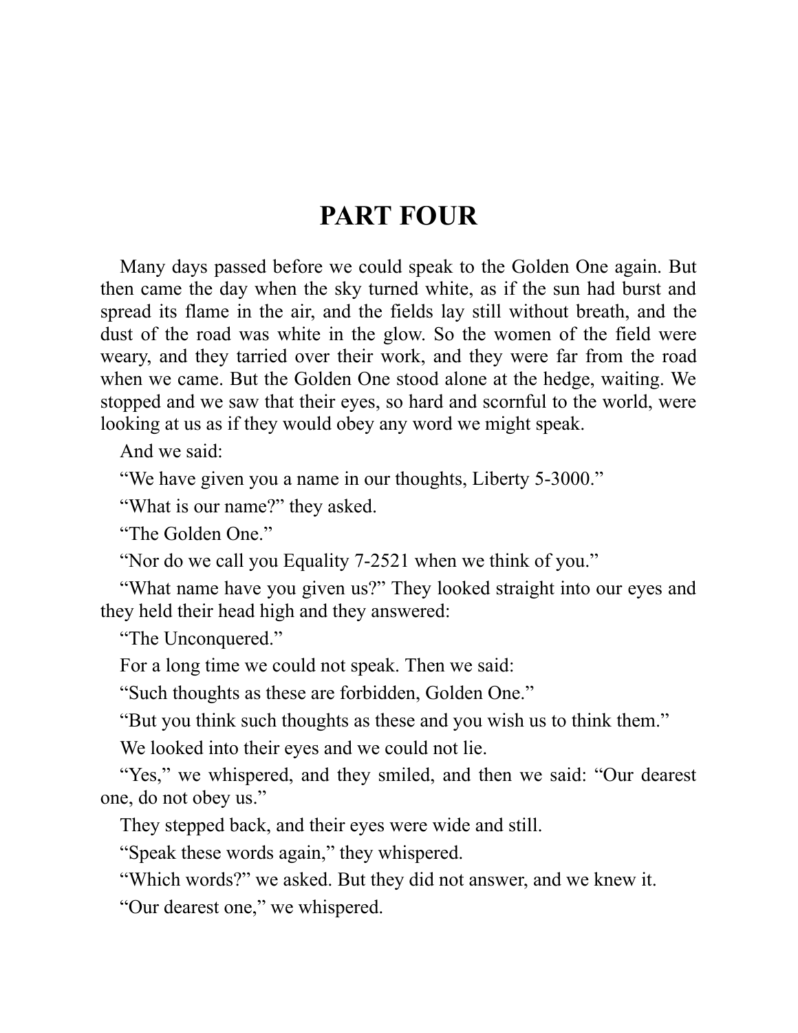# PART FOUR

Many days passed before we could speak to the Golden One again. But then came the day when the sky turned white, as if the sun had burst and spread its flame in the air, and the fields lay still without breath, and the dust of the road was white in the glow. So the women of the field were weary, and they tarried over their work, and they were far from the road when we came. But the Golden One stood alone at the hedge, waiting. We stopped and we saw that their eyes, so hard and scornful to the world, were looking at us as if they would obey any word we might speak.

And we said:

"We have given you a name in our thoughts, Liberty 5-3000."

"What is our name?" they asked.

"The Golden One."

"Nor do we call you Equality 7-2521 when we think of you."

"What name have you given us?" They looked straight into our eyes and they held their head high and they answered:

"The Unconquered."

For a long time we could not speak. Then we said:

"Such thoughts as these are forbidden, Golden One."

"But you think such thoughts as these and you wish us to think them."

We looked into their eyes and we could not lie.

"Yes," we whispered, and they smiled, and then we said: "Our dearest one, do not obey us."

They stepped back, and their eyes were wide and still.

"Speak these words again," they whispered.

"Which words?" we asked. But they did not answer, and we knew it.

"Our dearest one," we whispered.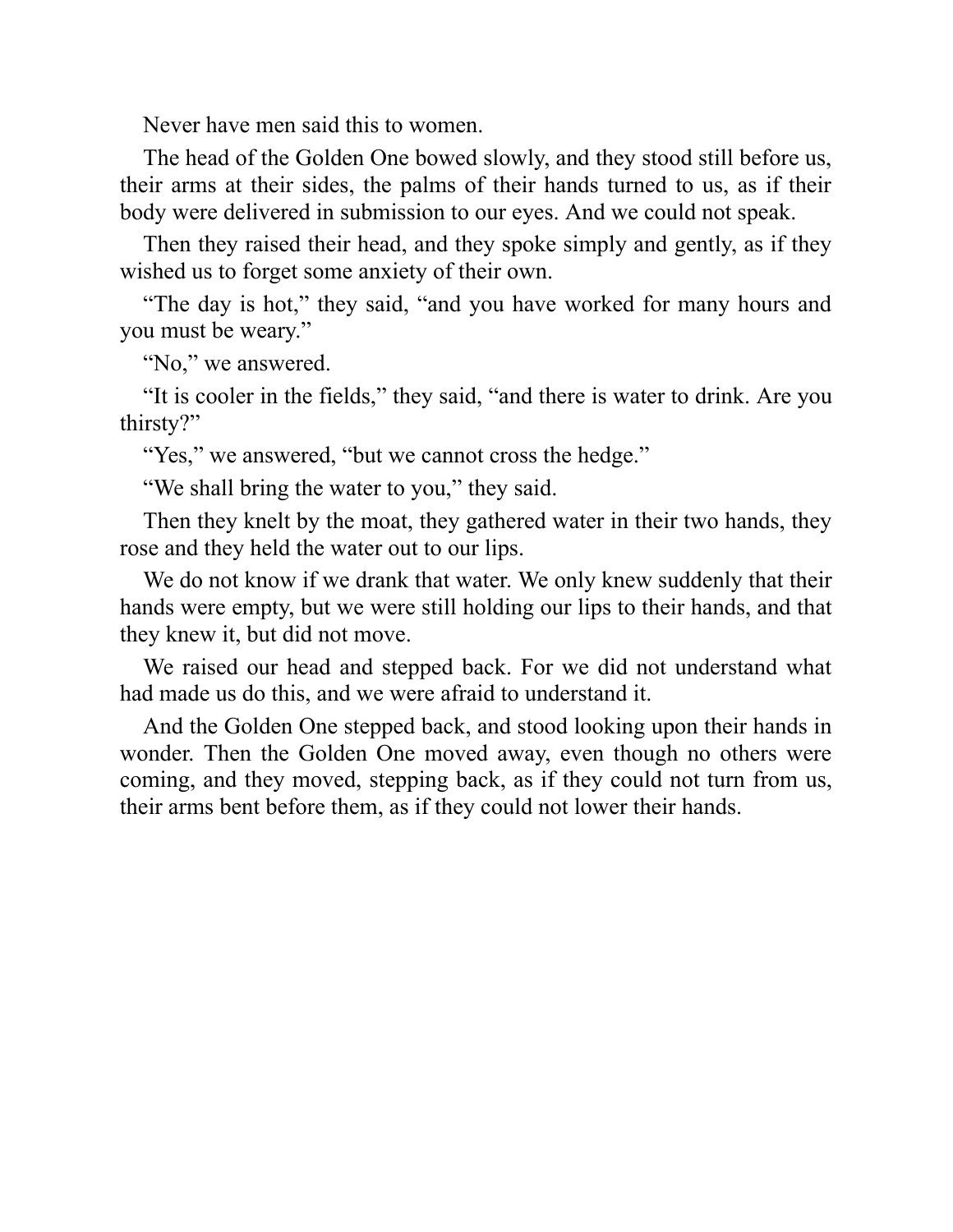Never have men said this to women.

The head of the Golden One bowed slowly, and they stood still before us, their arms at their sides, the palms of their hands turned to us, as if their body were delivered in submission to our eyes. And we could not speak.

Then they raised their head, and they spoke simply and gently, as if they wished us to forget some anxiety of their own.

"The day is hot," they said, "and you have worked for many hours and you must be weary."

"No," we answered.

"It is cooler in the fields," they said, "and there is water to drink. Are you thirsty?"

"Yes," we answered, "but we cannot cross the hedge."

"We shall bring the water to you," they said.

Then they knelt by the moat, they gathered water in their two hands, they rose and they held the water out to our lips.

We do not know if we drank that water. We only knew suddenly that their hands were empty, but we were still holding our lips to their hands, and that they knew it, but did not move.

We raised our head and stepped back. For we did not understand what had made us do this, and we were afraid to understand it.

And the Golden One stepped back, and stood looking upon their hands in wonder. Then the Golden One moved away, even though no others were coming, and they moved, stepping back, as if they could not turn from us, their arms bent before them, as if they could not lower their hands.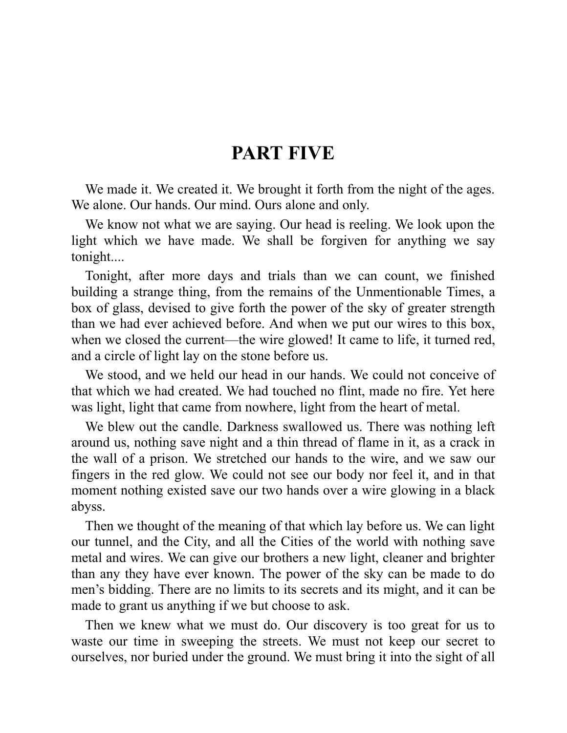# PART FIVE

We made it. We created it. We brought it forth from the night of the ages. We alone. Our hands. Our mind. Ours alone and only.

We know not what we are saying. Our head is reeling. We look upon the light which we have made. We shall be forgiven for anything we say tonight....

Tonight, after more days and trials than we can count, we finished building a strange thing, from the remains of the Unmentionable Times, a box of glass, devised to give forth the power of the sky of greater strength than we had ever achieved before. And when we put our wires to this box, when we closed the current—the wire glowed! It came to life, it turned red, and a circle of light lay on the stone before us.

We stood, and we held our head in our hands. We could not conceive of that which we had created. We had touched no flint, made no fire. Yet here was light, light that came from nowhere, light from the heart of metal.

We blew out the candle. Darkness swallowed us. There was nothing left around us, nothing save night and a thin thread of flame in it, as a crack in the wall of a prison. We stretched our hands to the wire, and we saw our fingers in the red glow. We could not see our body nor feel it, and in that moment nothing existed save our two hands over a wire glowing in a black abyss.

Then we thought of the meaning of that which lay before us. We can light our tunnel, and the City, and all the Cities of the world with nothing save metal and wires. We can give our brothers a new light, cleaner and brighter than any they have ever known. The power of the sky can be made to do men's bidding. There are no limits to its secrets and its might, and it can be made to grant us anything if we but choose to ask.

Then we knew what we must do. Our discovery is too great for us to waste our time in sweeping the streets. We must not keep our secret to ourselves, nor buried under the ground. We must bring it into the sight of all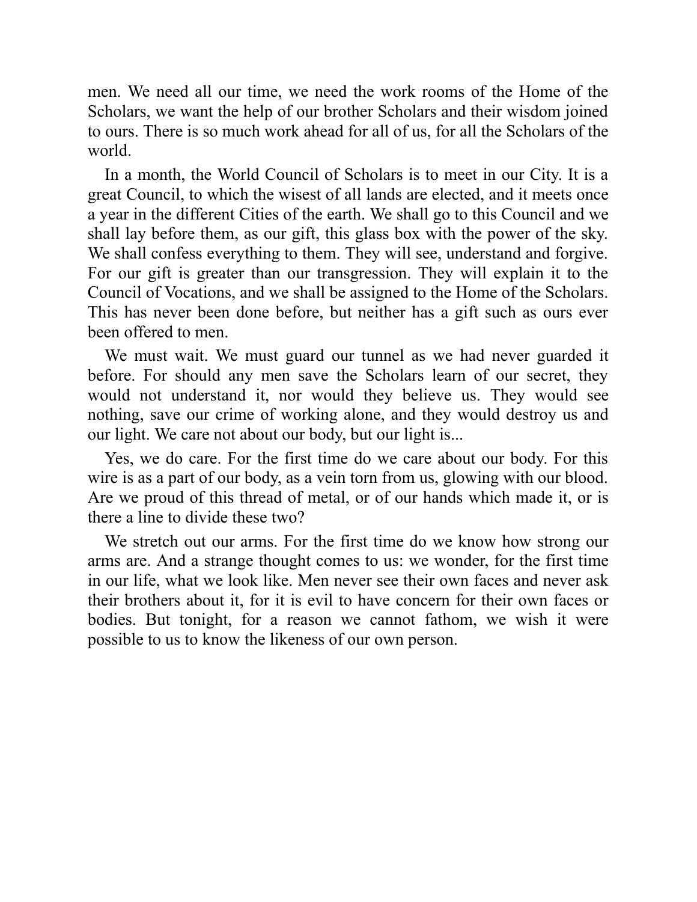men. We need all our time, we need the work rooms of the Home of the Scholars, we want the help of our brother Scholars and their wisdom joined to ours. There is so much work ahead for all of us, for all the Scholars of the world.

In a month, the World Council of Scholars is to meet in our City. It is a great Council, to which the wisest of all lands are elected, and it meets once a year in the different Cities of the earth. We shall go to this Council and we shall lay before them, as our gift, this glass box with the power of the sky. We shall confess everything to them. They will see, understand and forgive. For our gift is greater than our transgression. They will explain it to the Council of Vocations, and we shall be assigned to the Home of the Scholars. This has never been done before, but neither has a gift such as ours ever been offered to men.

We must wait. We must guard our tunnel as we had never guarded it before. For should any men save the Scholars learn of our secret, they would not understand it, nor would they believe us. They would see nothing, save our crime of working alone, and they would destroy us and our light. We care not about our body, but our light is...

Yes, we do care. For the first time do we care about our body. For this wire is as a part of our body, as a vein torn from us, glowing with our blood. Are we proud of this thread of metal, or of our hands which made it, or is there a line to divide these two?

We stretch out our arms. For the first time do we know how strong our arms are. And a strange thought comes to us: we wonder, for the first time in our life, what we look like. Men never see their own faces and never ask their brothers about it, for it is evil to have concern for their own faces or bodies. But tonight, for a reason we cannot fathom, we wish it were possible to us to know the likeness of our own person.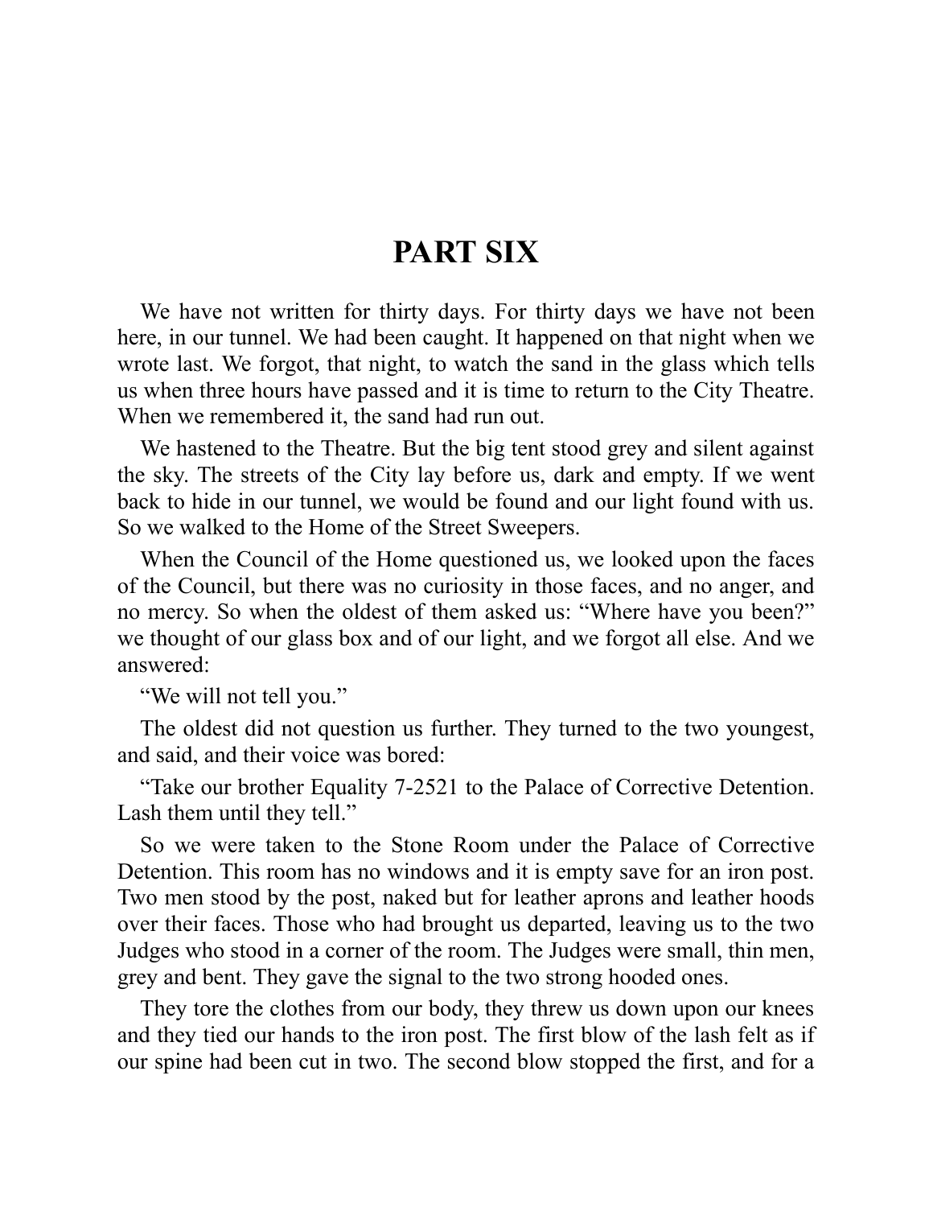# PART SIX

We have not written for thirty days. For thirty days we have not been here, in our tunnel. We had been caught. It happened on that night when we wrote last. We forgot, that night, to watch the sand in the glass which tells us when three hours have passed and it is time to return to the City Theatre. When we remembered it, the sand had run out.

We hastened to the Theatre. But the big tent stood grey and silent against the sky. The streets of the City lay before us, dark and empty. If we went back to hide in our tunnel, we would be found and our light found with us. So we walked to the Home of the Street Sweepers.

When the Council of the Home questioned us, we looked upon the faces of the Council, but there was no curiosity in those faces, and no anger, and no mercy. So when the oldest of them asked us: "Where have you been?" we thought of our glass box and of our light, and we forgot all else. And we answered:

"We will not tell you."

The oldest did not question us further. They turned to the two youngest, and said, and their voice was bored:

"Take our brother Equality 7-2521 to the Palace of Corrective Detention. Lash them until they tell."

So we were taken to the Stone Room under the Palace of Corrective Detention. This room has no windows and it is empty save for an iron post. Two men stood by the post, naked but for leather aprons and leather hoods over their faces. Those who had brought us departed, leaving us to the two Judges who stood in a corner of the room. The Judges were small, thin men, grey and bent. They gave the signal to the two strong hooded ones.

They tore the clothes from our body, they threw us down upon our knees and they tied our hands to the iron post. The first blow of the lash felt as if our spine had been cut in two. The second blow stopped the first, and for a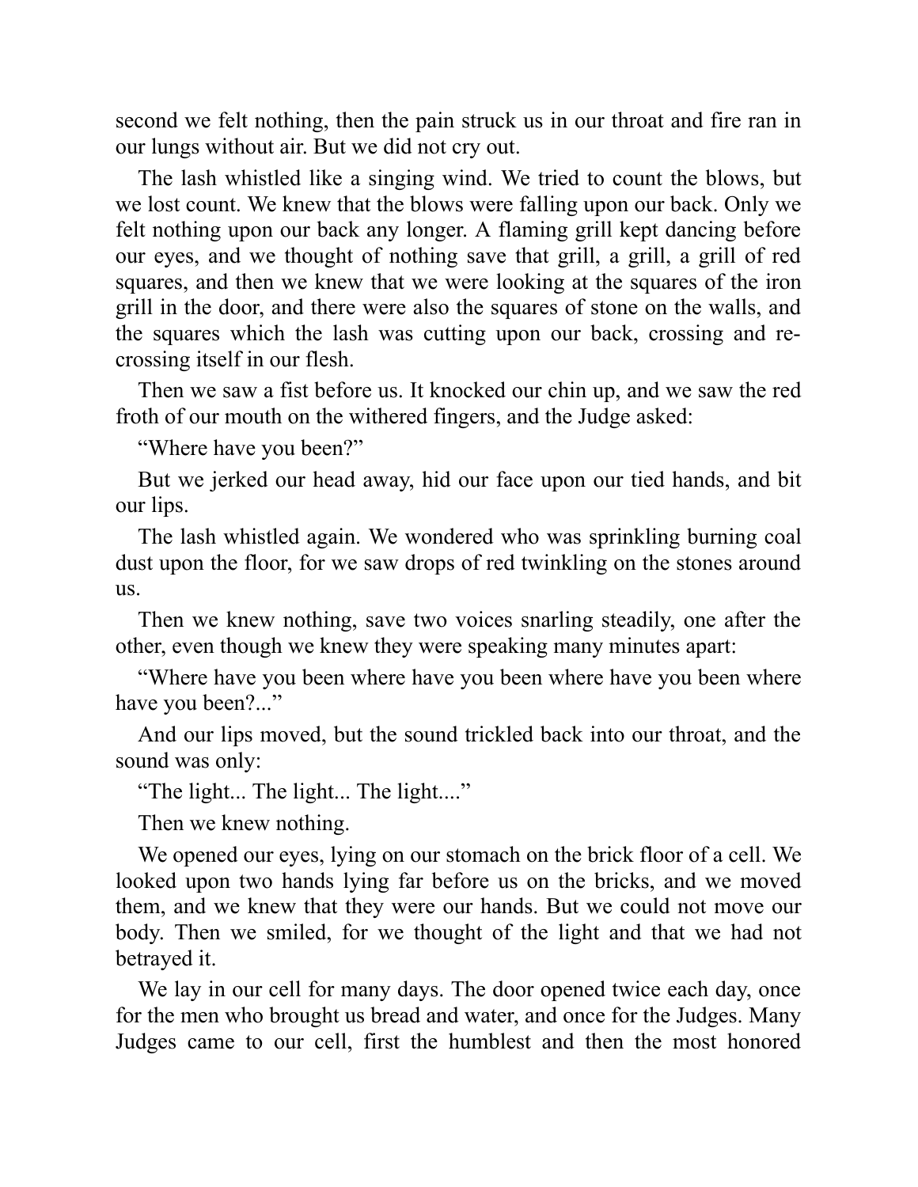second we felt nothing, then the pain struck us in our throat and fire ran in our lungs without air. But we did not cry out.

The lash whistled like a singing wind. We tried to count the blows, but we lost count. We knew that the blows were falling upon our back. Only we felt nothing upon our back any longer. A flaming grill kept dancing before our eyes, and we thought of nothing save that grill, a grill, a grill of red squares, and then we knew that we were looking at the squares of the iron grill in the door, and there were also the squares of stone on the walls, and the squares which the lash was cutting upon our back, crossing and re-crossing itself in our flesh.

Then we saw a fist before us. It knocked our chin up, and we saw the red froth of our mouth on the withered fingers, and the Judge asked:

"Where have you been?"

But we jerked our head away, hid our face upon our tied hands, and bit our lips.

The lash whistled again. We wondered who was sprinkling burning coal dust upon the floor, for we saw drops of red twinkling on the stones around us.

Then we knew nothing, save two voices snarling steadily, one after the other, even though we knew they were speaking many minutes apart:

"Where have you been where have you been where have you been where have you been?..."

And our lips moved, but the sound trickled back into our throat, and the sound was only:

"The light... The light... The light...."

Then we knew nothing.

We opened our eyes, lying on our stomach on the brick floor of a cell. We looked upon two hands lying far before us on the bricks, and we moved them, and we knew that they were our hands. But we could not move our body. Then we smiled, for we thought of the light and that we had not betrayed it.

We lay in our cell for many days. The door opened twice each day, once for the men who brought us bread and water, and once for the Judges. Many Judges came to our cell, first the humblest and then the most honored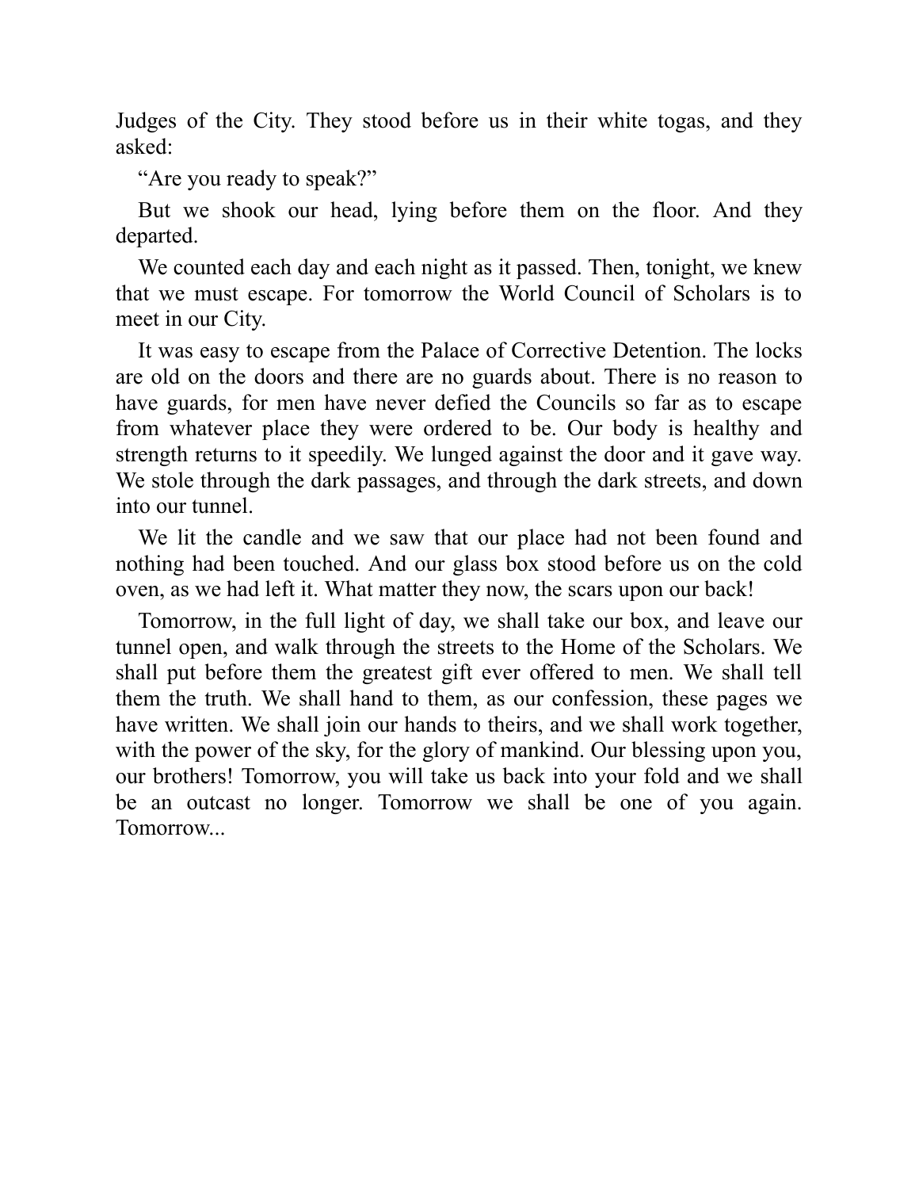Judges of the City. They stood before us in their white togas, and they asked:

"Are you ready to speak?"

But we shook our head, lying before them on the floor. And they departed.

We counted each day and each night as it passed. Then, tonight, we knew that we must escape. For tomorrow the World Council of Scholars is to meet in our City.

It was easy to escape from the Palace of Corrective Detention. The locks are old on the doors and there are no guards about. There is no reason to have guards, for men have never defied the Councils so far as to escape from whatever place they were ordered to be. Our body is healthy and strength returns to it speedily. We lunged against the door and it gave way. We stole through the dark passages, and through the dark streets, and down into our tunnel.

We lit the candle and we saw that our place had not been found and nothing had been touched. And our glass box stood before us on the cold oven, as we had left it. What matter they now, the scars upon our back!

Tomorrow, in the full light of day, we shall take our box, and leave our tunnel open, and walk through the streets to the Home of the Scholars. We shall put before them the greatest gift ever offered to men. We shall tell them the truth. We shall hand to them, as our confession, these pages we have written. We shall join our hands to theirs, and we shall work together, with the power of the sky, for the glory of mankind. Our blessing upon you, our brothers! Tomorrow, you will take us back into your fold and we shall be an outcast no longer. Tomorrow we shall be one of you again. Tomorrow...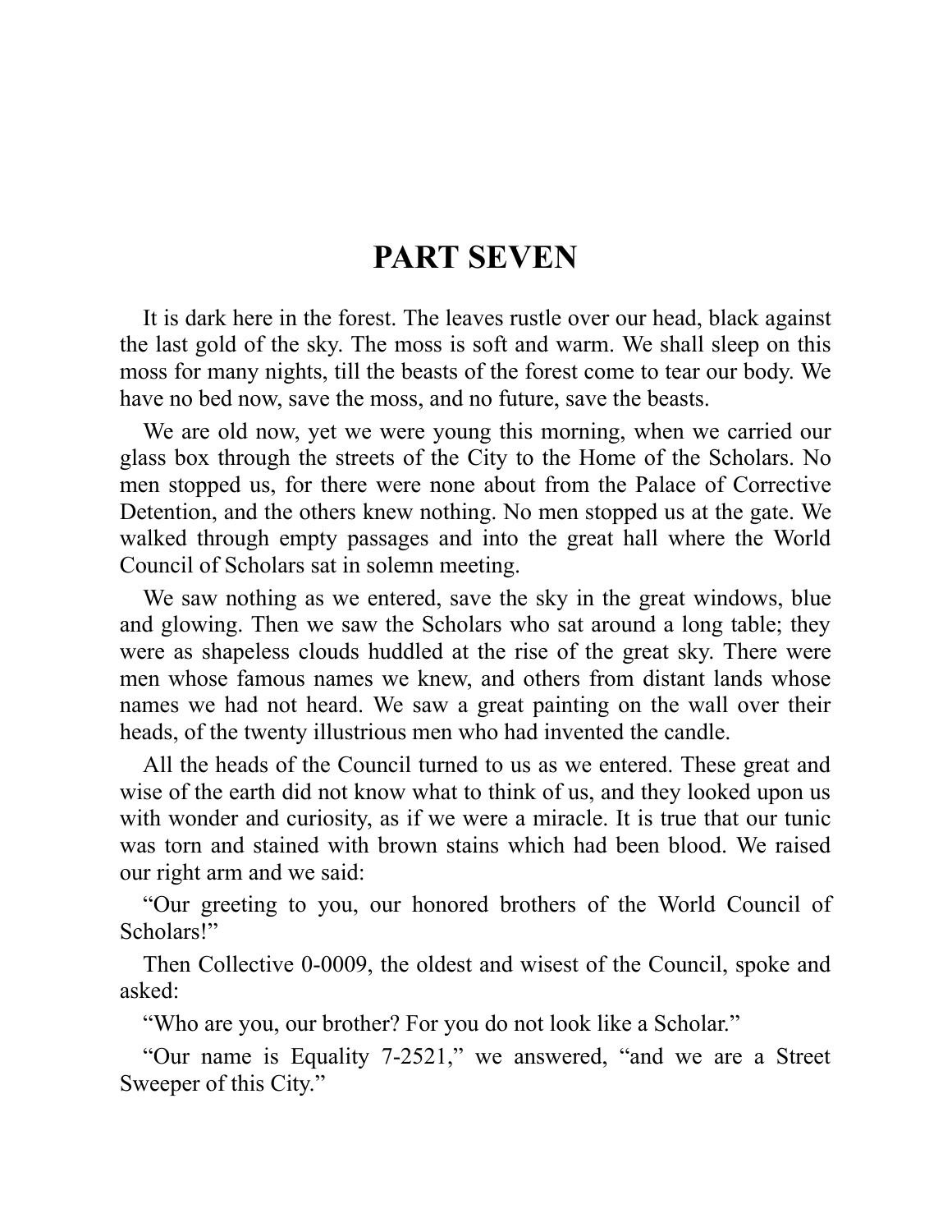# PART SEVEN

It is dark here in the forest. The leaves rustle over our head, black against the last gold of the sky. The moss is soft and warm. We shall sleep on this moss for many nights, till the beasts of the forest come to tear our body. We have no bed now, save the moss, and no future, save the beasts.

We are old now, yet we were young this morning, when we carried our glass box through the streets of the City to the Home of the Scholars. No men stopped us, for there were none about from the Palace of Corrective Detention, and the others knew nothing. No men stopped us at the gate. We walked through empty passages and into the great hall where the World Council of Scholars sat in solemn meeting.

We saw nothing as we entered, save the sky in the great windows, blue and glowing. Then we saw the Scholars who sat around a long table; they were as shapeless clouds huddled at the rise of the great sky. There were men whose famous names we knew, and others from distant lands whose names we had not heard. We saw a great painting on the wall over their heads, of the twenty illustrious men who had invented the candle.

All the heads of the Council turned to us as we entered. These great and wise of the earth did not know what to think of us, and they looked upon us with wonder and curiosity, as if we were a miracle. It is true that our tunic was torn and stained with brown stains which had been blood. We raised our right arm and we said:

"Our greeting to you, our honored brothers of the World Council of Scholars!"

Then Collective 0-0009, the oldest and wisest of the Council, spoke and asked:

"Who are you, our brother? For you do not look like a Scholar."

"Our name is Equality 7-2521," we answered, "and we are a Street Sweeper of this City."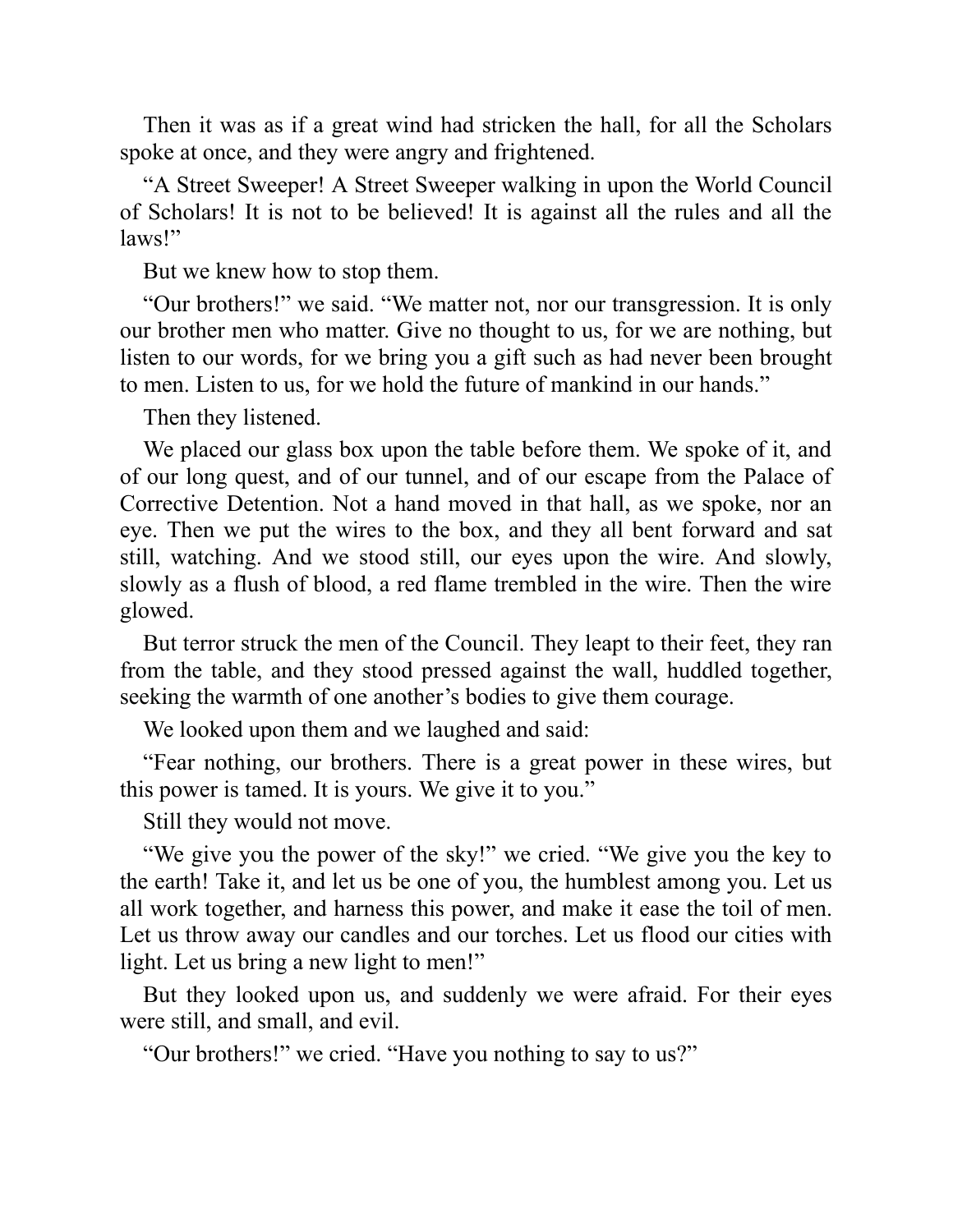Then it was as if a great wind had stricken the hall, for all the Scholars spoke at once, and they were angry and frightened.

"A Street Sweeper! A Street Sweeper walking in upon the World Council of Scholars! It is not to be believed! It is against all the rules and all the laws!"

But we knew how to stop them.

"Our brothers!" we said. "We matter not, nor our transgression. It is only our brother men who matter. Give no thought to us, for we are nothing, but listen to our words, for we bring you a gift such as had never been brought to men. Listen to us, for we hold the future of mankind in our hands."

Then they listened.

We placed our glass box upon the table before them. We spoke of it, and of our long quest, and of our tunnel, and of our escape from the Palace of Corrective Detention. Not a hand moved in that hall, as we spoke, nor an eye. Then we put the wires to the box, and they all bent forward and sat still, watching. And we stood still, our eyes upon the wire. And slowly, slowly as a flush of blood, a red flame trembled in the wire. Then the wire glowed.

But terror struck the men of the Council. They leapt to their feet, they ran from the table, and they stood pressed against the wall, huddled together, seeking the warmth of one another's bodies to give them courage.

We looked upon them and we laughed and said:

"Fear nothing, our brothers. There is a great power in these wires, but this power is tamed. It is yours. We give it to you."

Still they would not move.

"We give you the power of the sky!" we cried. "We give you the key to the earth! Take it, and let us be one of you, the humblest among you. Let us all work together, and harness this power, and make it ease the toil of men. Let us throw away our candles and our torches. Let us flood our cities with light. Let us bring a new light to men!"

But they looked upon us, and suddenly we were afraid. For their eyes were still, and small, and evil.

"Our brothers!" we cried. "Have you nothing to say to us?"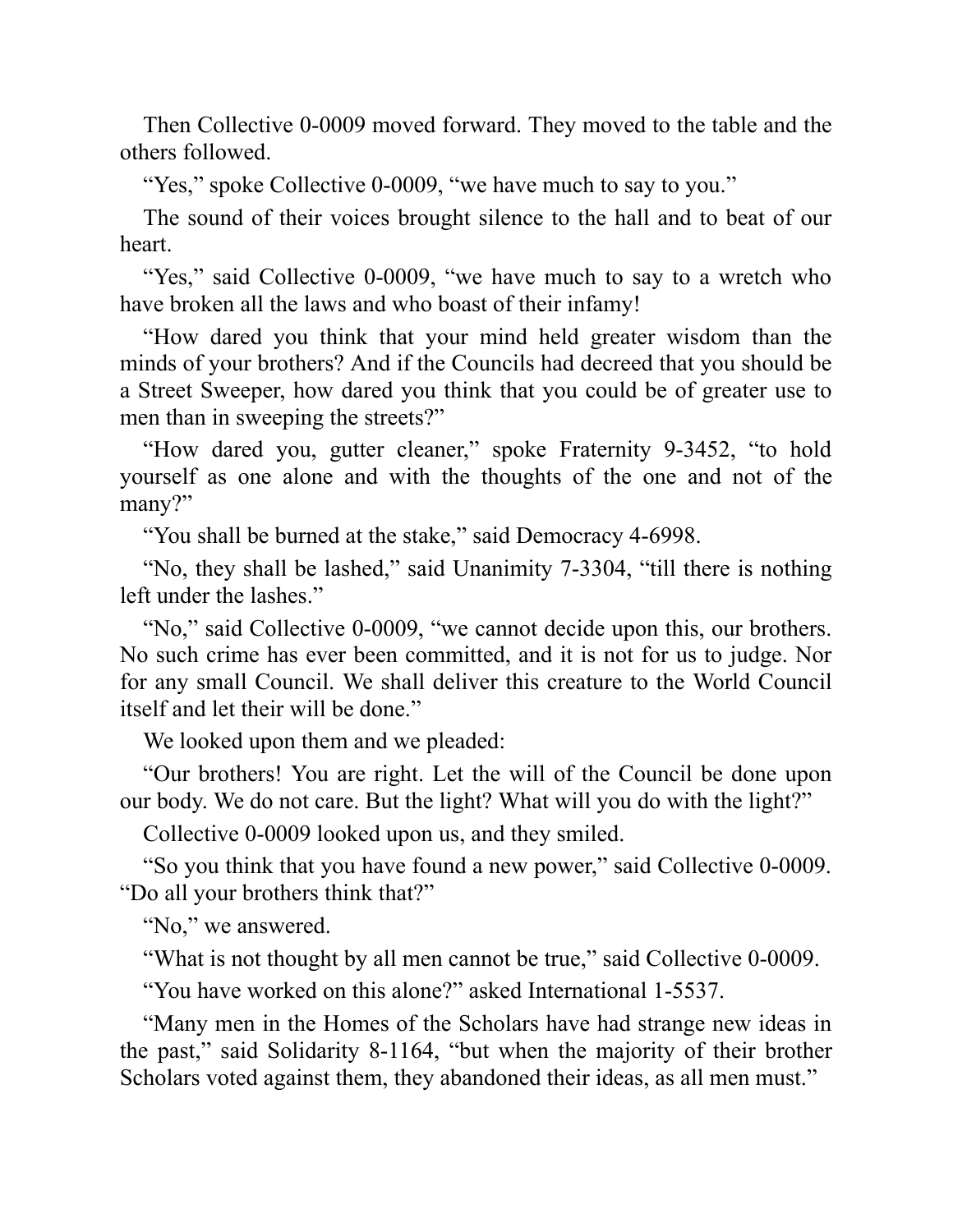Then Collective 0-0009 moved forward. They moved to the table and the others followed.

"Yes," spoke Collective 0-0009, "we have much to say to you."

The sound of their voices brought silence to the hall and to beat of our heart.

"Yes," said Collective 0-0009, "we have much to say to a wretch who have broken all the laws and who boast of their infamy!

"How dared you think that your mind held greater wisdom than the minds of your brothers? And if the Councils had decreed that you should be a Street Sweeper, how dared you think that you could be of greater use to men than in sweeping the streets?"

"How dared you, gutter cleaner," spoke Fraternity 9-3452, "to hold yourself as one alone and with the thoughts of the one and not of the many?"

"You shall be burned at the stake," said Democracy 4-6998.

"No, they shall be lashed," said Unanimity 7-3304, "till there is nothing left under the lashes."

"No," said Collective 0-0009, "we cannot decide upon this, our brothers. No such crime has ever been committed, and it is not for us to judge. Nor for any small Council. We shall deliver this creature to the World Council itself and let their will be done."

We looked upon them and we pleaded:

"Our brothers! You are right. Let the will of the Council be done upon our body. We do not care. But the light? What will you do with the light?"

Collective 0-0009 looked upon us, and they smiled.

"So you think that you have found a new power," said Collective 0-0009. "Do all your brothers think that?"

"No," we answered.

"What is not thought by all men cannot be true," said Collective 0-0009.

"You have worked on this alone?" asked International 1-5537.

"Many men in the Homes of the Scholars have had strange new ideas in the past," said Solidarity 8-1164, "but when the majority of their brother Scholars voted against them, they abandoned their ideas, as all men must."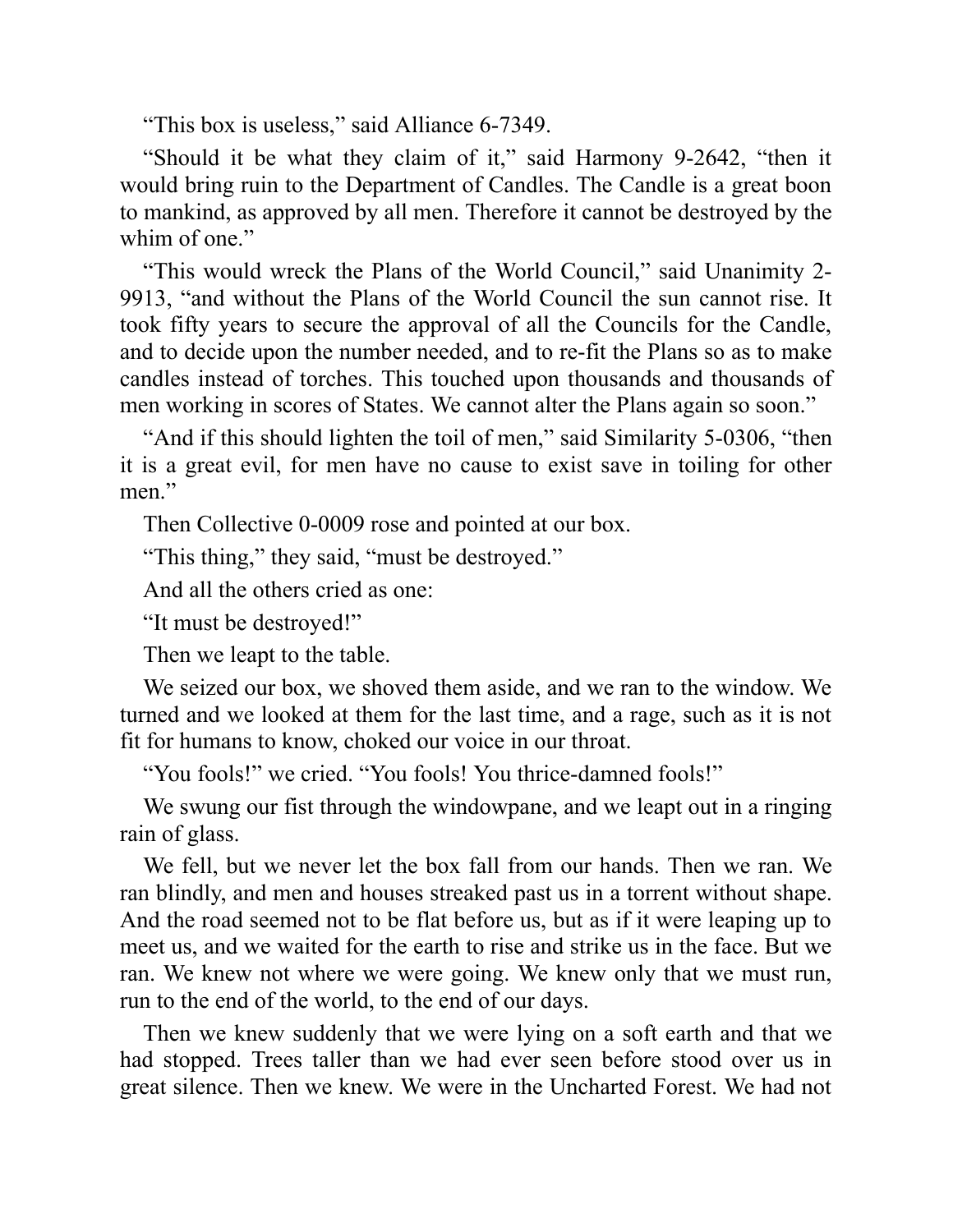“This box is useless,” said Alliance 6-7349.

“Should it be what they claim of it,” said Harmony 9-2642, “then it would bring ruin to the Department of Candles. The Candle is a great boon to mankind, as approved by all men. Therefore it cannot be destroyed by the whim of one.”

“This would wreck the Plans of the World Council,” said Unanimity 2-9913, “and without the Plans of the World Council the sun cannot rise. It took fifty years to secure the approval of all the Councils for the Candle, and to decide upon the number needed, and to re-fit the Plans so as to make candles instead of torches. This touched upon thousands and thousands of men working in scores of States. We cannot alter the Plans again so soon.”

“And if this should lighten the toil of men,” said Similarity 5-0306, “then it is a great evil, for men have no cause to exist save in toiling for other men.”

Then Collective 0-0009 rose and pointed at our box.

“This thing,” they said, “must be destroyed.”

And all the others cried as one:

“It must be destroyed!”

Then we leapt to the table.

We seized our box, we shoved them aside, and we ran to the window. We turned and we looked at them for the last time, and a rage, such as it is not fit for humans to know, choked our voice in our throat.

“You fools!” we cried. “You fools! You thrice-damned fools!”

We swung our fist through the windowpane, and we leapt out in a ringing rain of glass.

We fell, but we never let the box fall from our hands. Then we ran. We ran blindly, and men and houses streaked past us in a torrent without shape. And the road seemed not to be flat before us, but as if it were leaping up to meet us, and we waited for the earth to rise and strike us in the face. But we ran. We knew not where we were going. We knew only that we must run, run to the end of the world, to the end of our days.

Then we knew suddenly that we were lying on a soft earth and that we had stopped. Trees taller than we had ever seen before stood over us in great silence. Then we knew. We were in the Uncharted Forest. We had not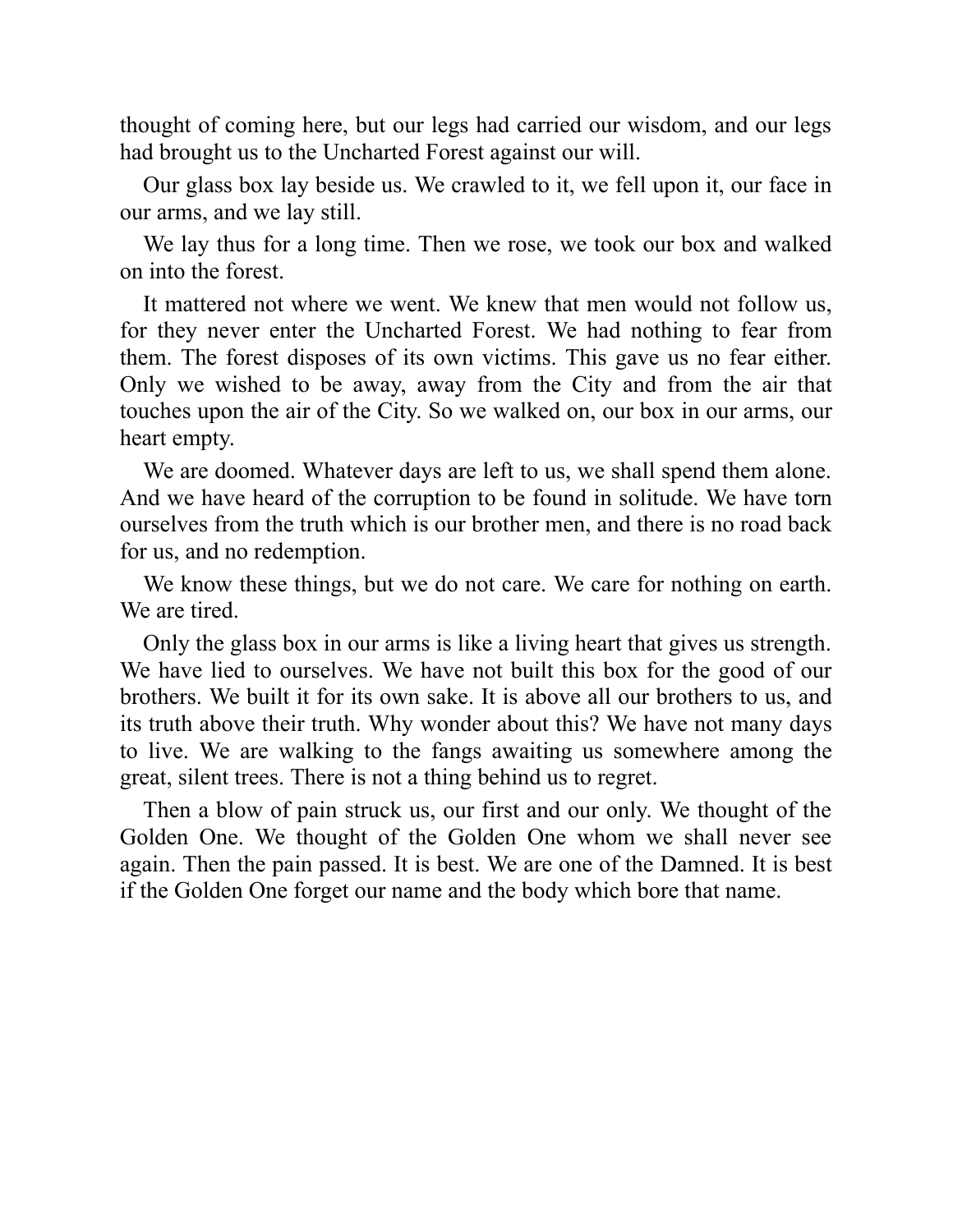thought of coming here, but our legs had carried our wisdom, and our legs had brought us to the Uncharted Forest against our will.

Our glass box lay beside us. We crawled to it, we fell upon it, our face in our arms, and we lay still.

We lay thus for a long time. Then we rose, we took our box and walked on into the forest.

It mattered not where we went. We knew that men would not follow us, for they never enter the Uncharted Forest. We had nothing to fear from them. The forest disposes of its own victims. This gave us no fear either. Only we wished to be away, away from the City and from the air that touches upon the air of the City. So we walked on, our box in our arms, our heart empty.

We are doomed. Whatever days are left to us, we shall spend them alone. And we have heard of the corruption to be found in solitude. We have torn ourselves from the truth which is our brother men, and there is no road back for us, and no redemption.

We know these things, but we do not care. We care for nothing on earth. We are tired.

Only the glass box in our arms is like a living heart that gives us strength. We have lied to ourselves. We have not built this box for the good of our brothers. We built it for its own sake. It is above all our brothers to us, and its truth above their truth. Why wonder about this? We have not many days to live. We are walking to the fangs awaiting us somewhere among the great, silent trees. There is not a thing behind us to regret.

Then a blow of pain struck us, our first and our only. We thought of the Golden One. We thought of the Golden One whom we shall never see again. Then the pain passed. It is best. We are one of the Damned. It is best if the Golden One forget our name and the body which bore that name.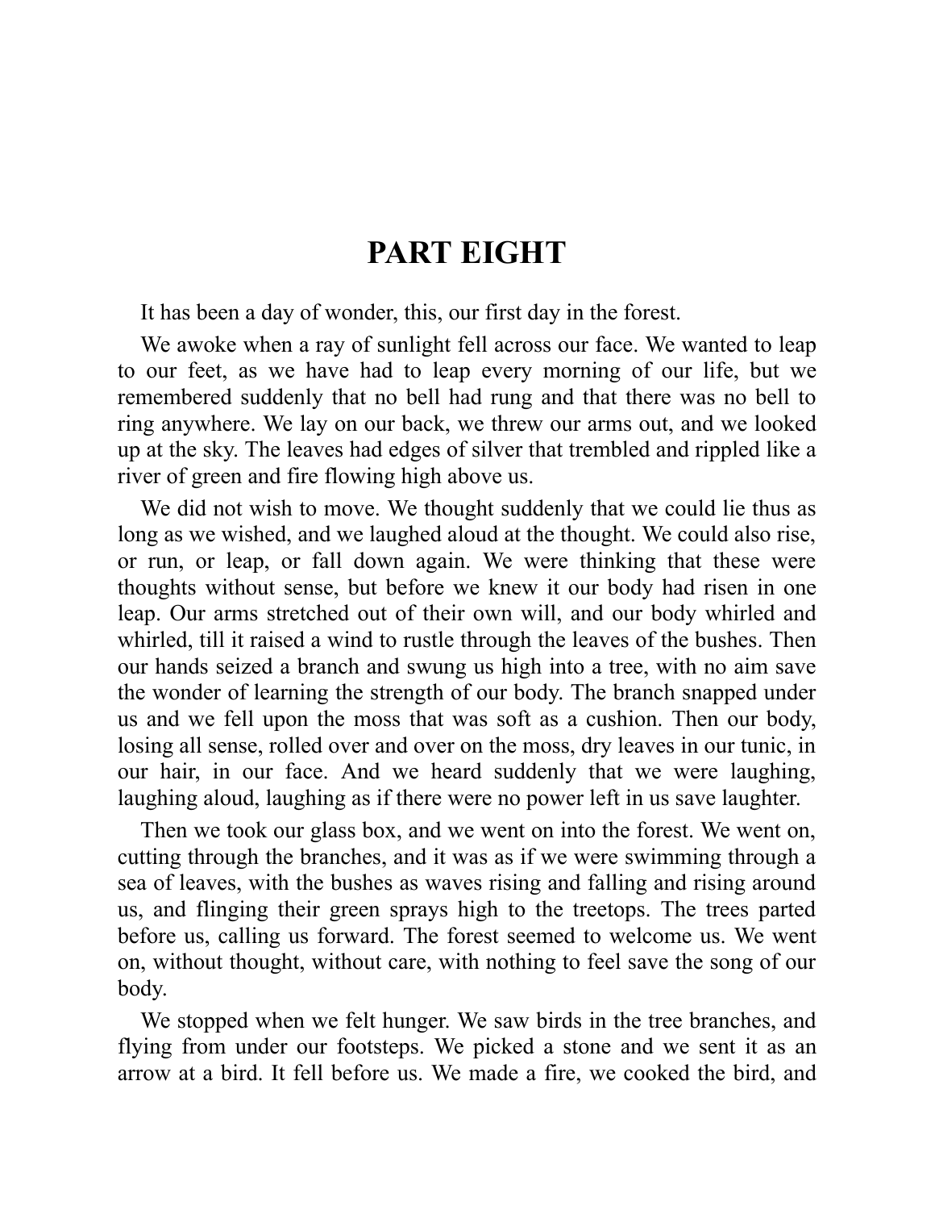# PART EIGHT

It has been a day of wonder, this, our first day in the forest.

We awoke when a ray of sunlight fell across our face. We wanted to leap to our feet, as we have had to leap every morning of our life, but we remembered suddenly that no bell had rung and that there was no bell to ring anywhere. We lay on our back, we threw our arms out, and we looked up at the sky. The leaves had edges of silver that trembled and rippled like a river of green and fire flowing high above us.

We did not wish to move. We thought suddenly that we could lie thus as long as we wished, and we laughed aloud at the thought. We could also rise, or run, or leap, or fall down again. We were thinking that these were thoughts without sense, but before we knew it our body had risen in one leap. Our arms stretched out of their own will, and our body whirled and whirled, till it raised a wind to rustle through the leaves of the bushes. Then our hands seized a branch and swung us high into a tree, with no aim save the wonder of learning the strength of our body. The branch snapped under us and we fell upon the moss that was soft as a cushion. Then our body, losing all sense, rolled over and over on the moss, dry leaves in our tunic, in our hair, in our face. And we heard suddenly that we were laughing, laughing aloud, laughing as if there were no power left in us save laughter.

Then we took our glass box, and we went on into the forest. We went on, cutting through the branches, and it was as if we were swimming through a sea of leaves, with the bushes as waves rising and falling and rising around us, and flinging their green sprays high to the treetops. The trees parted before us, calling us forward. The forest seemed to welcome us. We went on, without thought, without care, with nothing to feel save the song of our body.

We stopped when we felt hunger. We saw birds in the tree branches, and flying from under our footsteps. We picked a stone and we sent it as an arrow at a bird. It fell before us. We made a fire, we cooked the bird, and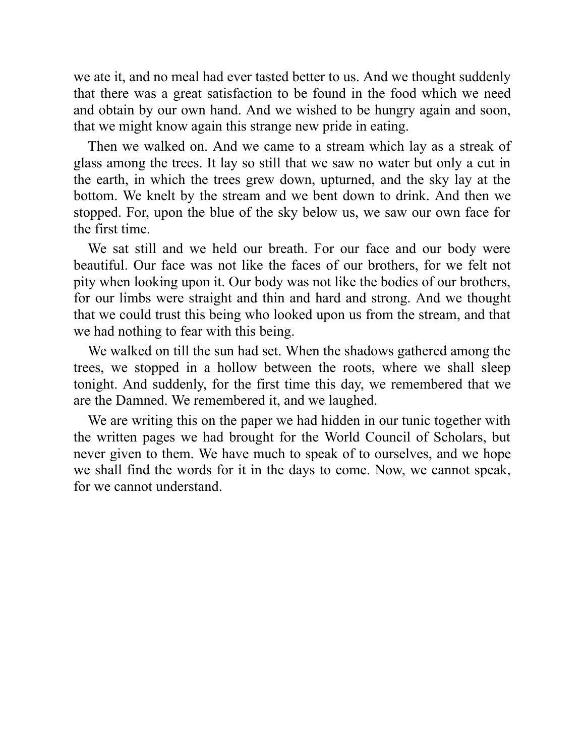we ate it, and no meal had ever tasted better to us. And we thought suddenly that there was a great satisfaction to be found in the food which we need and obtain by our own hand. And we wished to be hungry again and soon, that we might know again this strange new pride in eating.

Then we walked on. And we came to a stream which lay as a streak of glass among the trees. It lay so still that we saw no water but only a cut in the earth, in which the trees grew down, upturned, and the sky lay at the bottom. We knelt by the stream and we bent down to drink. And then we stopped. For, upon the blue of the sky below us, we saw our own face for the first time.

We sat still and we held our breath. For our face and our body were beautiful. Our face was not like the faces of our brothers, for we felt not pity when looking upon it. Our body was not like the bodies of our brothers, for our limbs were straight and thin and hard and strong. And we thought that we could trust this being who looked upon us from the stream, and that we had nothing to fear with this being.

We walked on till the sun had set. When the shadows gathered among the trees, we stopped in a hollow between the roots, where we shall sleep tonight. And suddenly, for the first time this day, we remembered that we are the Damned. We remembered it, and we laughed.

We are writing this on the paper we had hidden in our tunic together with the written pages we had brought for the World Council of Scholars, but never given to them. We have much to speak of to ourselves, and we hope we shall find the words for it in the days to come. Now, we cannot speak, for we cannot understand.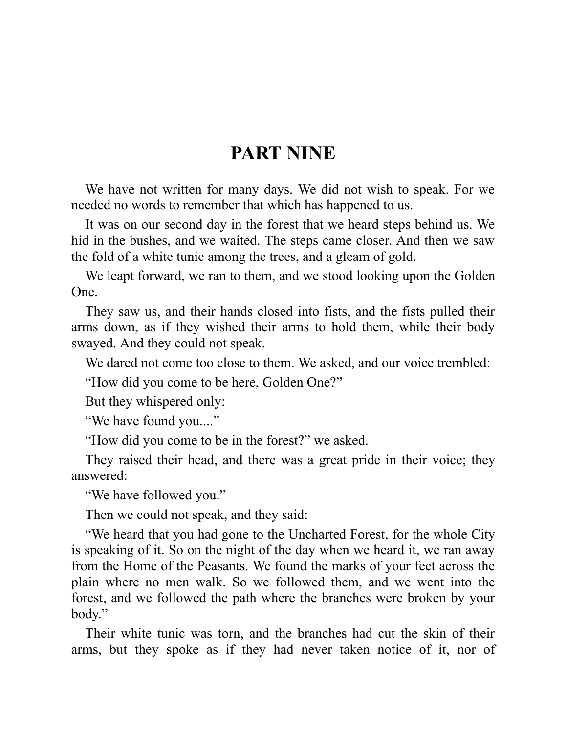# PART NINE

We have not written for many days. We did not wish to speak. For we needed no words to remember that which has happened to us.

It was on our second day in the forest that we heard steps behind us. We hid in the bushes, and we waited. The steps came closer. And then we saw the fold of a white tunic among the trees, and a gleam of gold.

We leapt forward, we ran to them, and we stood looking upon the Golden One.

They saw us, and their hands closed into fists, and the fists pulled their arms down, as if they wished their arms to hold them, while their body swayed. And they could not speak.

We dared not come too close to them. We asked, and our voice trembled:

"How did you come to be here, Golden One?"

But they whispered only:

"We have found you...."

"How did you come to be in the forest?" we asked.

They raised their head, and there was a great pride in their voice; they answered:

"We have followed you."

Then we could not speak, and they said:

"We heard that you had gone to the Uncharted Forest, for the whole City is speaking of it. So on the night of the day when we heard it, we ran away from the Home of the Peasants. We found the marks of your feet across the plain where no men walk. So we followed them, and we went into the forest, and we followed the path where the branches were broken by your body."

Their white tunic was torn, and the branches had cut the skin of their arms, but they spoke as if they had never taken notice of it, nor of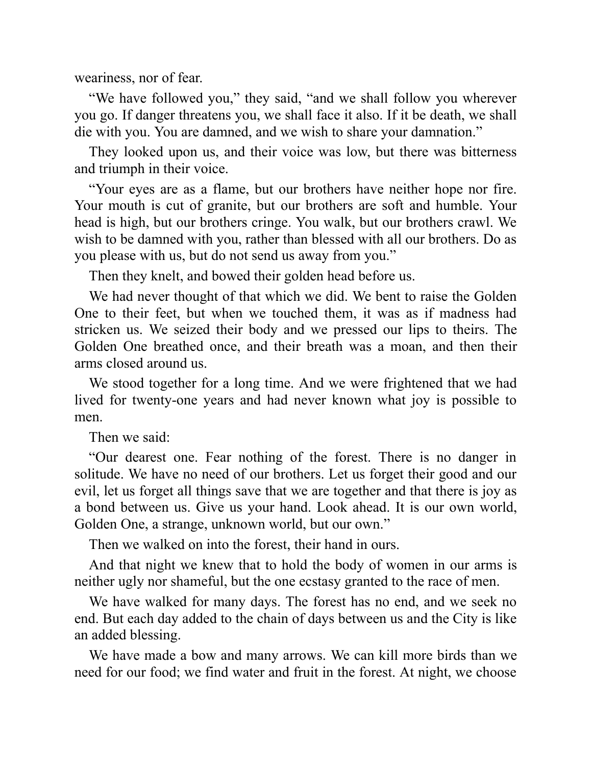weariness, nor of fear.

"We have followed you," they said, "and we shall follow you wherever you go. If danger threatens you, we shall face it also. If it be death, we shall die with you. You are damned, and we wish to share your damnation."

They looked upon us, and their voice was low, but there was bitterness and triumph in their voice.

"Your eyes are as a flame, but our brothers have neither hope nor fire. Your mouth is cut of granite, but our brothers are soft and humble. Your head is high, but our brothers cringe. You walk, but our brothers crawl. We wish to be damned with you, rather than blessed with all our brothers. Do as you please with us, but do not send us away from you."

Then they knelt, and bowed their golden head before us.

We had never thought of that which we did. We bent to raise the Golden One to their feet, but when we touched them, it was as if madness had stricken us. We seized their body and we pressed our lips to theirs. The Golden One breathed once, and their breath was a moan, and then their arms closed around us.

We stood together for a long time. And we were frightened that we had lived for twenty-one years and had never known what joy is possible to men.

Then we said:

"Our dearest one. Fear nothing of the forest. There is no danger in solitude. We have no need of our brothers. Let us forget their good and our evil, let us forget all things save that we are together and that there is joy as a bond between us. Give us your hand. Look ahead. It is our own world, Golden One, a strange, unknown world, but our own."

Then we walked on into the forest, their hand in ours.

And that night we knew that to hold the body of women in our arms is neither ugly nor shameful, but the one ecstasy granted to the race of men.

We have walked for many days. The forest has no end, and we seek no end. But each day added to the chain of days between us and the City is like an added blessing.

We have made a bow and many arrows. We can kill more birds than we need for our food; we find water and fruit in the forest. At night, we choose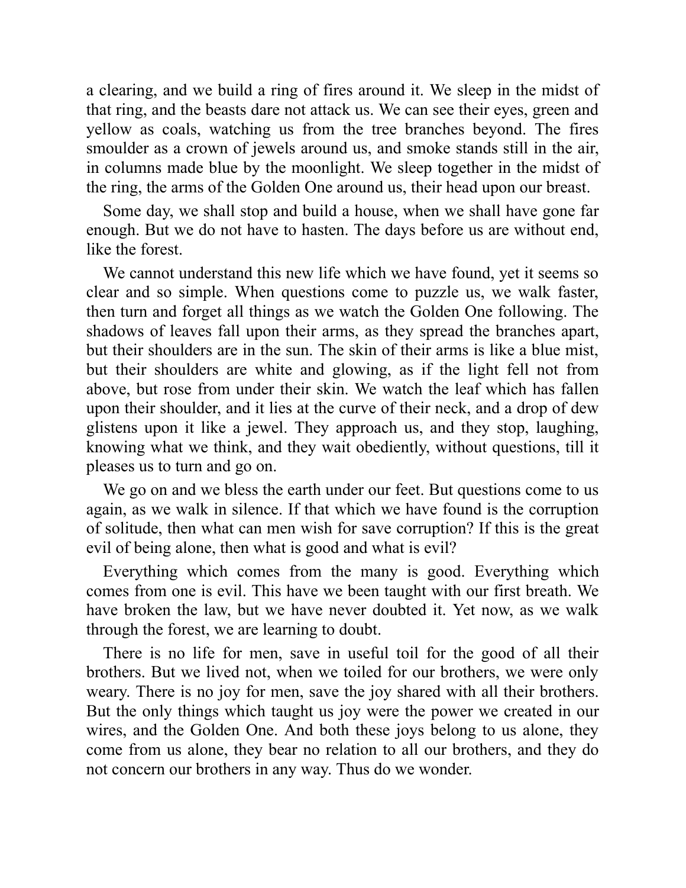a clearing, and we build a ring of fires around it. We sleep in the midst of that ring, and the beasts dare not attack us. We can see their eyes, green and yellow as coals, watching us from the tree branches beyond. The fires smoulder as a crown of jewels around us, and smoke stands still in the air, in columns made blue by the moonlight. We sleep together in the midst of the ring, the arms of the Golden One around us, their head upon our breast.

Some day, we shall stop and build a house, when we shall have gone far enough. But we do not have to hasten. The days before us are without end, like the forest.

We cannot understand this new life which we have found, yet it seems so clear and so simple. When questions come to puzzle us, we walk faster, then turn and forget all things as we watch the Golden One following. The shadows of leaves fall upon their arms, as they spread the branches apart, but their shoulders are in the sun. The skin of their arms is like a blue mist, but their shoulders are white and glowing, as if the light fell not from above, but rose from under their skin. We watch the leaf which has fallen upon their shoulder, and it lies at the curve of their neck, and a drop of dew glistens upon it like a jewel. They approach us, and they stop, laughing, knowing what we think, and they wait obediently, without questions, till it pleases us to turn and go on.

We go on and we bless the earth under our feet. But questions come to us again, as we walk in silence. If that which we have found is the corruption of solitude, then what can men wish for save corruption? If this is the great evil of being alone, then what is good and what is evil?

Everything which comes from the many is good. Everything which comes from one is evil. This have we been taught with our first breath. We have broken the law, but we have never doubted it. Yet now, as we walk through the forest, we are learning to doubt.

There is no life for men, save in useful toil for the good of all their brothers. But we lived not, when we toiled for our brothers, we were only weary. There is no joy for men, save the joy shared with all their brothers. But the only things which taught us joy were the power we created in our wires, and the Golden One. And both these joys belong to us alone, they come from us alone, they bear no relation to all our brothers, and they do not concern our brothers in any way. Thus do we wonder.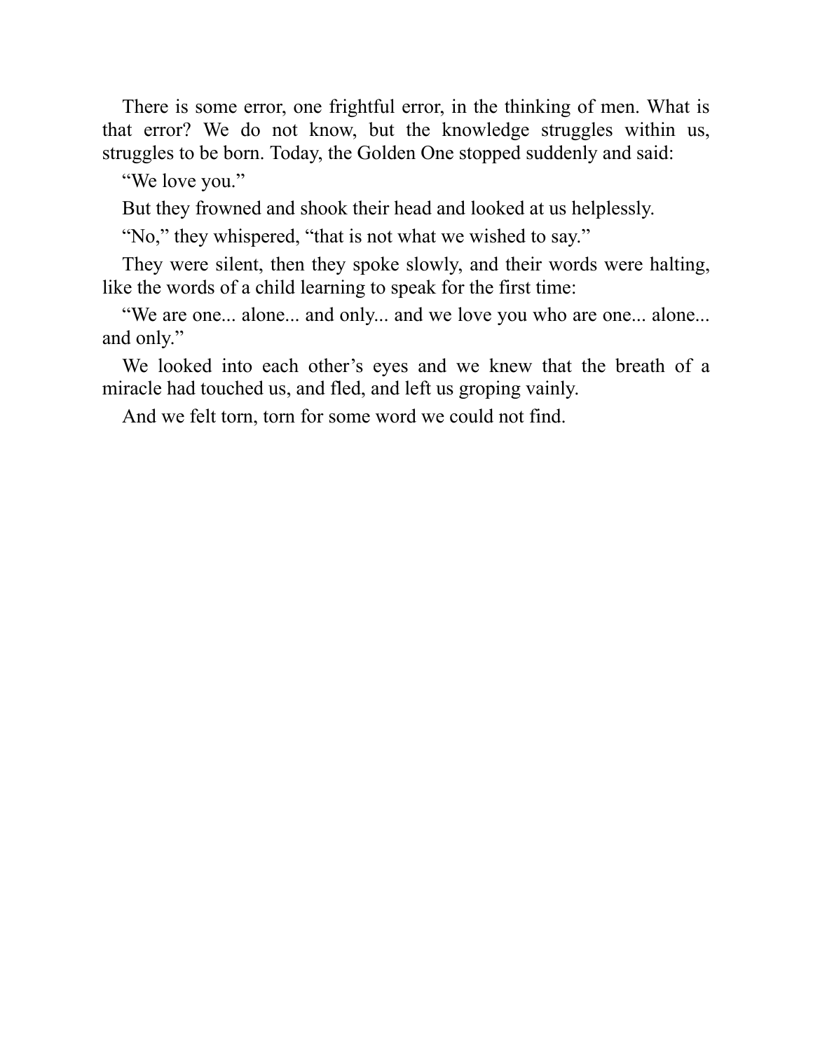There is some error, one frightful error, in the thinking of men. What is that error? We do not know, but the knowledge struggles within us, struggles to be born. Today, the Golden One stopped suddenly and said:

"We love you."

But they frowned and shook their head and looked at us helplessly.

"No," they whispered, "that is not what we wished to say."

They were silent, then they spoke slowly, and their words were halting, like the words of a child learning to speak for the first time:

"We are one... alone... and only... and we love you who are one... alone... and only."

We looked into each other's eyes and we knew that the breath of a miracle had touched us, and fled, and left us groping vainly.

And we felt torn, torn for some word we could not find.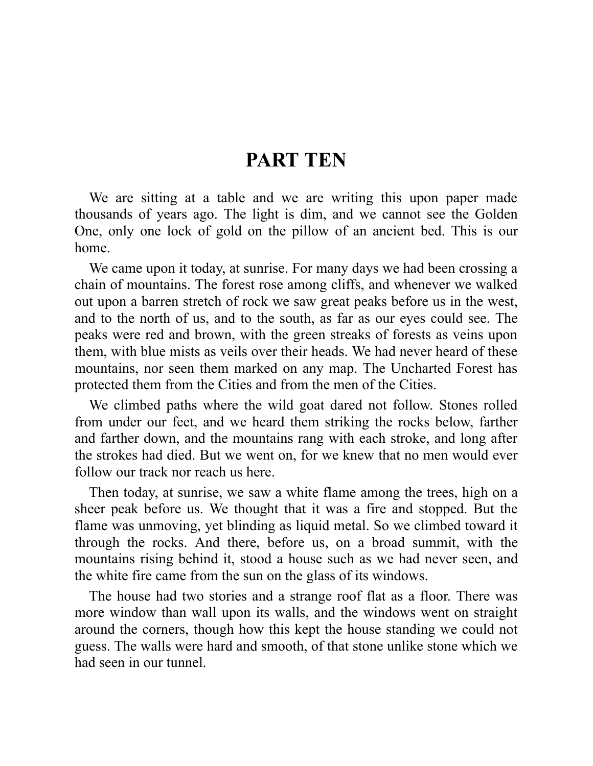# PART TEN

We are sitting at a table and we are writing this upon paper made thousands of years ago. The light is dim, and we cannot see the Golden One, only one lock of gold on the pillow of an ancient bed. This is our home.

We came upon it today, at sunrise. For many days we had been crossing a chain of mountains. The forest rose among cliffs, and whenever we walked out upon a barren stretch of rock we saw great peaks before us in the west, and to the north of us, and to the south, as far as our eyes could see. The peaks were red and brown, with the green streaks of forests as veins upon them, with blue mists as veils over their heads. We had never heard of these mountains, nor seen them marked on any map. The Uncharted Forest has protected them from the Cities and from the men of the Cities.

We climbed paths where the wild goat dared not follow. Stones rolled from under our feet, and we heard them striking the rocks below, farther and farther down, and the mountains rang with each stroke, and long after the strokes had died. But we went on, for we knew that no men would ever follow our track nor reach us here.

Then today, at sunrise, we saw a white flame among the trees, high on a sheer peak before us. We thought that it was a fire and stopped. But the flame was unmoving, yet blinding as liquid metal. So we climbed toward it through the rocks. And there, before us, on a broad summit, with the mountains rising behind it, stood a house such as we had never seen, and the white fire came from the sun on the glass of its windows.

The house had two stories and a strange roof flat as a floor. There was more window than wall upon its walls, and the windows went on straight around the corners, though how this kept the house standing we could not guess. The walls were hard and smooth, of that stone unlike stone which we had seen in our tunnel.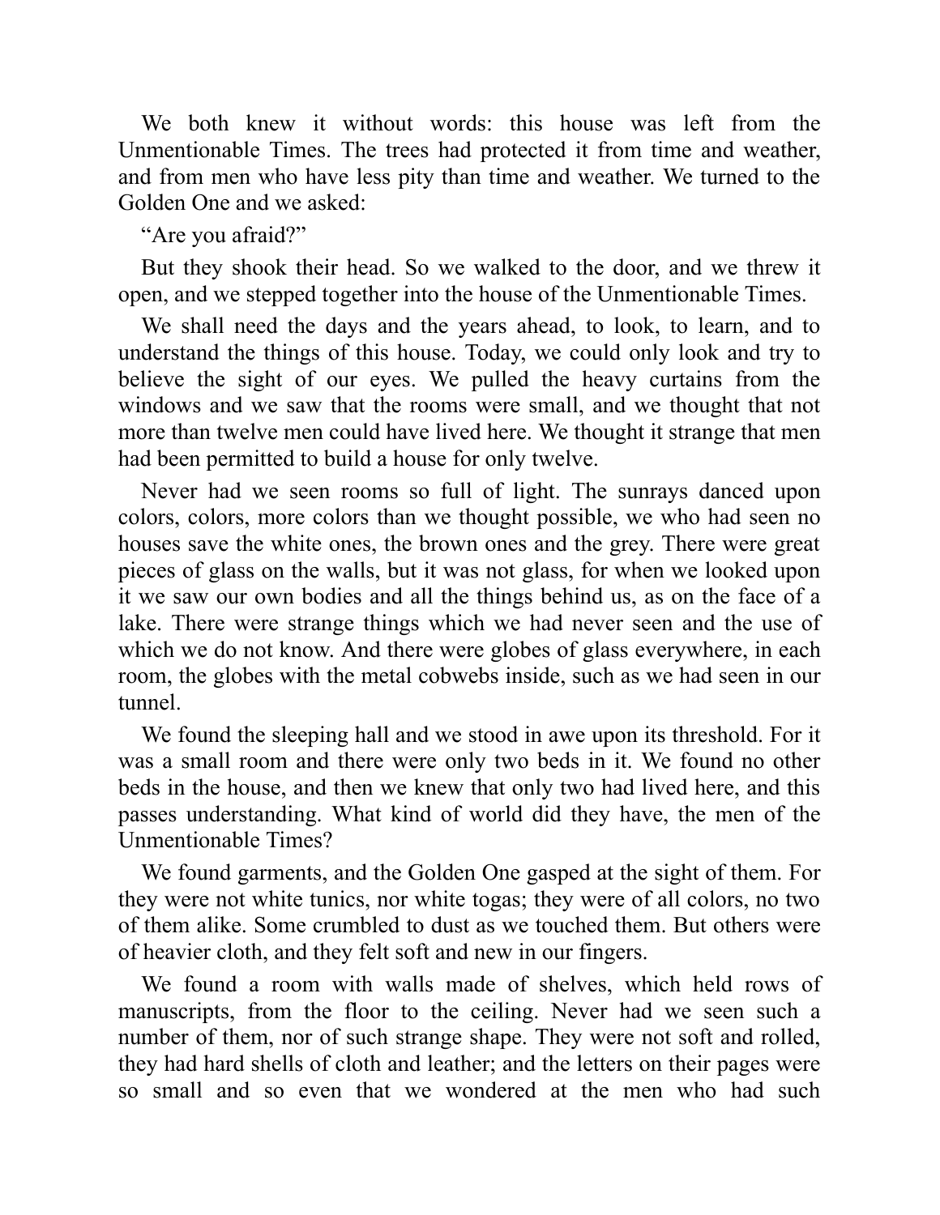We both knew it without words: this house was left from the Unmentionable Times. The trees had protected it from time and weather, and from men who have less pity than time and weather. We turned to the Golden One and we asked:

"Are you afraid?"

But they shook their head. So we walked to the door, and we threw it open, and we stepped together into the house of the Unmentionable Times.

We shall need the days and the years ahead, to look, to learn, and to understand the things of this house. Today, we could only look and try to believe the sight of our eyes. We pulled the heavy curtains from the windows and we saw that the rooms were small, and we thought that not more than twelve men could have lived here. We thought it strange that men had been permitted to build a house for only twelve.

Never had we seen rooms so full of light. The sunrays danced upon colors, colors, more colors than we thought possible, we who had seen no houses save the white ones, the brown ones and the grey. There were great pieces of glass on the walls, but it was not glass, for when we looked upon it we saw our own bodies and all the things behind us, as on the face of a lake. There were strange things which we had never seen and the use of which we do not know. And there were globes of glass everywhere, in each room, the globes with the metal cobwebs inside, such as we had seen in our tunnel.

We found the sleeping hall and we stood in awe upon its threshold. For it was a small room and there were only two beds in it. We found no other beds in the house, and then we knew that only two had lived here, and this passes understanding. What kind of world did they have, the men of the Unmentionable Times?

We found garments, and the Golden One gasped at the sight of them. For they were not white tunics, nor white togas; they were of all colors, no two of them alike. Some crumbled to dust as we touched them. But others were of heavier cloth, and they felt soft and new in our fingers.

We found a room with walls made of shelves, which held rows of manuscripts, from the floor to the ceiling. Never had we seen such a number of them, nor of such strange shape. They were not soft and rolled, they had hard shells of cloth and leather; and the letters on their pages were so small and so even that we wondered at the men who had such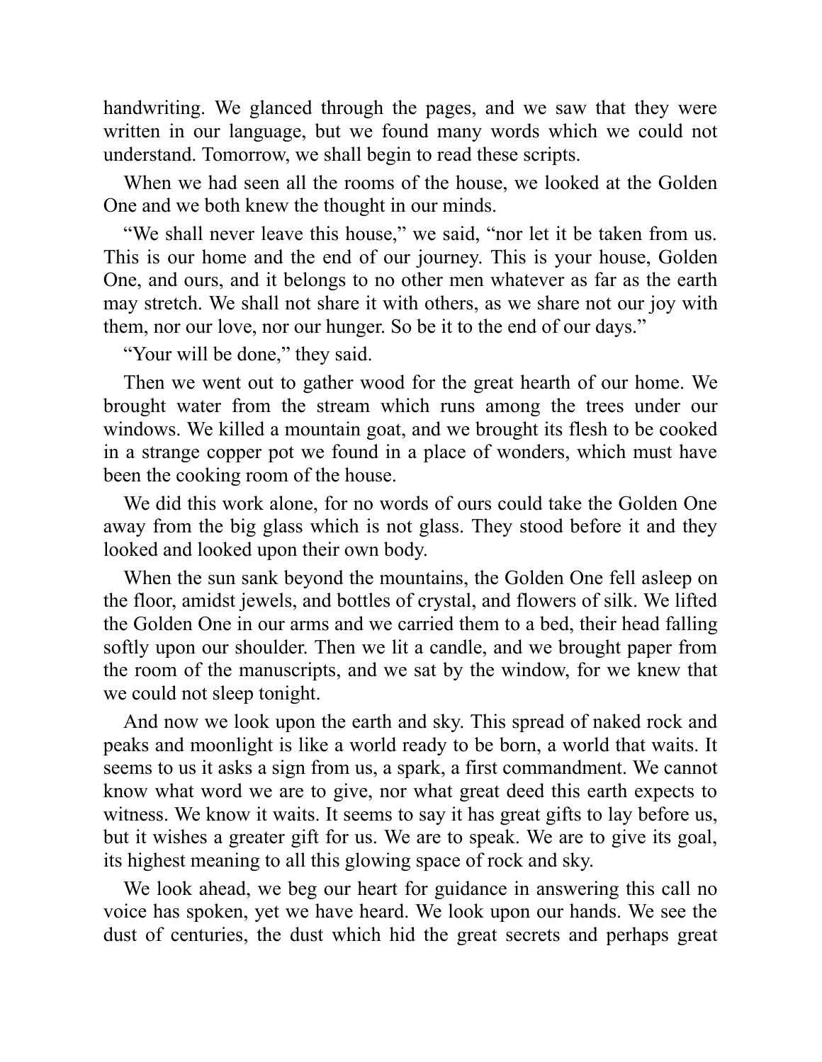handwriting. We glanced through the pages, and we saw that they were written in our language, but we found many words which we could not understand. Tomorrow, we shall begin to read these scripts.

When we had seen all the rooms of the house, we looked at the Golden One and we both knew the thought in our minds.

"We shall never leave this house," we said, "nor let it be taken from us. This is our home and the end of our journey. This is your house, Golden One, and ours, and it belongs to no other men whatever as far as the earth may stretch. We shall not share it with others, as we share not our joy with them, nor our love, nor our hunger. So be it to the end of our days."

"Your will be done," they said.

Then we went out to gather wood for the great hearth of our home. We brought water from the stream which runs among the trees under our windows. We killed a mountain goat, and we brought its flesh to be cooked in a strange copper pot we found in a place of wonders, which must have been the cooking room of the house.

We did this work alone, for no words of ours could take the Golden One away from the big glass which is not glass. They stood before it and they looked and looked upon their own body.

When the sun sank beyond the mountains, the Golden One fell asleep on the floor, amidst jewels, and bottles of crystal, and flowers of silk. We lifted the Golden One in our arms and we carried them to a bed, their head falling softly upon our shoulder. Then we lit a candle, and we brought paper from the room of the manuscripts, and we sat by the window, for we knew that we could not sleep tonight.

And now we look upon the earth and sky. This spread of naked rock and peaks and moonlight is like a world ready to be born, a world that waits. It seems to us it asks a sign from us, a spark, a first commandment. We cannot know what word we are to give, nor what great deed this earth expects to witness. We know it waits. It seems to say it has great gifts to lay before us, but it wishes a greater gift for us. We are to speak. We are to give its goal, its highest meaning to all this glowing space of rock and sky.

We look ahead, we beg our heart for guidance in answering this call no voice has spoken, yet we have heard. We look upon our hands. We see the dust of centuries, the dust which hid the great secrets and perhaps great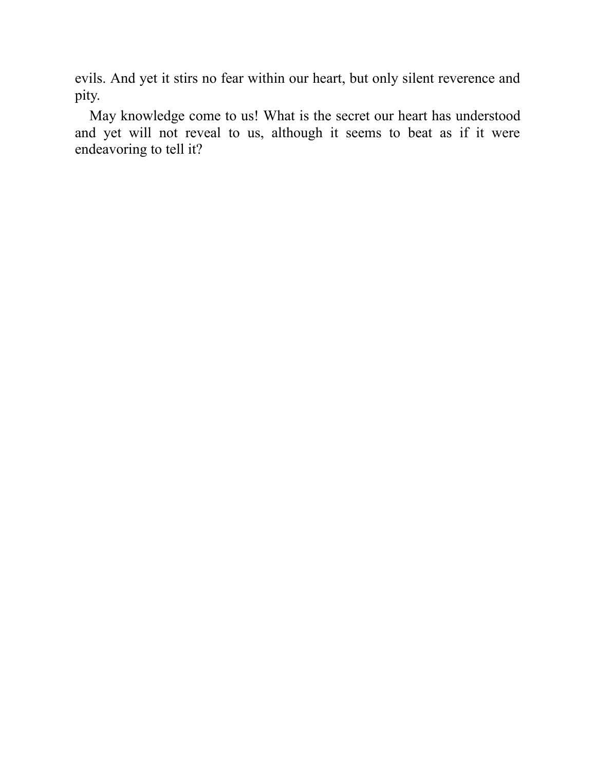evils. And yet it stirs no fear within our heart, but only silent reverence and pity.

May knowledge come to us! What is the secret our heart has understood and yet will not reveal to us, although it seems to beat as if it were endeavoring to tell it?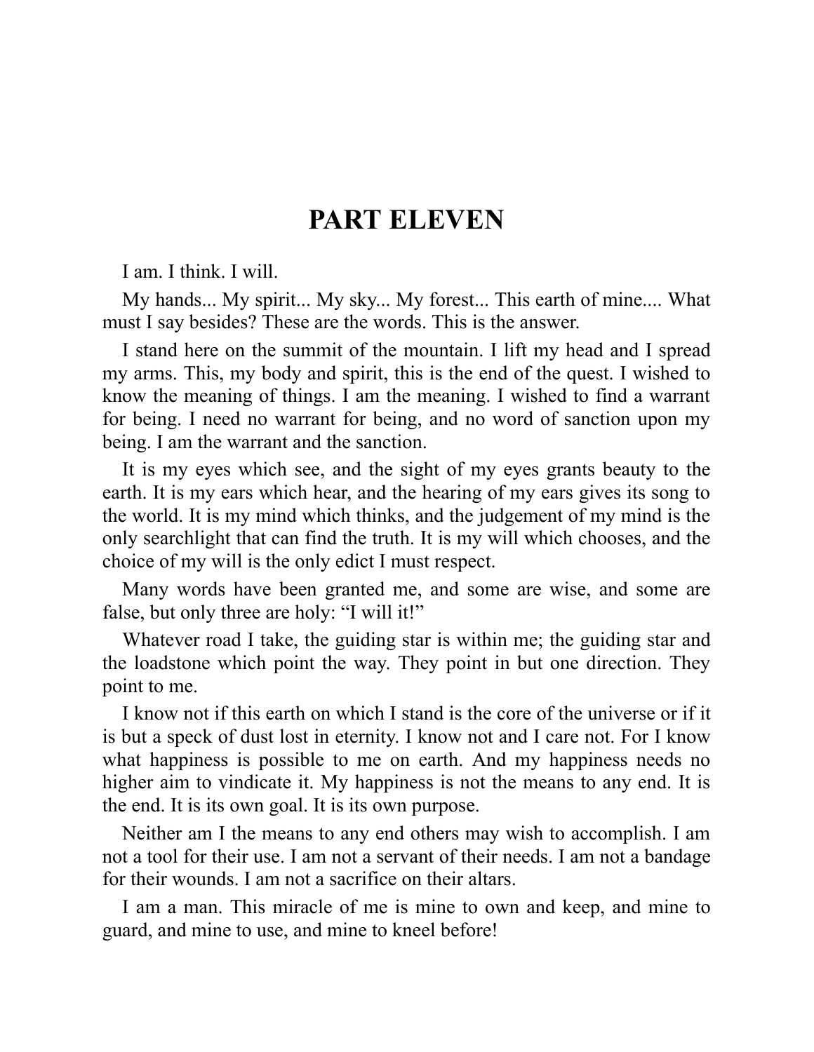# PART ELEVEN

I am. I think. I will.

My hands... My spirit... My sky... My forest... This earth of mine.... What must I say besides? These are the words. This is the answer.

I stand here on the summit of the mountain. I lift my head and I spread my arms. This, my body and spirit, this is the end of the quest. I wished to know the meaning of things. I am the meaning. I wished to find a warrant for being. I need no warrant for being, and no word of sanction upon my being. I am the warrant and the sanction.

It is my eyes which see, and the sight of my eyes grants beauty to the earth. It is my ears which hear, and the hearing of my ears gives its song to the world. It is my mind which thinks, and the judgement of my mind is the only searchlight that can find the truth. It is my will which chooses, and the choice of my will is the only edict I must respect.

Many words have been granted me, and some are wise, and some are false, but only three are holy: "I will it!"

Whatever road I take, the guiding star is within me; the guiding star and the loadstone which point the way. They point in but one direction. They point to me.

I know not if this earth on which I stand is the core of the universe or if it is but a speck of dust lost in eternity. I know not and I care not. For I know what happiness is possible to me on earth. And my happiness needs no higher aim to vindicate it. My happiness is not the means to any end. It is the end. It is its own goal. It is its own purpose.

Neither am I the means to any end others may wish to accomplish. I am not a tool for their use. I am not a servant of their needs. I am not a bandage for their wounds. I am not a sacrifice on their altars.

I am a man. This miracle of me is mine to own and keep, and mine to guard, and mine to use, and mine to kneel before!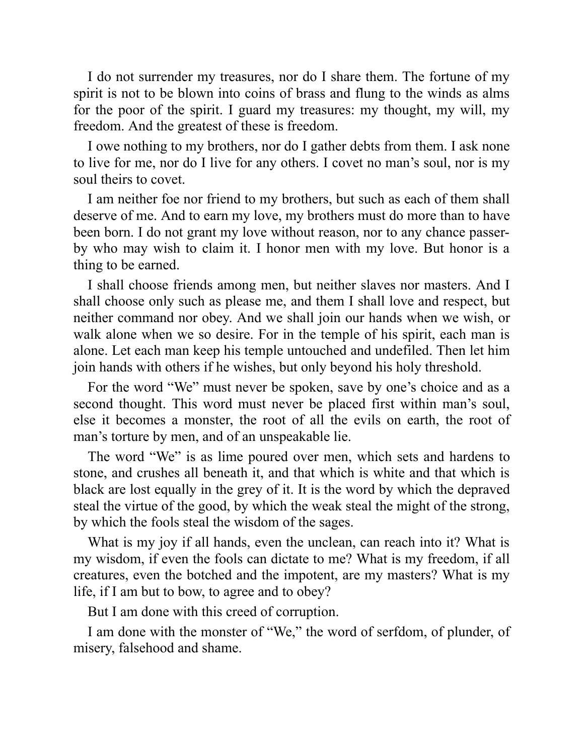I do not surrender my treasures, nor do I share them. The fortune of my spirit is not to be blown into coins of brass and flung to the winds as alms for the poor of the spirit. I guard my treasures: my thought, my will, my freedom. And the greatest of these is freedom.

I owe nothing to my brothers, nor do I gather debts from them. I ask none to live for me, nor do I live for any others. I covet no man's soul, nor is my soul theirs to covet.

I am neither foe nor friend to my brothers, but such as each of them shall deserve of me. And to earn my love, my brothers must do more than to have been born. I do not grant my love without reason, nor to any chance passer-by who may wish to claim it. I honor men with my love. But honor is a thing to be earned.

I shall choose friends among men, but neither slaves nor masters. And I shall choose only such as please me, and them I shall love and respect, but neither command nor obey. And we shall join our hands when we wish, or walk alone when we so desire. For in the temple of his spirit, each man is alone. Let each man keep his temple untouched and undefiled. Then let him join hands with others if he wishes, but only beyond his holy threshold.

For the word "We" must never be spoken, save by one's choice and as a second thought. This word must never be placed first within man's soul, else it becomes a monster, the root of all the evils on earth, the root of man's torture by men, and of an unspeakable lie.

The word "We" is as lime poured over men, which sets and hardens to stone, and crushes all beneath it, and that which is white and that which is black are lost equally in the grey of it. It is the word by which the depraved steal the virtue of the good, by which the weak steal the might of the strong, by which the fools steal the wisdom of the sages.

What is my joy if all hands, even the unclean, can reach into it? What is my wisdom, if even the fools can dictate to me? What is my freedom, if all creatures, even the botched and the impotent, are my masters? What is my life, if I am but to bow, to agree and to obey?

But I am done with this creed of corruption.

I am done with the monster of "We," the word of serfdom, of plunder, of misery, falsehood and shame.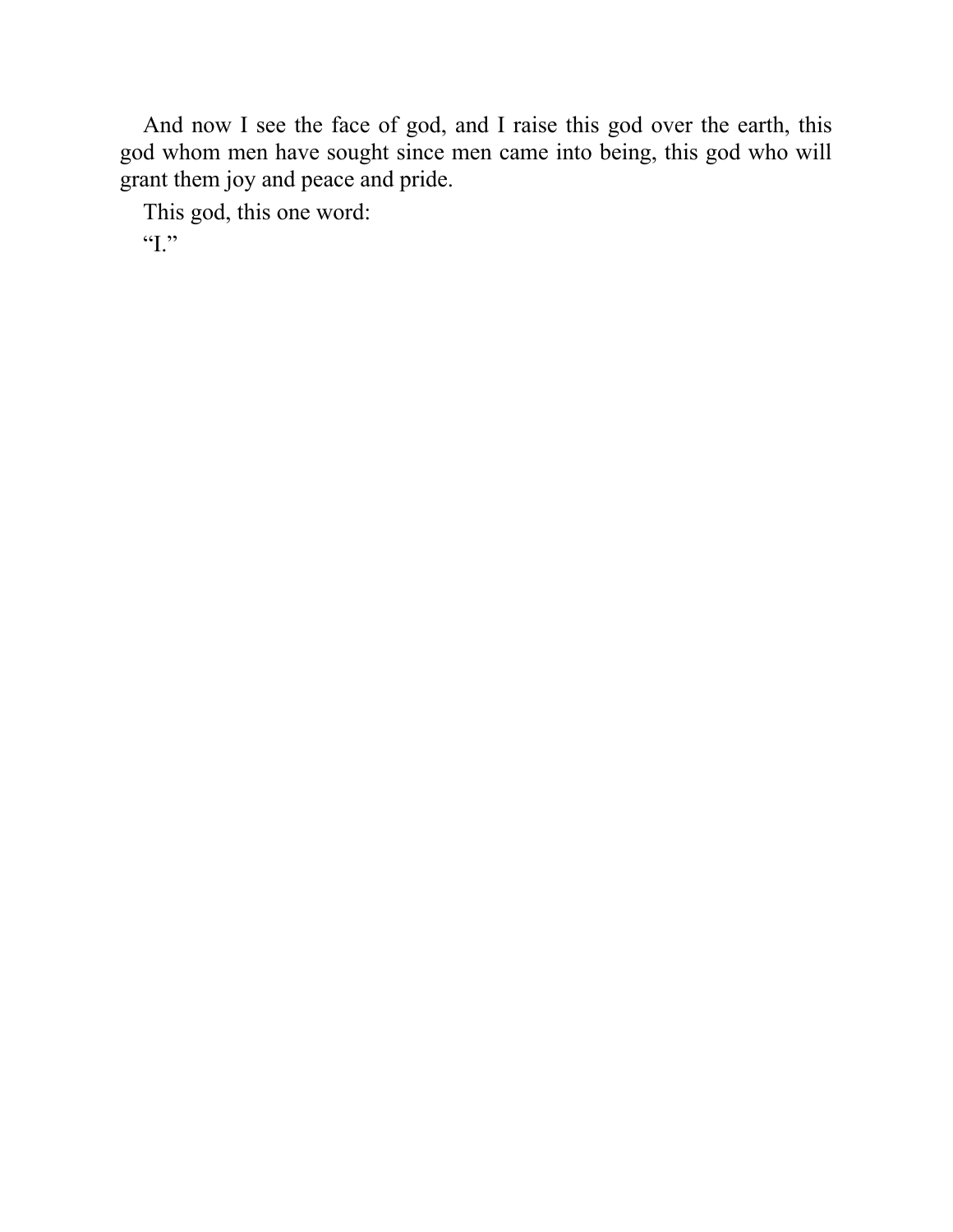And now I see the face of god, and I raise this god over the earth, this god whom men have sought since men came into being, this god who will grant them joy and peace and pride.

This god, this one word:

“I.”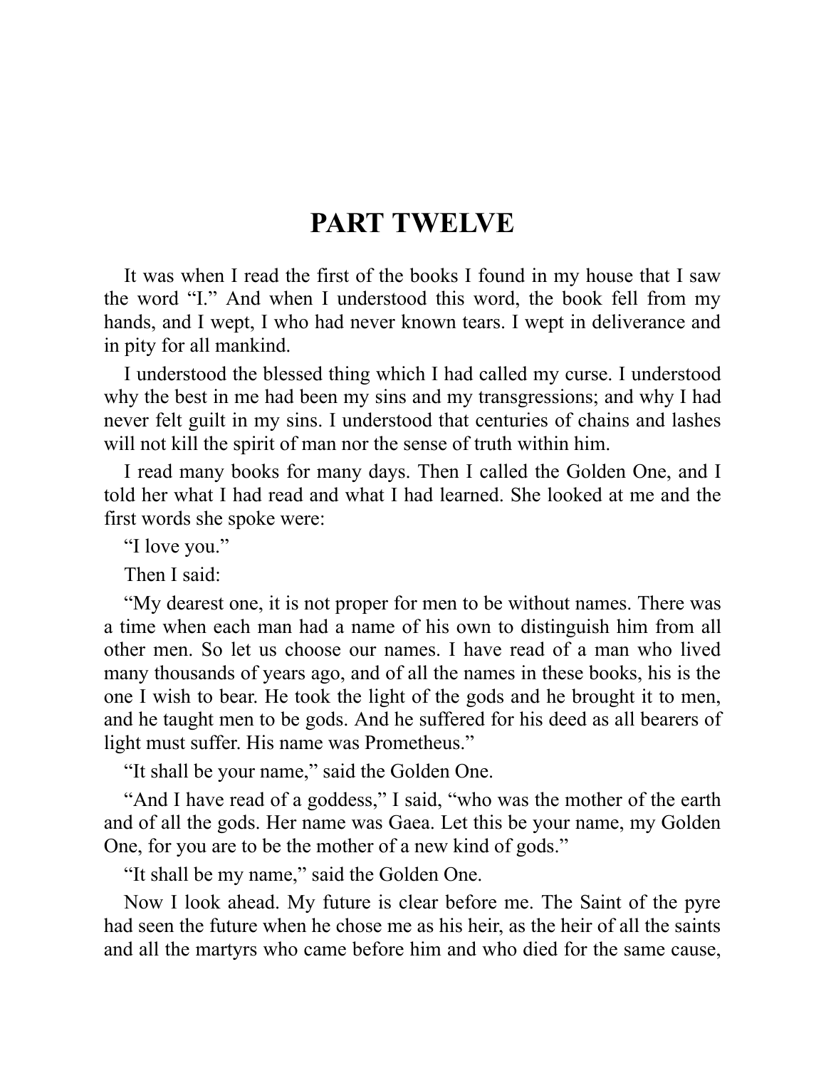# PART TWELVE

It was when I read the first of the books I found in my house that I saw the word "I." And when I understood this word, the book fell from my hands, and I wept, I who had never known tears. I wept in deliverance and in pity for all mankind.

I understood the blessed thing which I had called my curse. I understood why the best in me had been my sins and my transgressions; and why I had never felt guilt in my sins. I understood that centuries of chains and lashes will not kill the spirit of man nor the sense of truth within him.

I read many books for many days. Then I called the Golden One, and I told her what I had read and what I had learned. She looked at me and the first words she spoke were:

"I love you."

Then I said:

"My dearest one, it is not proper for men to be without names. There was a time when each man had a name of his own to distinguish him from all other men. So let us choose our names. I have read of a man who lived many thousands of years ago, and of all the names in these books, his is the one I wish to bear. He took the light of the gods and he brought it to men, and he taught men to be gods. And he suffered for his deed as all bearers of light must suffer. His name was Prometheus."

"It shall be your name," said the Golden One.

"And I have read of a goddess," I said, "who was the mother of the earth and of all the gods. Her name was Gaea. Let this be your name, my Golden One, for you are to be the mother of a new kind of gods."

"It shall be my name," said the Golden One.

Now I look ahead. My future is clear before me. The Saint of the pyre had seen the future when he chose me as his heir, as the heir of all the saints and all the martyrs who came before him and who died for the same cause,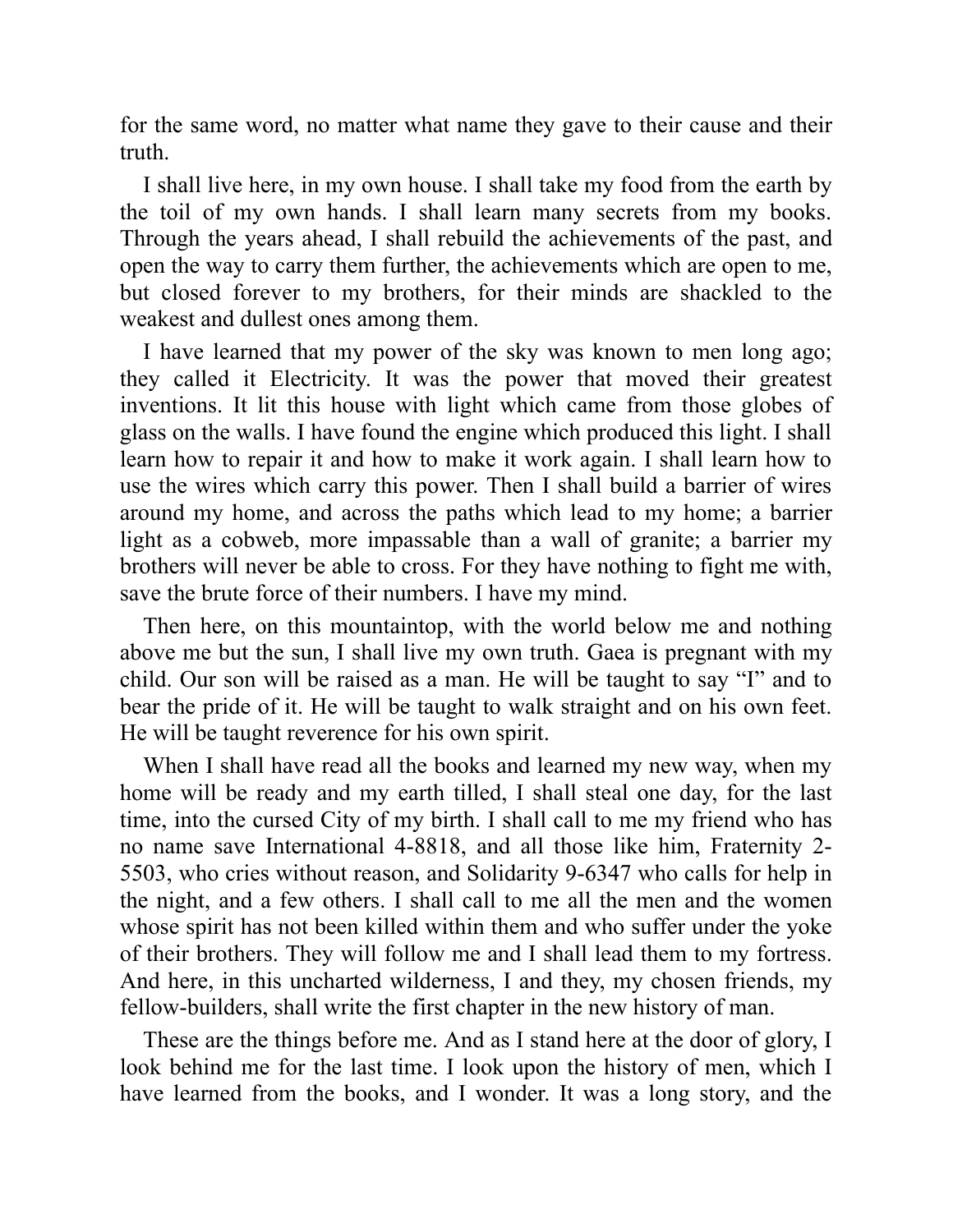for the same word, no matter what name they gave to their cause and their truth.

I shall live here, in my own house. I shall take my food from the earth by the toil of my own hands. I shall learn many secrets from my books. Through the years ahead, I shall rebuild the achievements of the past, and open the way to carry them further, the achievements which are open to me, but closed forever to my brothers, for their minds are shackled to the weakest and dullest ones among them.

I have learned that my power of the sky was known to men long ago; they called it Electricity. It was the power that moved their greatest inventions. It lit this house with light which came from those globes of glass on the walls. I have found the engine which produced this light. I shall learn how to repair it and how to make it work again. I shall learn how to use the wires which carry this power. Then I shall build a barrier of wires around my home, and across the paths which lead to my home; a barrier light as a cobweb, more impassable than a wall of granite; a barrier my brothers will never be able to cross. For they have nothing to fight me with, save the brute force of their numbers. I have my mind.

Then here, on this mountaintop, with the world below me and nothing above me but the sun, I shall live my own truth. Gaea is pregnant with my child. Our son will be raised as a man. He will be taught to say "I" and to bear the pride of it. He will be taught to walk straight and on his own feet. He will be taught reverence for his own spirit.

When I shall have read all the books and learned my new way, when my home will be ready and my earth tilled, I shall steal one day, for the last time, into the cursed City of my birth. I shall call to me my friend who has no name save International 4-8818, and all those like him, Fraternity 2-5503, who cries without reason, and Solidarity 9-6347 who calls for help in the night, and a few others. I shall call to me all the men and the women whose spirit has not been killed within them and who suffer under the yoke of their brothers. They will follow me and I shall lead them to my fortress. And here, in this uncharted wilderness, I and they, my chosen friends, my fellow-builders, shall write the first chapter in the new history of man.

These are the things before me. And as I stand here at the door of glory, I look behind me for the last time. I look upon the history of men, which I have learned from the books, and I wonder. It was a long story, and the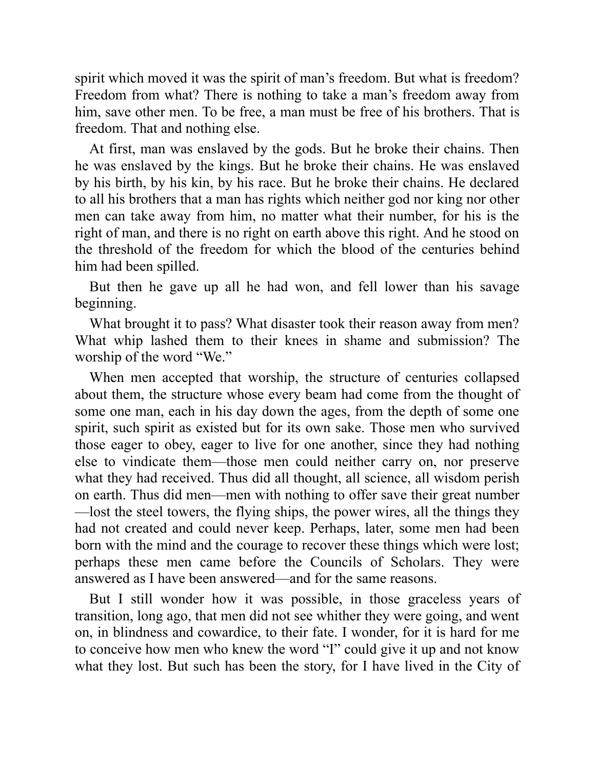spirit which moved it was the spirit of man's freedom. But what is freedom? Freedom from what? There is nothing to take a man's freedom away from him, save other men. To be free, a man must be free of his brothers. That is freedom. That and nothing else.

At first, man was enslaved by the gods. But he broke their chains. Then he was enslaved by the kings. But he broke their chains. He was enslaved by his birth, by his kin, by his race. But he broke their chains. He declared to all his brothers that a man has rights which neither god nor king nor other men can take away from him, no matter what their number, for his is the right of man, and there is no right on earth above this right. And he stood on the threshold of the freedom for which the blood of the centuries behind him had been spilled.

But then he gave up all he had won, and fell lower than his savage beginning.

What brought it to pass? What disaster took their reason away from men? What whip lashed them to their knees in shame and submission? The worship of the word "We."

When men accepted that worship, the structure of centuries collapsed about them, the structure whose every beam had come from the thought of some one man, each in his day down the ages, from the depth of some one spirit, such spirit as existed but for its own sake. Those men who survived those eager to obey, eager to live for one another, since they had nothing else to vindicate them—those men could neither carry on, nor preserve what they had received. Thus did all thought, all science, all wisdom perish on earth. Thus did men—men with nothing to offer save their great number—lost the steel towers, the flying ships, the power wires, all the things they had not created and could never keep. Perhaps, later, some men had been born with the mind and the courage to recover these things which were lost; perhaps these men came before the Councils of Scholars. They were answered as I have been answered—and for the same reasons.

But I still wonder how it was possible, in those graceless years of transition, long ago, that men did not see whither they were going, and went on, in blindness and cowardice, to their fate. I wonder, for it is hard for me to conceive how men who knew the word "I" could give it up and not know what they lost. But such has been the story, for I have lived in the City of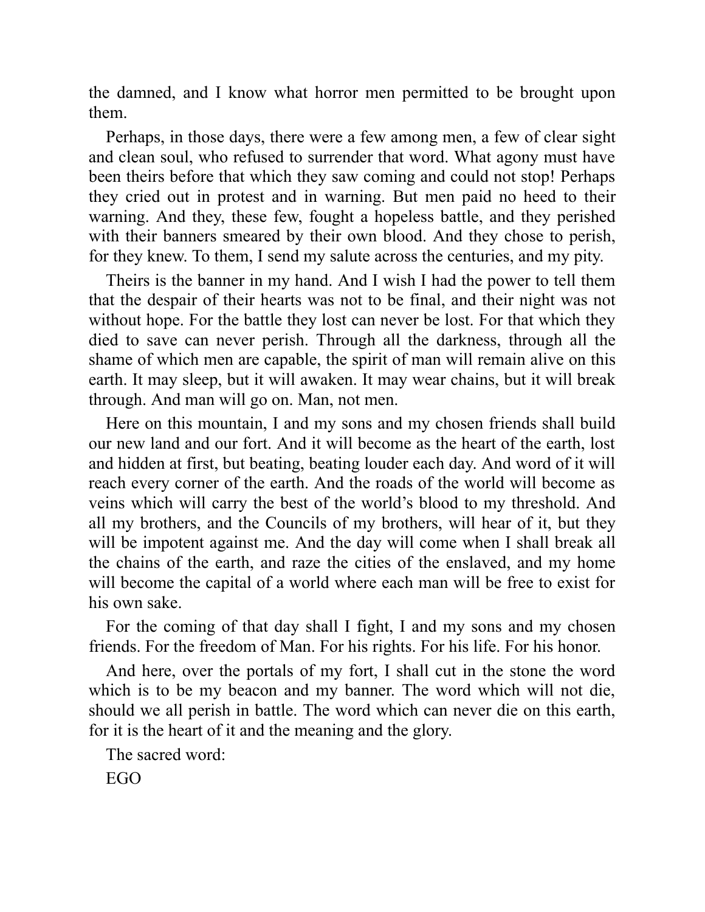the damned, and I know what horror men permitted to be brought upon them.

Perhaps, in those days, there were a few among men, a few of clear sight and clean soul, who refused to surrender that word. What agony must have been theirs before that which they saw coming and could not stop! Perhaps they cried out in protest and in warning. But men paid no heed to their warning. And they, these few, fought a hopeless battle, and they perished with their banners smeared by their own blood. And they chose to perish, for they knew. To them, I send my salute across the centuries, and my pity.

Theirs is the banner in my hand. And I wish I had the power to tell them that the despair of their hearts was not to be final, and their night was not without hope. For the battle they lost can never be lost. For that which they died to save can never perish. Through all the darkness, through all the shame of which men are capable, the spirit of man will remain alive on this earth. It may sleep, but it will awaken. It may wear chains, but it will break through. And man will go on. Man, not men.

Here on this mountain, I and my sons and my chosen friends shall build our new land and our fort. And it will become as the heart of the earth, lost and hidden at first, but beating, beating louder each day. And word of it will reach every corner of the earth. And the roads of the world will become as veins which will carry the best of the world's blood to my threshold. And all my brothers, and the Councils of my brothers, will hear of it, but they will be impotent against me. And the day will come when I shall break all the chains of the earth, and raze the cities of the enslaved, and my home will become the capital of a world where each man will be free to exist for his own sake.

For the coming of that day shall I fight, I and my sons and my chosen friends. For the freedom of Man. For his rights. For his life. For his honor.

And here, over the portals of my fort, I shall cut in the stone the word which is to be my beacon and my banner. The word which will not die, should we all perish in battle. The word which can never die on this earth, for it is the heart of it and the meaning and the glory.

The sacred word:

EGO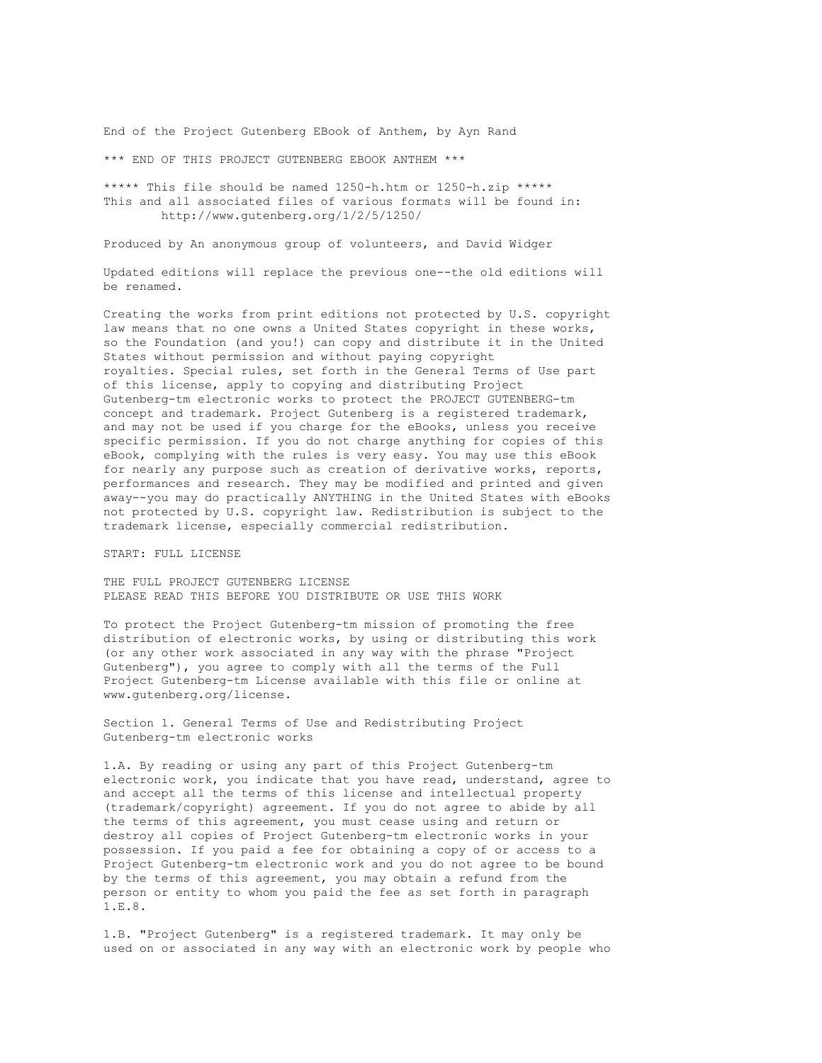End of the Project Gutenberg EBook of Anthem, by Ayn Rand

*** END OF THIS PROJECT GUTENBERG EBOOK ANTHEM ***

***** This file should be named 1250-h.htm or 1250-h.zip *****
This and all associated files of various formats will be found in:
http://www.gutenberg.org/1/2/5/1250/

Produced by An anonymous group of volunteers, and David Widger

Updated editions will replace the previous one--the old editions will be renamed.

Creating the works from print editions not protected by U.S. copyright law means that no one owns a United States copyright in these works, so the Foundation (and you!) can copy and distribute it in the United States without permission and without paying copyright royalties. Special rules, set forth in the General Terms of Use part of this license, apply to copying and distributing Project Gutenberg-tm electronic works to protect the PROJECT GUTENBERG-tm concept and trademark. Project Gutenberg is a registered trademark, and may not be used if you charge for the eBooks, unless you receive specific permission. If you do not charge anything for copies of this eBook, complying with the rules is very easy. You may use this eBook for nearly any purpose such as creation of derivative works, reports, performances and research. They may be modified and printed and given away--you may do practically ANYTHING in the United States with eBooks not protected by U.S. copyright law. Redistribution is subject to the trademark license, especially commercial redistribution.

START: FULL LICENSE

THE FULL PROJECT GUTENBERG LICENSE
PLEASE READ THIS BEFORE YOU DISTRIBUTE OR USE THIS WORK

To protect the Project Gutenberg-tm mission of promoting the free distribution of electronic works, by using or distributing this work (or any other work associated in any way with the phrase "Project Gutenberg"), you agree to comply with all the terms of the Full Project Gutenberg-tm License available with this file or online at www.gutenberg.org/license.

Section 1. General Terms of Use and Redistributing Project Gutenberg-tm electronic works

1.A. By reading or using any part of this Project Gutenberg-tm electronic work, you indicate that you have read, understand, agree to and accept all the terms of this license and intellectual property (trademark/copyright) agreement. If you do not agree to abide by all the terms of this agreement, you must cease using and return or destroy all copies of Project Gutenberg-tm electronic works in your possession. If you paid a fee for obtaining a copy of or access to a Project Gutenberg-tm electronic work and you do not agree to be bound by the terms of this agreement, you may obtain a refund from the person or entity to whom you paid the fee as set forth in paragraph 1.E.8.

1.B. "Project Gutenberg" is a registered trademark. It may only be used on or associated in any way with an electronic work by people who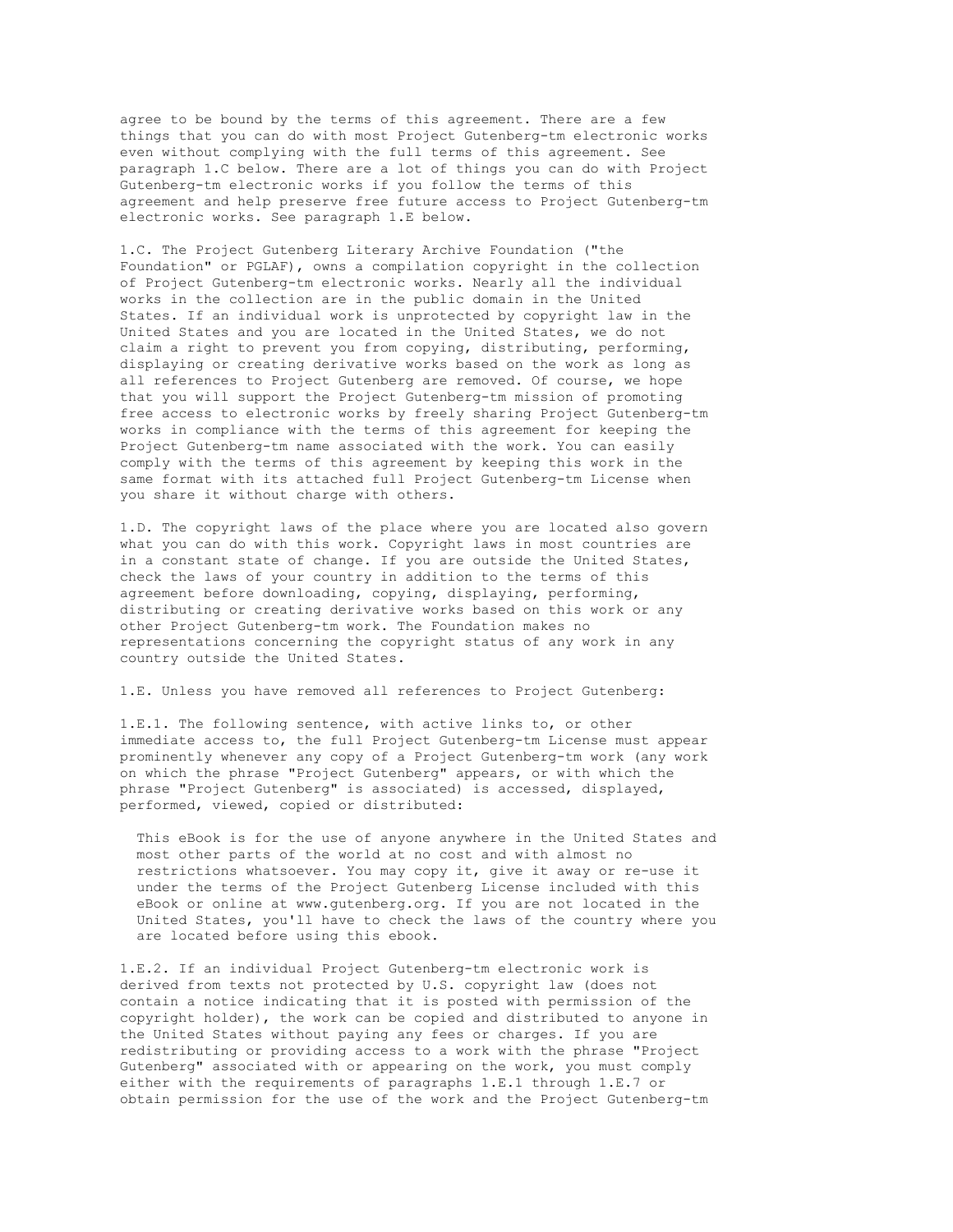agree to be bound by the terms of this agreement. There are a few things that you can do with most Project Gutenberg-tm electronic works even without complying with the full terms of this agreement. See paragraph 1.C below. There are a lot of things you can do with Project Gutenberg-tm electronic works if you follow the terms of this agreement and help preserve free future access to Project Gutenberg-tm electronic works. See paragraph 1.E below.

1.C. The Project Gutenberg Literary Archive Foundation ("the Foundation" or PGLAF), owns a compilation copyright in the collection of Project Gutenberg-tm electronic works. Nearly all the individual works in the collection are in the public domain in the United States. If an individual work is unprotected by copyright law in the United States and you are located in the United States, we do not claim a right to prevent you from copying, distributing, performing, displaying or creating derivative works based on the work as long as all references to Project Gutenberg are removed. Of course, we hope that you will support the Project Gutenberg-tm mission of promoting free access to electronic works by freely sharing Project Gutenberg-tm works in compliance with the terms of this agreement for keeping the Project Gutenberg-tm name associated with the work. You can easily comply with the terms of this agreement by keeping this work in the same format with its attached full Project Gutenberg-tm License when you share it without charge with others.

1.D. The copyright laws of the place where you are located also govern what you can do with this work. Copyright laws in most countries are in a constant state of change. If you are outside the United States, check the laws of your country in addition to the terms of this agreement before downloading, copying, displaying, performing, distributing or creating derivative works based on this work or any other Project Gutenberg-tm work. The Foundation makes no representations concerning the copyright status of any work in any country outside the United States.

1.E. Unless you have removed all references to Project Gutenberg:

1.E.1. The following sentence, with active links to, or other immediate access to, the full Project Gutenberg-tm License must appear prominently whenever any copy of a Project Gutenberg-tm work (any work on which the phrase "Project Gutenberg" appears, or with which the phrase "Project Gutenberg" is associated) is accessed, displayed, performed, viewed, copied or distributed:

> This eBook is for the use of anyone anywhere in the United States and most other parts of the world at no cost and with almost no restrictions whatsoever. You may copy it, give it away or re-use it under the terms of the Project Gutenberg License included with this eBook or online at www.gutenberg.org. If you are not located in the United States, you'll have to check the laws of the country where you are located before using this ebook.

1.E.2. If an individual Project Gutenberg-tm electronic work is derived from texts not protected by U.S. copyright law (does not contain a notice indicating that it is posted with permission of the copyright holder), the work can be copied and distributed to anyone in the United States without paying any fees or charges. If you are redistributing or providing access to a work with the phrase "Project Gutenberg" associated with or appearing on the work, you must comply either with the requirements of paragraphs 1.E.1 through 1.E.7 or obtain permission for the use of the work and the Project Gutenberg-tm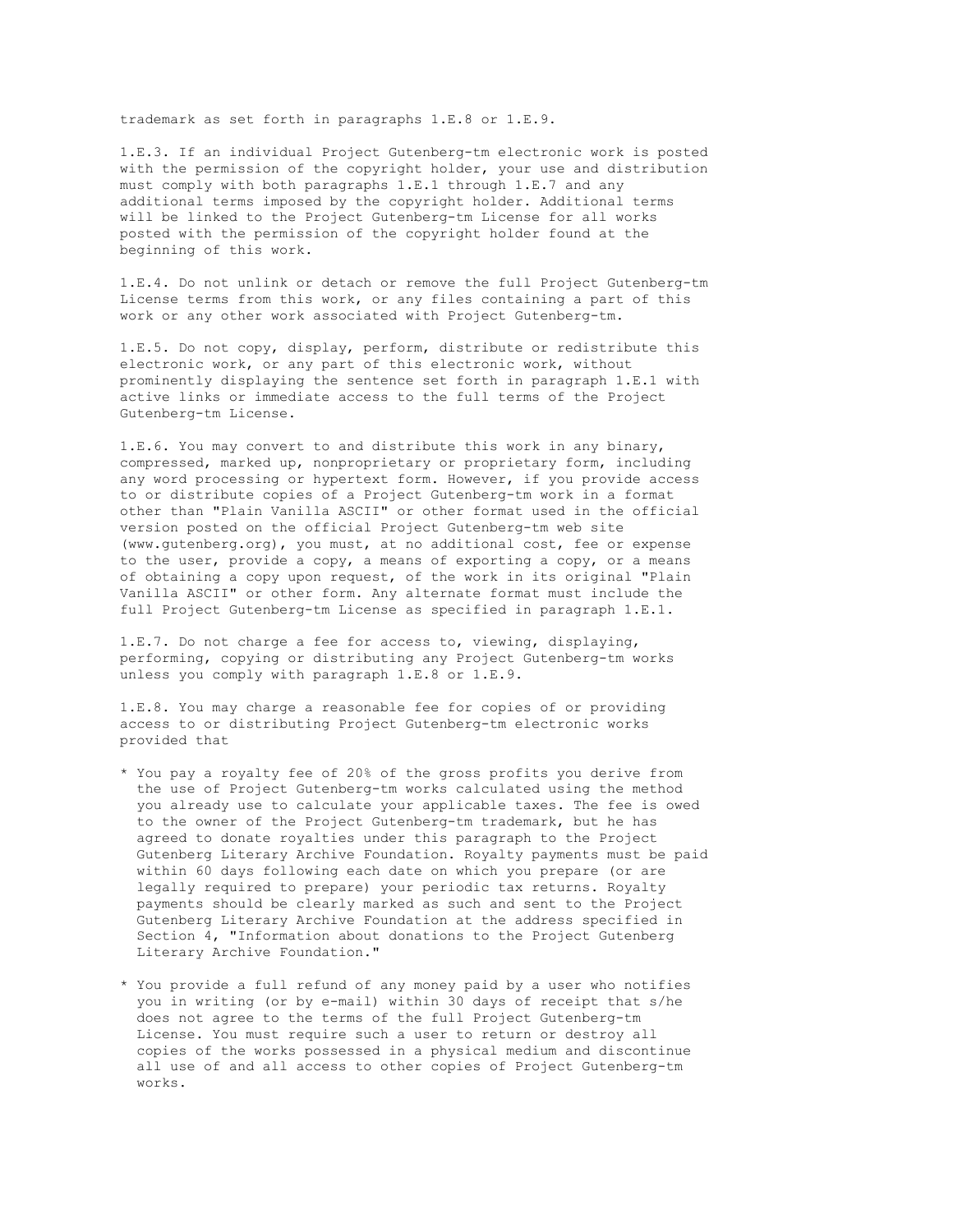trademark as set forth in paragraphs 1.E.8 or 1.E.9.

1.E.3. If an individual Project Gutenberg-tm electronic work is posted with the permission of the copyright holder, your use and distribution must comply with both paragraphs 1.E.1 through 1.E.7 and any additional terms imposed by the copyright holder. Additional terms will be linked to the Project Gutenberg-tm License for all works posted with the permission of the copyright holder found at the beginning of this work.

1.E.4. Do not unlink or detach or remove the full Project Gutenberg-tm License terms from this work, or any files containing a part of this work or any other work associated with Project Gutenberg-tm.

1.E.5. Do not copy, display, perform, distribute or redistribute this electronic work, or any part of this electronic work, without prominently displaying the sentence set forth in paragraph 1.E.1 with active links or immediate access to the full terms of the Project Gutenberg-tm License.

1.E.6. You may convert to and distribute this work in any binary, compressed, marked up, nonproprietary or proprietary form, including any word processing or hypertext form. However, if you provide access to or distribute copies of a Project Gutenberg-tm work in a format other than "Plain Vanilla ASCII" or other format used in the official version posted on the official Project Gutenberg-tm web site (www.gutenberg.org), you must, at no additional cost, fee or expense to the user, provide a copy, a means of exporting a copy, or a means of obtaining a copy upon request, of the work in its original "Plain Vanilla ASCII" or other form. Any alternate format must include the full Project Gutenberg-tm License as specified in paragraph 1.E.1.

1.E.7. Do not charge a fee for access to, viewing, displaying, performing, copying or distributing any Project Gutenberg-tm works unless you comply with paragraph 1.E.8 or 1.E.9.

1.E.8. You may charge a reasonable fee for copies of or providing access to or distributing Project Gutenberg-tm electronic works provided that

* You pay a royalty fee of 20% of the gross profits you derive from the use of Project Gutenberg-tm works calculated using the method you already use to calculate your applicable taxes. The fee is owed to the owner of the Project Gutenberg-tm trademark, but he has agreed to donate royalties under this paragraph to the Project Gutenberg Literary Archive Foundation. Royalty payments must be paid within 60 days following each date on which you prepare (or are legally required to prepare) your periodic tax returns. Royalty payments should be clearly marked as such and sent to the Project Gutenberg Literary Archive Foundation at the address specified in Section 4, "Information about donations to the Project Gutenberg Literary Archive Foundation."

* You provide a full refund of any money paid by a user who notifies you in writing (or by e-mail) within 30 days of receipt that s/he does not agree to the terms of the full Project Gutenberg-tm License. You must require such a user to return or destroy all copies of the works possessed in a physical medium and discontinue all use of and all access to other copies of Project Gutenberg-tm works.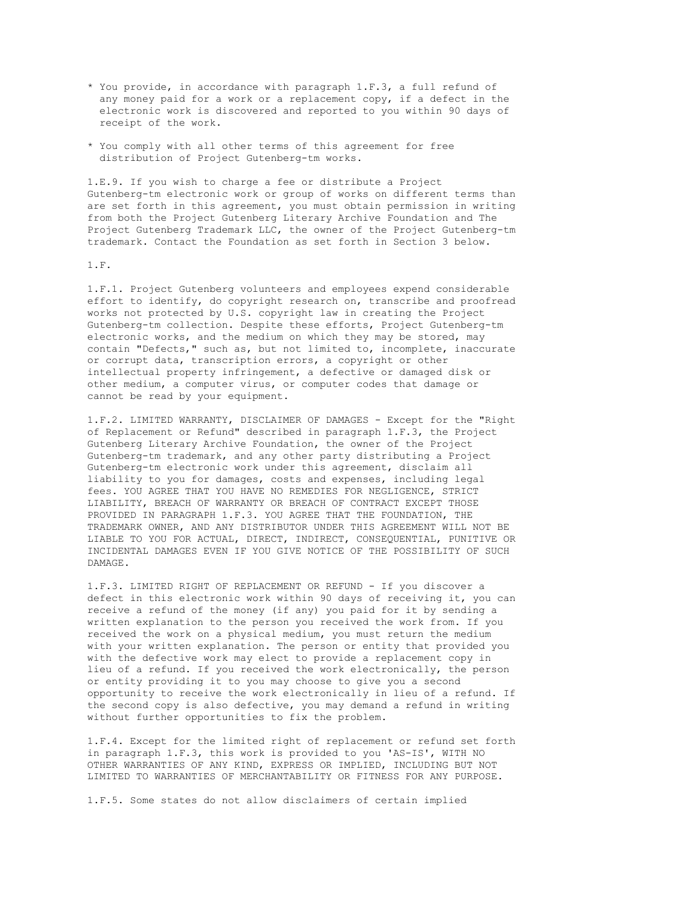* You provide, in accordance with paragraph 1.F.3, a full refund of any money paid for a work or a replacement copy, if a defect in the electronic work is discovered and reported to you within 90 days of receipt of the work.

* You comply with all other terms of this agreement for free distribution of Project Gutenberg-tm works.

1.E.9. If you wish to charge a fee or distribute a Project Gutenberg-tm electronic work or group of works on different terms than are set forth in this agreement, you must obtain permission in writing from both the Project Gutenberg Literary Archive Foundation and The Project Gutenberg Trademark LLC, the owner of the Project Gutenberg-tm trademark. Contact the Foundation as set forth in Section 3 below.

1.F.

1.F.1. Project Gutenberg volunteers and employees expend considerable effort to identify, do copyright research on, transcribe and proofread works not protected by U.S. copyright law in creating the Project Gutenberg-tm collection. Despite these efforts, Project Gutenberg-tm electronic works, and the medium on which they may be stored, may contain "Defects," such as, but not limited to, incomplete, inaccurate or corrupt data, transcription errors, a copyright or other intellectual property infringement, a defective or damaged disk or other medium, a computer virus, or computer codes that damage or cannot be read by your equipment.

1.F.2. LIMITED WARRANTY, DISCLAIMER OF DAMAGES - Except for the "Right of Replacement or Refund" described in paragraph 1.F.3, the Project Gutenberg Literary Archive Foundation, the owner of the Project Gutenberg-tm trademark, and any other party distributing a Project Gutenberg-tm electronic work under this agreement, disclaim all liability to you for damages, costs and expenses, including legal fees. YOU AGREE THAT YOU HAVE NO REMEDIES FOR NEGLIGENCE, STRICT LIABILITY, BREACH OF WARRANTY OR BREACH OF CONTRACT EXCEPT THOSE PROVIDED IN PARAGRAPH 1.F.3. YOU AGREE THAT THE FOUNDATION, THE TRADEMARK OWNER, AND ANY DISTRIBUTOR UNDER THIS AGREEMENT WILL NOT BE LIABLE TO YOU FOR ACTUAL, DIRECT, INDIRECT, CONSEQUENTIAL, PUNITIVE OR INCIDENTAL DAMAGES EVEN IF YOU GIVE NOTICE OF THE POSSIBILITY OF SUCH DAMAGE.

1.F.3. LIMITED RIGHT OF REPLACEMENT OR REFUND - If you discover a defect in this electronic work within 90 days of receiving it, you can receive a refund of the money (if any) you paid for it by sending a written explanation to the person you received the work from. If you received the work on a physical medium, you must return the medium with your written explanation. The person or entity that provided you with the defective work may elect to provide a replacement copy in lieu of a refund. If you received the work electronically, the person or entity providing it to you may choose to give you a second opportunity to receive the work electronically in lieu of a refund. If the second copy is also defective, you may demand a refund in writing without further opportunities to fix the problem.

1.F.4. Except for the limited right of replacement or refund set forth in paragraph 1.F.3, this work is provided to you 'AS-IS', WITH NO OTHER WARRANTIES OF ANY KIND, EXPRESS OR IMPLIED, INCLUDING BUT NOT LIMITED TO WARRANTIES OF MERCHANTABILITY OR FITNESS FOR ANY PURPOSE.

1.F.5. Some states do not allow disclaimers of certain implied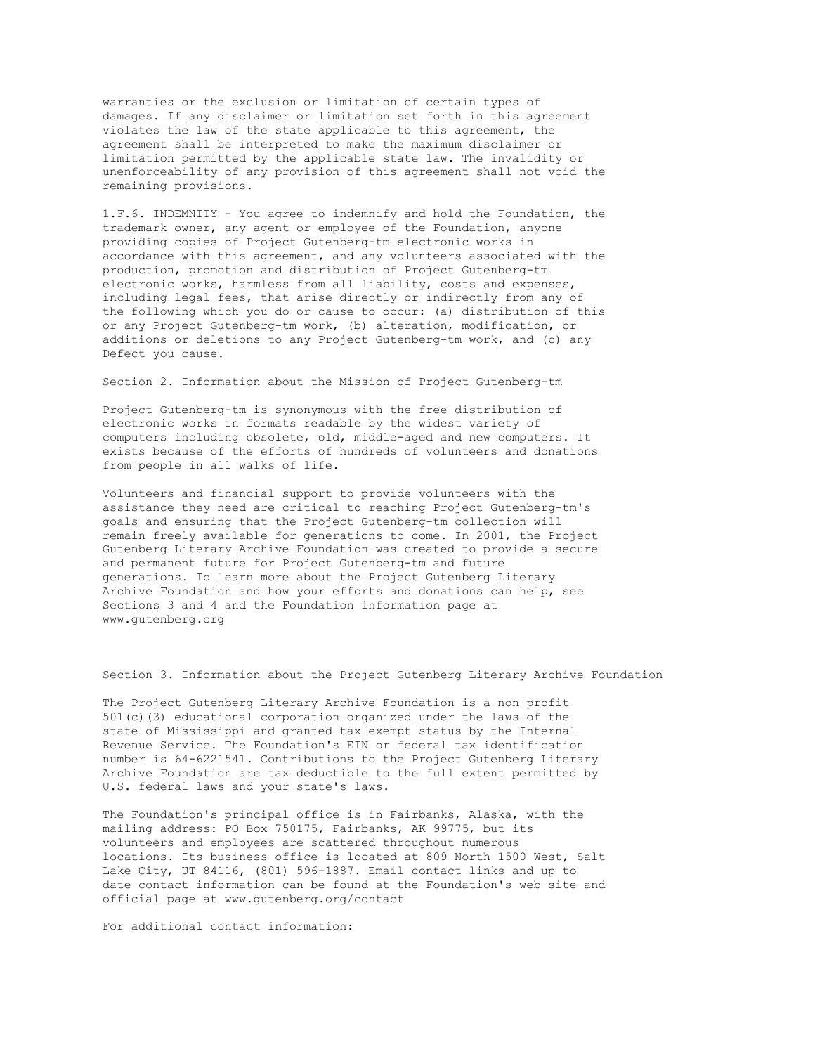warranties or the exclusion or limitation of certain types of damages. If any disclaimer or limitation set forth in this agreement violates the law of the state applicable to this agreement, the agreement shall be interpreted to make the maximum disclaimer or limitation permitted by the applicable state law. The invalidity or unenforceability of any provision of this agreement shall not void the remaining provisions.

1.F.6. INDEMNITY - You agree to indemnify and hold the Foundation, the trademark owner, any agent or employee of the Foundation, anyone providing copies of Project Gutenberg-tm electronic works in accordance with this agreement, and any volunteers associated with the production, promotion and distribution of Project Gutenberg-tm electronic works, harmless from all liability, costs and expenses, including legal fees, that arise directly or indirectly from any of the following which you do or cause to occur: (a) distribution of this or any Project Gutenberg-tm work, (b) alteration, modification, or additions or deletions to any Project Gutenberg-tm work, and (c) any Defect you cause.

Section 2. Information about the Mission of Project Gutenberg-tm

Project Gutenberg-tm is synonymous with the free distribution of electronic works in formats readable by the widest variety of computers including obsolete, old, middle-aged and new computers. It exists because of the efforts of hundreds of volunteers and donations from people in all walks of life.

Volunteers and financial support to provide volunteers with the assistance they need are critical to reaching Project Gutenberg-tm's goals and ensuring that the Project Gutenberg-tm collection will remain freely available for generations to come. In 2001, the Project Gutenberg Literary Archive Foundation was created to provide a secure and permanent future for Project Gutenberg-tm and future generations. To learn more about the Project Gutenberg Literary Archive Foundation and how your efforts and donations can help, see Sections 3 and 4 and the Foundation information page at www.gutenberg.org

Section 3. Information about the Project Gutenberg Literary Archive Foundation

The Project Gutenberg Literary Archive Foundation is a non profit 501(c)(3) educational corporation organized under the laws of the state of Mississippi and granted tax exempt status by the Internal Revenue Service. The Foundation's EIN or federal tax identification number is 64-6221541. Contributions to the Project Gutenberg Literary Archive Foundation are tax deductible to the full extent permitted by U.S. federal laws and your state's laws.

The Foundation's principal office is in Fairbanks, Alaska, with the mailing address: PO Box 750175, Fairbanks, AK 99775, but its volunteers and employees are scattered throughout numerous locations. Its business office is located at 809 North 1500 West, Salt Lake City, UT 84116, (801) 596-1887. Email contact links and up to date contact information can be found at the Foundation's web site and official page at www.gutenberg.org/contact

For additional contact information: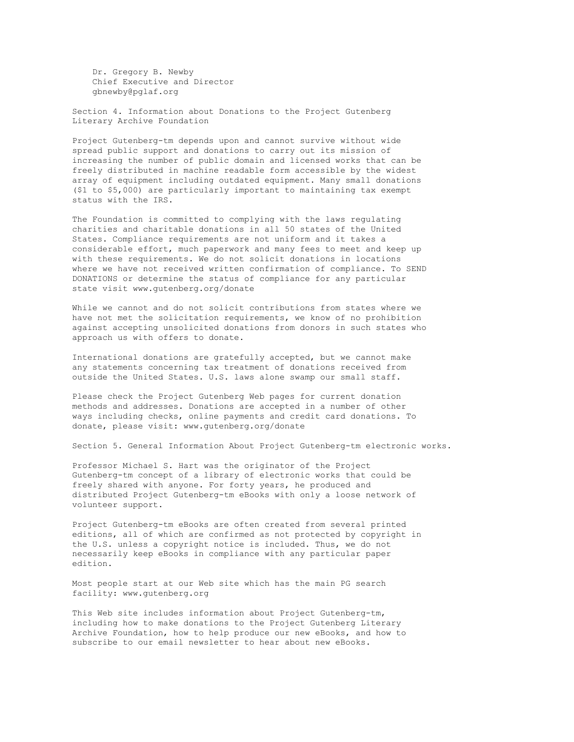Dr. Gregory B. Newby
Chief Executive and Director
gbnewby@pglaf.org

Section 4. Information about Donations to the Project Gutenberg Literary Archive Foundation

Project Gutenberg-tm depends upon and cannot survive without wide spread public support and donations to carry out its mission of increasing the number of public domain and licensed works that can be freely distributed in machine readable form accessible by the widest array of equipment including outdated equipment. Many small donations ($1 to $5,000) are particularly important to maintaining tax exempt status with the IRS.

The Foundation is committed to complying with the laws regulating charities and charitable donations in all 50 states of the United States. Compliance requirements are not uniform and it takes a considerable effort, much paperwork and many fees to meet and keep up with these requirements. We do not solicit donations in locations where we have not received written confirmation of compliance. To SEND DONATIONS or determine the status of compliance for any particular state visit www.gutenberg.org/donate

While we cannot and do not solicit contributions from states where we have not met the solicitation requirements, we know of no prohibition against accepting unsolicited donations from donors in such states who approach us with offers to donate.

International donations are gratefully accepted, but we cannot make any statements concerning tax treatment of donations received from outside the United States. U.S. laws alone swamp our small staff.

Please check the Project Gutenberg Web pages for current donation methods and addresses. Donations are accepted in a number of other ways including checks, online payments and credit card donations. To donate, please visit: www.gutenberg.org/donate

Section 5. General Information About Project Gutenberg-tm electronic works.

Professor Michael S. Hart was the originator of the Project Gutenberg-tm concept of a library of electronic works that could be freely shared with anyone. For forty years, he produced and distributed Project Gutenberg-tm eBooks with only a loose network of volunteer support.

Project Gutenberg-tm eBooks are often created from several printed editions, all of which are confirmed as not protected by copyright in the U.S. unless a copyright notice is included. Thus, we do not necessarily keep eBooks in compliance with any particular paper edition.

Most people start at our Web site which has the main PG search facility: www.gutenberg.org

This Web site includes information about Project Gutenberg-tm, including how to make donations to the Project Gutenberg Literary Archive Foundation, how to help produce our new eBooks, and how to subscribe to our email newsletter to hear about new eBooks.